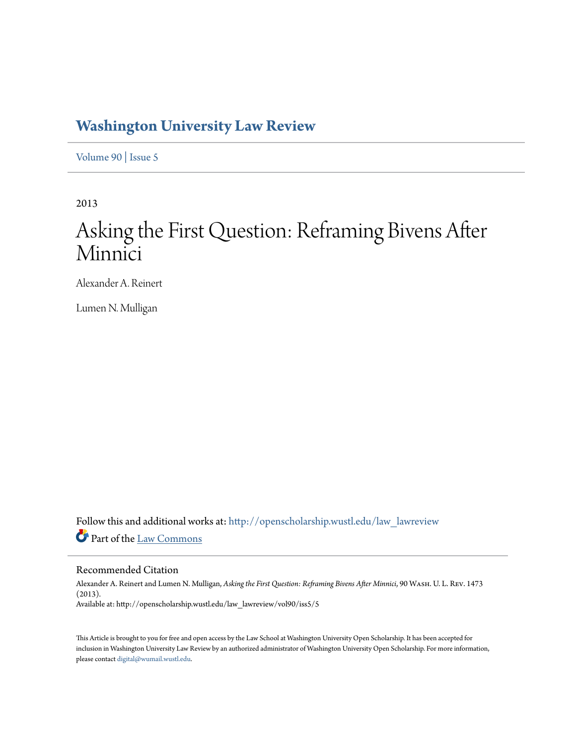# Washington University Law Review

Volume 90 | Issue 5

2013

# Asking the First Question: Reframing Bivens After Minnici

Alexander A. Reinert

Lumen N. Mulligan

Follow this and additional works at: http://openscholarship.wustl.edu/law_lawreview

Part of the Law Commons

## Recommended Citation

Alexander A. Reinert and Lumen N. Mulligan, *Asking the First Question: Reframing Bivens After Minnici*, 90 Wash. U. L. Rev. 1473 (2013).

Available at: http://openscholarship.wustl.edu/law_lawreview/vol90/iss5/5

This Article is brought to you for free and open access by the Law School at Washington University Open Scholarship. It has been accepted for inclusion in Washington University Law Review by an authorized administrator of Washington University Open Scholarship. For more information, please contact digital@wumail.wustl.edu.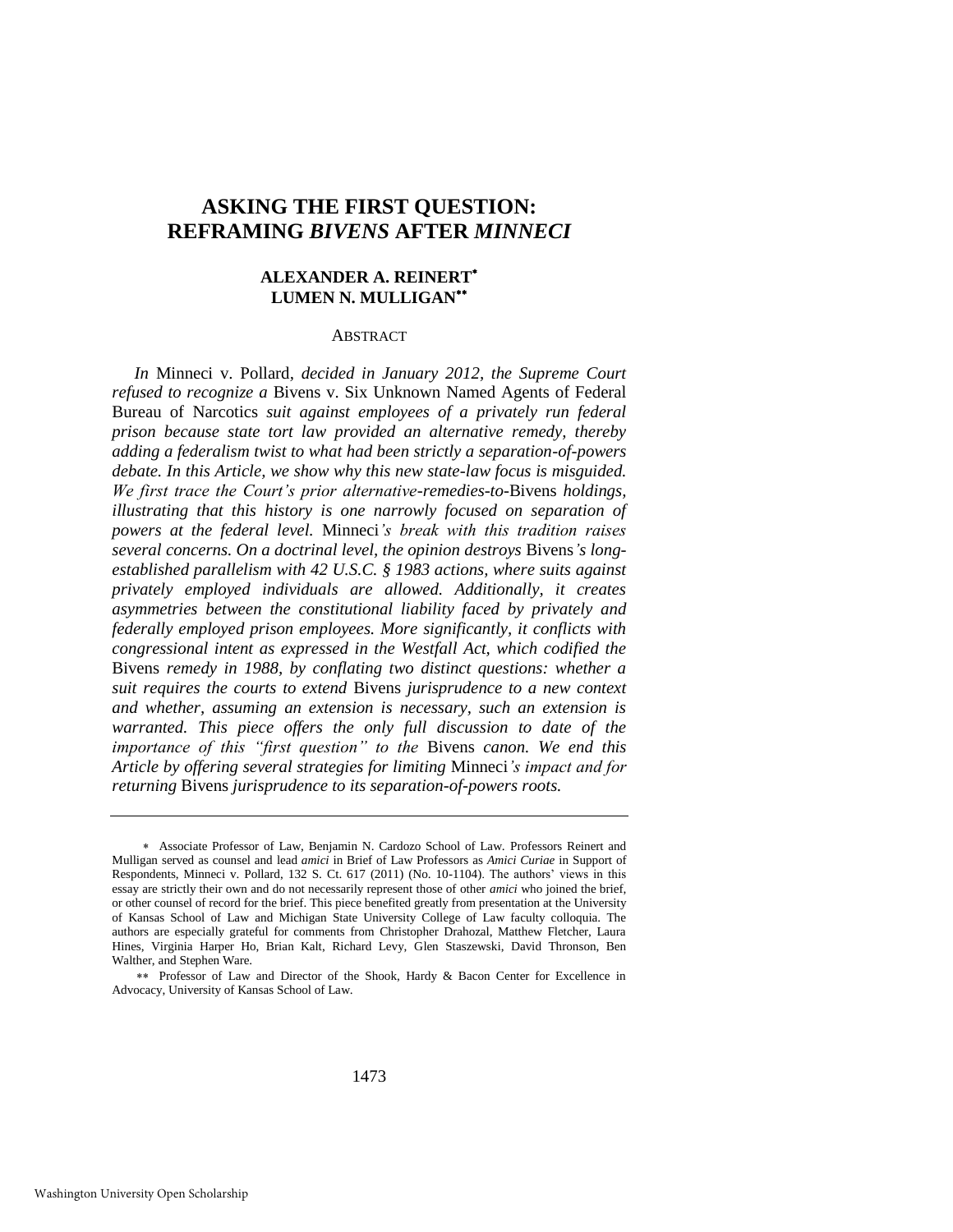# ASKING THE FIRST QUESTION: REFRAMING *BIVENS* AFTER *MINNECI*

**ALEXANDER A. REINERT**[*]
**LUMEN N. MULLIGAN**[**]

ABSTRACT

*In* Minneci v. Pollard, *decided in January 2012, the Supreme Court refused to recognize a* Bivens v. Six Unknown Named Agents of Federal Bureau of Narcotics *suit against employees of a privately run federal prison because state tort law provided an alternative remedy, thereby adding a federalism twist to what had been strictly a separation-of-powers debate. In this Article, we show why this new state-law focus is misguided. We first trace the Court's prior alternative-remedies-to-*Bivens *holdings, illustrating that this history is one narrowly focused on separation of powers at the federal level.* Minneci*'s break with this tradition raises several concerns. On a doctrinal level, the opinion destroys* Bivens*'s long-established parallelism with 42 U.S.C. § 1983 actions, where suits against privately employed individuals are allowed. Additionally, it creates asymmetries between the constitutional liability faced by privately and federally employed prison employees. More significantly, it conflicts with congressional intent as expressed in the Westfall Act, which codified the* Bivens *remedy in 1988, by conflating two distinct questions: whether a suit requires the courts to extend* Bivens *jurisprudence to a new context and whether, assuming an extension is necessary, such an extension is warranted. This piece offers the only full discussion to date of the importance of this "first question" to the* Bivens *canon. We end this Article by offering several strategies for limiting* Minneci*'s impact and for returning* Bivens *jurisprudence to its separation-of-powers roots.*

---

[*] Associate Professor of Law, Benjamin N. Cardozo School of Law. Professors Reinert and Mulligan served as counsel and lead *amici* in Brief of Law Professors as *Amici Curiae* in Support of Respondents, Minneci v. Pollard, 132 S. Ct. 617 (2011) (No. 10-1104). The authors' views in this essay are strictly their own and do not necessarily represent those of other *amici* who joined the brief, or other counsel of record for the brief. This piece benefited greatly from presentation at the University of Kansas School of Law and Michigan State University College of Law faculty colloquia. The authors are especially grateful for comments from Christopher Drahozal, Matthew Fletcher, Laura Hines, Virginia Harper Ho, Brian Kalt, Richard Levy, Glen Staszewski, David Thronson, Ben Walther, and Stephen Ware.

[**] Professor of Law and Director of the Shook, Hardy & Bacon Center for Excellence in Advocacy, University of Kansas School of Law.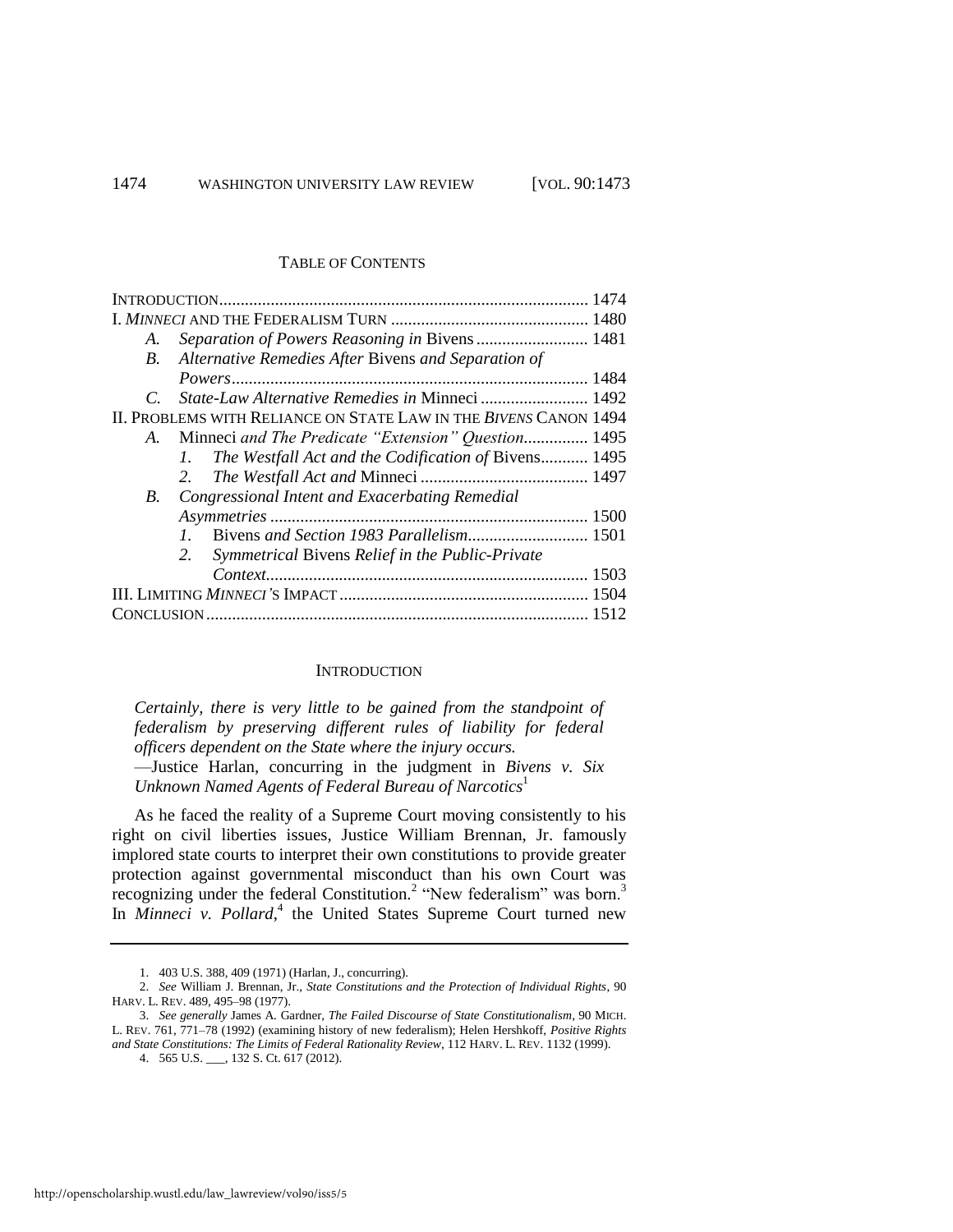TABLE OF CONTENTS

| | |
|---|---|
| INTRODUCTION | 1474 |
| I. *MINNECI* AND THE FEDERALISM TURN | 1480 |
| A. *Separation of Powers Reasoning in* Bivens | 1481 |
| B. *Alternative Remedies After* Bivens *and Separation of Powers* | 1484 |
| C. *State-Law Alternative Remedies in* Minneci | 1492 |
| II. PROBLEMS WITH RELIANCE ON STATE LAW IN THE *BIVENS* CANON | 1494 |
| A. Minneci *and The Predicate "Extension" Question* | 1495 |
| 1. *The Westfall Act and the Codification of* Bivens | 1495 |
| 2. *The Westfall Act and* Minneci | 1497 |
| B. *Congressional Intent and Exacerbating Remedial Asymmetries* | 1500 |
| 1. Bivens *and Section 1983 Parallelism* | 1501 |
| 2. *Symmetrical* Bivens *Relief in the Public-Private Context* | 1503 |
| III. LIMITING *MINNECI'S* IMPACT | 1504 |
| CONCLUSION | 1512 |

## INTRODUCTION

> *Certainly, there is very little to be gained from the standpoint of federalism by preserving different rules of liability for federal officers dependent on the State where the injury occurs.*
>
> —Justice Harlan, concurring in the judgment in *Bivens v. Six Unknown Named Agents of Federal Bureau of Narcotics*[1]

As he faced the reality of a Supreme Court moving consistently to his right on civil liberties issues, Justice William Brennan, Jr. famously implored state courts to interpret their own constitutions to provide greater protection against governmental misconduct than his own Court was recognizing under the federal Constitution.[2] "New federalism" was born.[3] In *Minneci v. Pollard*,[4] the United States Supreme Court turned new

1. 403 U.S. 388, 409 (1971) (Harlan, J., concurring).

2. *See* William J. Brennan, Jr., *State Constitutions and the Protection of Individual Rights*, 90 HARV. L. REV. 489, 495–98 (1977).

3. *See generally* James A. Gardner, *The Failed Discourse of State Constitutionalism*, 90 MICH. L. REV. 761, 771–78 (1992) (examining history of new federalism); Helen Hershkoff, *Positive Rights and State Constitutions: The Limits of Federal Rationality Review*, 112 HARV. L. REV. 1132 (1999).

4. 565 U.S. ___, 132 S. Ct. 617 (2012).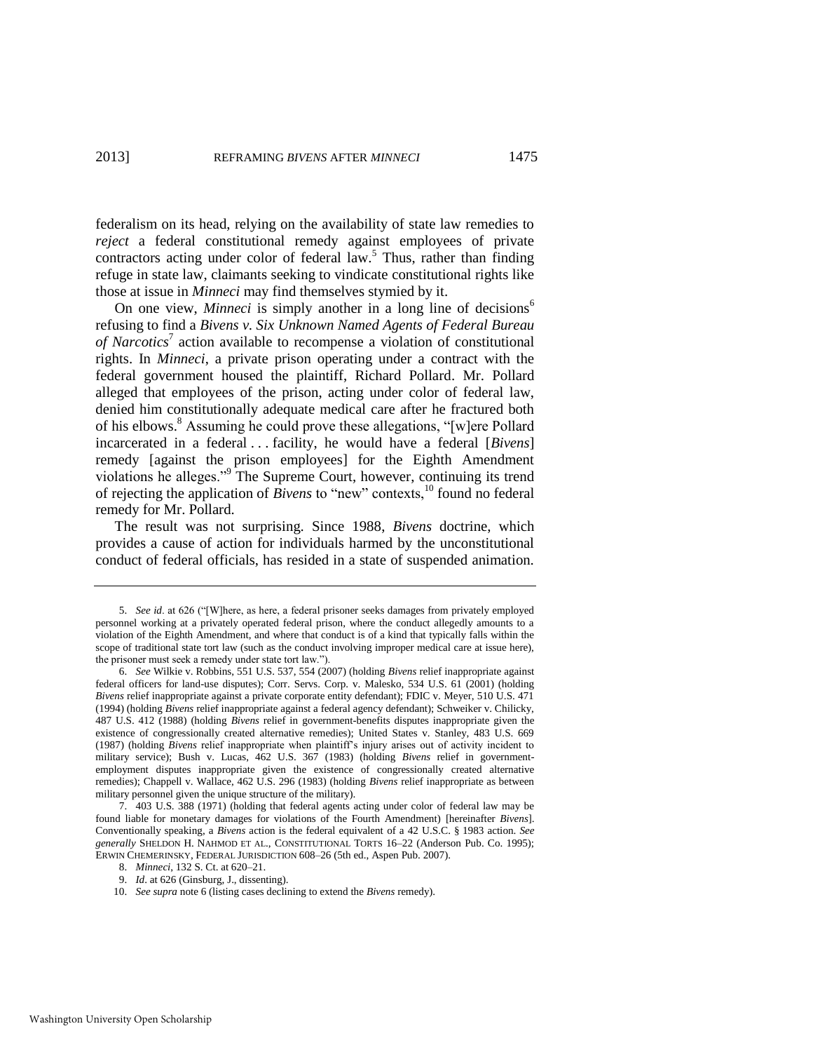federalism on its head, relying on the availability of state law remedies to *reject* a federal constitutional remedy against employees of private contractors acting under color of federal law.[5] Thus, rather than finding refuge in state law, claimants seeking to vindicate constitutional rights like those at issue in *Minneci* may find themselves stymied by it.

On one view, *Minneci* is simply another in a long line of decisions[6] refusing to find a *Bivens v. Six Unknown Named Agents of Federal Bureau of Narcotics*[7] action available to recompense a violation of constitutional rights. In *Minneci*, a private prison operating under a contract with the federal government housed the plaintiff, Richard Pollard. Mr. Pollard alleged that employees of the prison, acting under color of federal law, denied him constitutionally adequate medical care after he fractured both of his elbows.[8] Assuming he could prove these allegations, "[w]ere Pollard incarcerated in a federal . . . facility, he would have a federal [*Bivens*] remedy [against the prison employees] for the Eighth Amendment violations he alleges."[9] The Supreme Court, however, continuing its trend of rejecting the application of *Bivens* to "new" contexts,[10] found no federal remedy for Mr. Pollard.

The result was not surprising. Since 1988, *Bivens* doctrine, which provides a cause of action for individuals harmed by the unconstitutional conduct of federal officials, has resided in a state of suspended animation.

---

5. *See id*. at 626 ("[W]here, as here, a federal prisoner seeks damages from privately employed personnel working at a privately operated federal prison, where the conduct allegedly amounts to a violation of the Eighth Amendment, and where that conduct is of a kind that typically falls within the scope of traditional state tort law (such as the conduct involving improper medical care at issue here), the prisoner must seek a remedy under state tort law.").

6. *See* Wilkie v. Robbins, 551 U.S. 537, 554 (2007) (holding *Bivens* relief inappropriate against federal officers for land-use disputes); Corr. Servs. Corp. v. Malesko, 534 U.S. 61 (2001) (holding *Bivens* relief inappropriate against a private corporate entity defendant); FDIC v. Meyer, 510 U.S. 471 (1994) (holding *Bivens* relief inappropriate against a federal agency defendant); Schweiker v. Chilicky, 487 U.S. 412 (1988) (holding *Bivens* relief in government-benefits disputes inappropriate given the existence of congressionally created alternative remedies); United States v. Stanley, 483 U.S. 669 (1987) (holding *Bivens* relief inappropriate when plaintiff's injury arises out of activity incident to military service); Bush v. Lucas, 462 U.S. 367 (1983) (holding *Bivens* relief in government-employment disputes inappropriate given the existence of congressionally created alternative remedies); Chappell v. Wallace, 462 U.S. 296 (1983) (holding *Bivens* relief inappropriate as between military personnel given the unique structure of the military).

7. 403 U.S. 388 (1971) (holding that federal agents acting under color of federal law may be found liable for monetary damages for violations of the Fourth Amendment) [hereinafter *Bivens*]. Conventionally speaking, a *Bivens* action is the federal equivalent of a 42 U.S.C. § 1983 action. *See generally* SHELDON H. NAHMOD ET AL., CONSTITUTIONAL TORTS 16–22 (Anderson Pub. Co. 1995); ERWIN CHEMERINSKY, FEDERAL JURISDICTION 608–26 (5th ed., Aspen Pub. 2007).

8. *Minneci*, 132 S. Ct. at 620–21.

9. *Id*. at 626 (Ginsburg, J., dissenting).

10. *See supra* note 6 (listing cases declining to extend the *Bivens* remedy).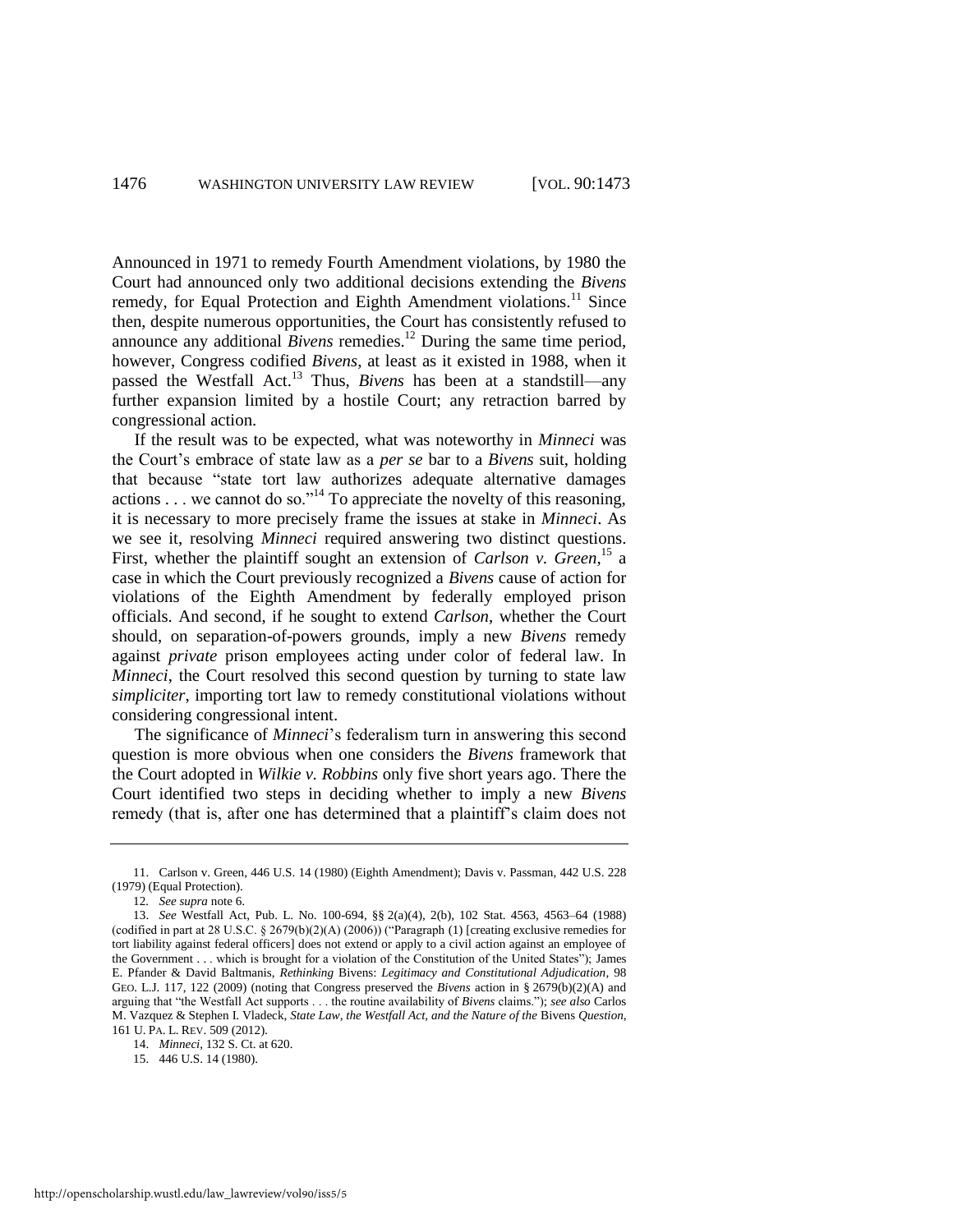Announced in 1971 to remedy Fourth Amendment violations, by 1980 the Court had announced only two additional decisions extending the *Bivens* remedy, for Equal Protection and Eighth Amendment violations.[11] Since then, despite numerous opportunities, the Court has consistently refused to announce any additional *Bivens* remedies.[12] During the same time period, however, Congress codified *Bivens*, at least as it existed in 1988, when it passed the Westfall Act.[13] Thus, *Bivens* has been at a standstill—any further expansion limited by a hostile Court; any retraction barred by congressional action.

If the result was to be expected, what was noteworthy in *Minneci* was the Court's embrace of state law as a *per se* bar to a *Bivens* suit, holding that because "state tort law authorizes adequate alternative damages actions . . . we cannot do so."[14] To appreciate the novelty of this reasoning, it is necessary to more precisely frame the issues at stake in *Minneci*. As we see it, resolving *Minneci* required answering two distinct questions. First, whether the plaintiff sought an extension of *Carlson v. Green*,[15] a case in which the Court previously recognized a *Bivens* cause of action for violations of the Eighth Amendment by federally employed prison officials. And second, if he sought to extend *Carlson*, whether the Court should, on separation-of-powers grounds, imply a new *Bivens* remedy against *private* prison employees acting under color of federal law. In *Minneci*, the Court resolved this second question by turning to state law *simpliciter*, importing tort law to remedy constitutional violations without considering congressional intent.

The significance of *Minneci*'s federalism turn in answering this second question is more obvious when one considers the *Bivens* framework that the Court adopted in *Wilkie v. Robbins* only five short years ago. There the Court identified two steps in deciding whether to imply a new *Bivens* remedy (that is, after one has determined that a plaintiff's claim does not

---

11. Carlson v. Green, 446 U.S. 14 (1980) (Eighth Amendment); Davis v. Passman, 442 U.S. 228 (1979) (Equal Protection).

12. *See supra* note 6.

13. *See* Westfall Act, Pub. L. No. 100-694, §§ 2(a)(4), 2(b), 102 Stat. 4563, 4563–64 (1988) (codified in part at 28 U.S.C. § 2679(b)(2)(A) (2006)) ("Paragraph (1) [creating exclusive remedies for tort liability against federal officers] does not extend or apply to a civil action against an employee of the Government . . . which is brought for a violation of the Constitution of the United States"); James E. Pfander & David Baltmanis, *Rethinking* Bivens: *Legitimacy and Constitutional Adjudication*, 98 GEO. L.J. 117, 122 (2009) (noting that Congress preserved the *Bivens* action in § 2679(b)(2)(A) and arguing that "the Westfall Act supports . . . the routine availability of *Bivens* claims."); *see also* Carlos M. Vazquez & Stephen I. Vladeck, *State Law, the Westfall Act, and the Nature of the* Bivens *Question*, 161 U. PA. L. REV. 509 (2012).

14. *Minneci*, 132 S. Ct. at 620.

15. 446 U.S. 14 (1980).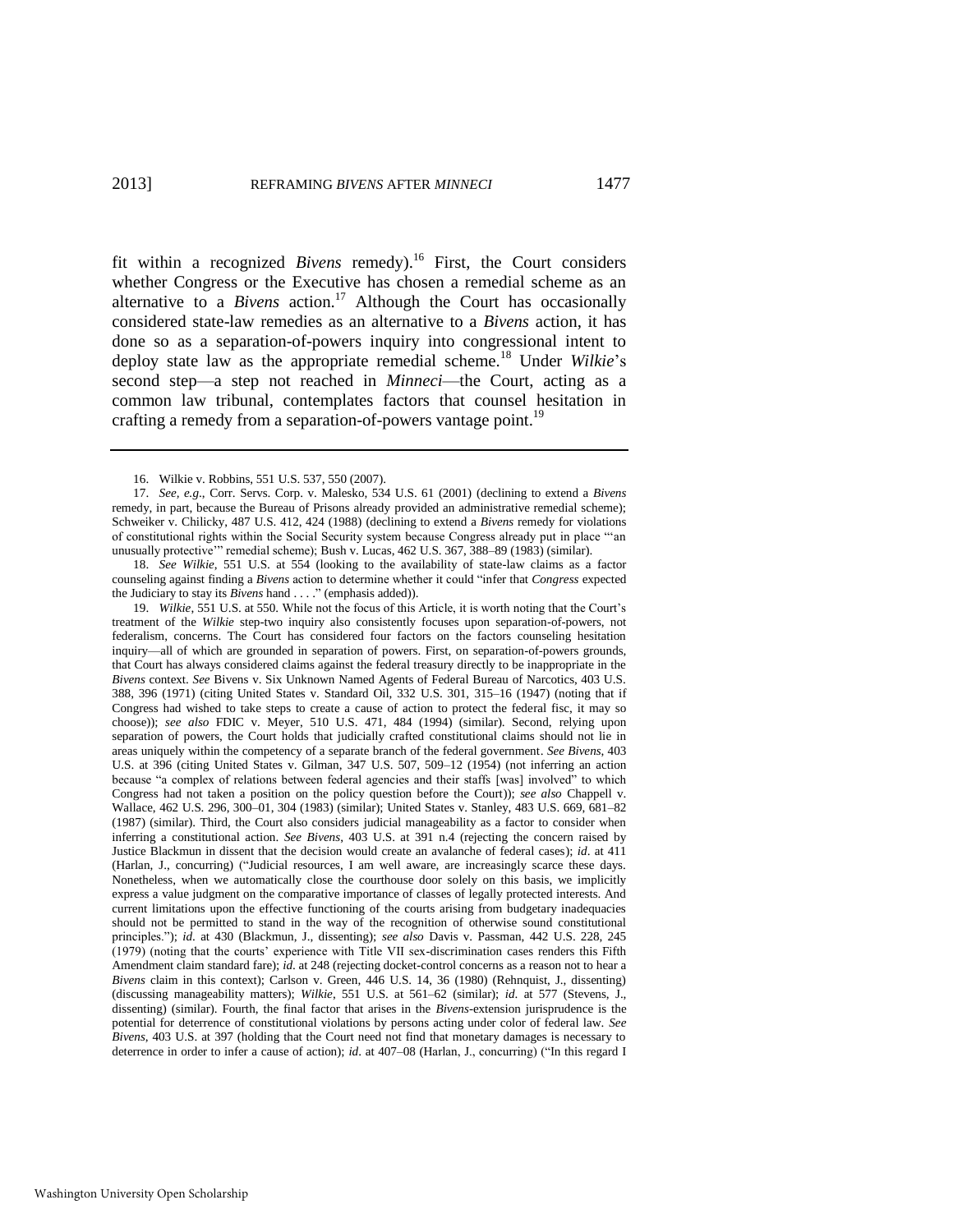fit within a recognized *Bivens* remedy).[16] First, the Court considers whether Congress or the Executive has chosen a remedial scheme as an alternative to a *Bivens* action.[17] Although the Court has occasionally considered state-law remedies as an alternative to a *Bivens* action, it has done so as a separation-of-powers inquiry into congressional intent to deploy state law as the appropriate remedial scheme.[18] Under *Wilkie*'s second step—a step not reached in *Minneci*—the Court, acting as a common law tribunal, contemplates factors that counsel hesitation in crafting a remedy from a separation-of-powers vantage point.[19]

---

16. Wilkie v. Robbins, 551 U.S. 537, 550 (2007).

17. *See, e.g.*, Corr. Servs. Corp. v. Malesko, 534 U.S. 61 (2001) (declining to extend a *Bivens* remedy, in part, because the Bureau of Prisons already provided an administrative remedial scheme); Schweiker v. Chilicky, 487 U.S. 412, 424 (1988) (declining to extend a *Bivens* remedy for violations of constitutional rights within the Social Security system because Congress already put in place "'an unusually protective'" remedial scheme); Bush v. Lucas, 462 U.S. 367, 388–89 (1983) (similar).

18. *See Wilkie*, 551 U.S. at 554 (looking to the availability of state-law claims as a factor counseling against finding a *Bivens* action to determine whether it could "infer that *Congress* expected the Judiciary to stay its *Bivens* hand . . . ." (emphasis added)).

19. *Wilkie*, 551 U.S. at 550. While not the focus of this Article, it is worth noting that the Court's treatment of the *Wilkie* step-two inquiry also consistently focuses upon separation-of-powers, not federalism, concerns. The Court has considered four factors on the factors counseling hesitation inquiry—all of which are grounded in separation of powers. First, on separation-of-powers grounds, that Court has always considered claims against the federal treasury directly to be inappropriate in the *Bivens* context. *See* Bivens v. Six Unknown Named Agents of Federal Bureau of Narcotics, 403 U.S. 388, 396 (1971) (citing United States v. Standard Oil, 332 U.S. 301, 315–16 (1947) (noting that if Congress had wished to take steps to create a cause of action to protect the federal fisc, it may so choose)); *see also* FDIC v. Meyer, 510 U.S. 471, 484 (1994) (similar). Second, relying upon separation of powers, the Court holds that judicially crafted constitutional claims should not lie in areas uniquely within the competency of a separate branch of the federal government. *See Bivens*, 403 U.S. at 396 (citing United States v. Gilman, 347 U.S. 507, 509–12 (1954) (not inferring an action because "a complex of relations between federal agencies and their staffs [was] involved" to which Congress had not taken a position on the policy question before the Court)); *see also* Chappell v. Wallace, 462 U.S. 296, 300–01, 304 (1983) (similar); United States v. Stanley, 483 U.S. 669, 681–82 (1987) (similar). Third, the Court also considers judicial manageability as a factor to consider when inferring a constitutional action. *See Bivens*, 403 U.S. at 391 n.4 (rejecting the concern raised by Justice Blackmun in dissent that the decision would create an avalanche of federal cases); *id*. at 411 (Harlan, J., concurring) ("Judicial resources, I am well aware, are increasingly scarce these days. Nonetheless, when we automatically close the courthouse door solely on this basis, we implicitly express a value judgment on the comparative importance of classes of legally protected interests. And current limitations upon the effective functioning of the courts arising from budgetary inadequacies should not be permitted to stand in the way of the recognition of otherwise sound constitutional principles."); *id*. at 430 (Blackmun, J., dissenting); *see also* Davis v. Passman, 442 U.S. 228, 245 (1979) (noting that the courts' experience with Title VII sex-discrimination cases renders this Fifth Amendment claim standard fare); *id*. at 248 (rejecting docket-control concerns as a reason not to hear a *Bivens* claim in this context); Carlson v. Green, 446 U.S. 14, 36 (1980) (Rehnquist, J., dissenting) (discussing manageability matters); *Wilkie*, 551 U.S. at 561–62 (similar); *id*. at 577 (Stevens, J., dissenting) (similar). Fourth, the final factor that arises in the *Bivens*-extension jurisprudence is the potential for deterrence of constitutional violations by persons acting under color of federal law. *See Bivens*, 403 U.S. at 397 (holding that the Court need not find that monetary damages is necessary to deterrence in order to infer a cause of action); *id*. at 407–08 (Harlan, J., concurring) ("In this regard I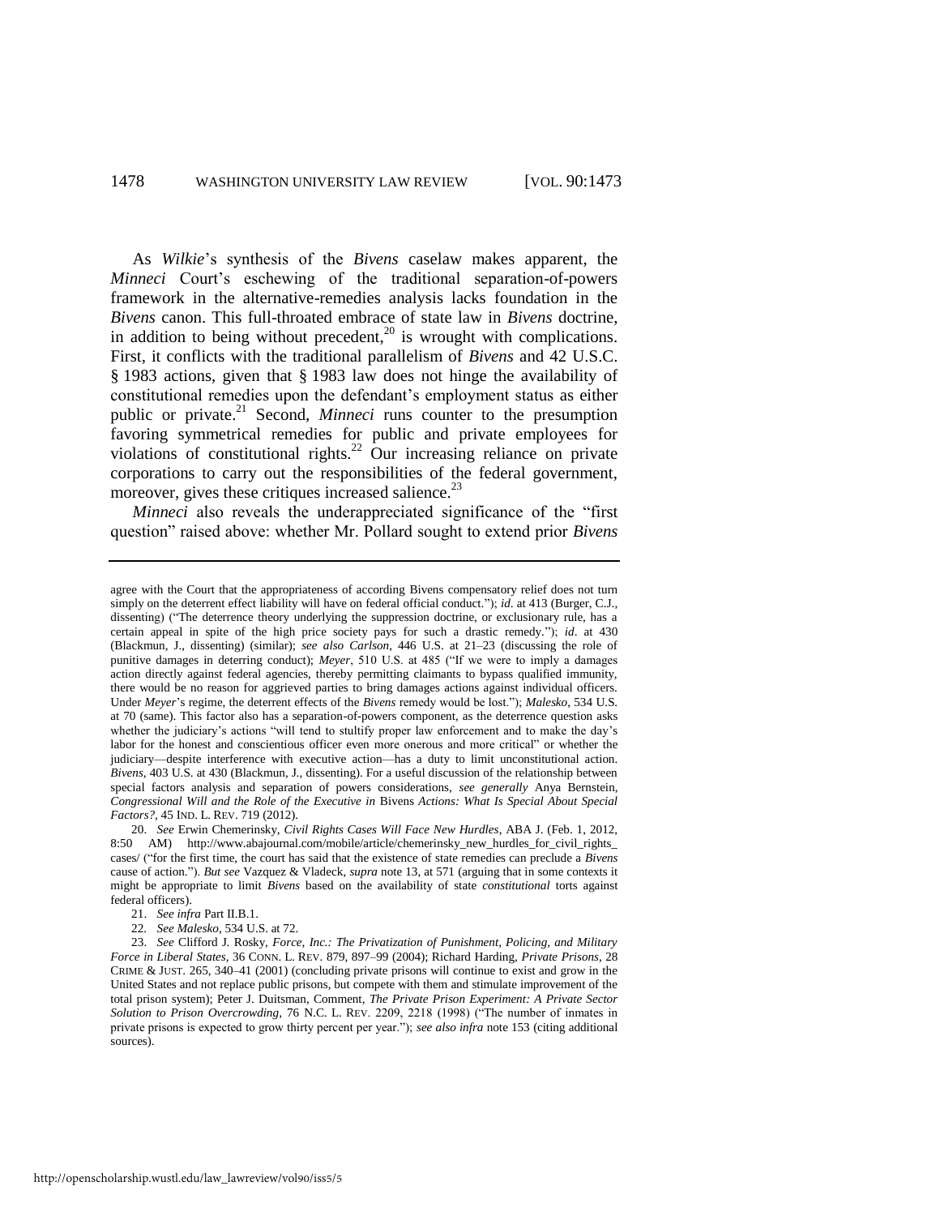As *Wilkie*'s synthesis of the *Bivens* caselaw makes apparent, the *Minneci* Court's eschewing of the traditional separation-of-powers framework in the alternative-remedies analysis lacks foundation in the *Bivens* canon. This full-throated embrace of state law in *Bivens* doctrine, in addition to being without precedent,[20] is wrought with complications. First, it conflicts with the traditional parallelism of *Bivens* and 42 U.S.C. § 1983 actions, given that § 1983 law does not hinge the availability of constitutional remedies upon the defendant's employment status as either public or private.[21] Second, *Minneci* runs counter to the presumption favoring symmetrical remedies for public and private employees for violations of constitutional rights.[22] Our increasing reliance on private corporations to carry out the responsibilities of the federal government, moreover, gives these critiques increased salience.[23]

*Minneci* also reveals the underappreciated significance of the "first question" raised above: whether Mr. Pollard sought to extend prior *Bivens*

---

agree with the Court that the appropriateness of according Bivens compensatory relief does not turn simply on the deterrent effect liability will have on federal official conduct."); *id.* at 413 (Burger, C.J., dissenting) ("The deterrence theory underlying the suppression doctrine, or exclusionary rule, has a certain appeal in spite of the high price society pays for such a drastic remedy."); *id*. at 430 (Blackmun, J., dissenting) (similar); *see also Carlson*, 446 U.S. at 21–23 (discussing the role of punitive damages in deterring conduct); *Meyer*, 510 U.S. at 485 ("If we were to imply a damages action directly against federal agencies, thereby permitting claimants to bypass qualified immunity, there would be no reason for aggrieved parties to bring damages actions against individual officers. Under *Meyer*'s regime, the deterrent effects of the *Bivens* remedy would be lost."); *Malesko*, 534 U.S. at 70 (same). This factor also has a separation-of-powers component, as the deterrence question asks whether the judiciary's actions "will tend to stultify proper law enforcement and to make the day's labor for the honest and conscientious officer even more onerous and more critical" or whether the judiciary—despite interference with executive action—has a duty to limit unconstitutional action. *Bivens*, 403 U.S. at 430 (Blackmun, J., dissenting). For a useful discussion of the relationship between special factors analysis and separation of powers considerations, *see generally* Anya Bernstein, *Congressional Will and the Role of the Executive in* Bivens *Actions: What Is Special About Special Factors?*, 45 IND. L. REV. 719 (2012).

20. *See* Erwin Chemerinsky, *Civil Rights Cases Will Face New Hurdles*, ABA J. (Feb. 1, 2012, 8:50 AM) http://www.abajournal.com/mobile/article/chemerinsky_new_hurdles_for_civil_rights_cases/ ("for the first time, the court has said that the existence of state remedies can preclude a *Bivens* cause of action."). *But see* Vazquez & Vladeck, *supra* note 13, at 571 (arguing that in some contexts it might be appropriate to limit *Bivens* based on the availability of state *constitutional* torts against federal officers).

21. *See infra* Part II.B.1.

22. *See Malesko*, 534 U.S. at 72.

23. *See* Clifford J. Rosky, *Force, Inc.: The Privatization of Punishment, Policing, and Military Force in Liberal States*, 36 CONN. L. REV. 879, 897–99 (2004); Richard Harding, *Private Prisons*, 28 CRIME & JUST. 265, 340–41 (2001) (concluding private prisons will continue to exist and grow in the United States and not replace public prisons, but compete with them and stimulate improvement of the total prison system); Peter J. Duitsman, Comment, *The Private Prison Experiment: A Private Sector Solution to Prison Overcrowding*, 76 N.C. L. REV. 2209, 2218 (1998) ("The number of inmates in private prisons is expected to grow thirty percent per year."); *see also infra* note 153 (citing additional sources).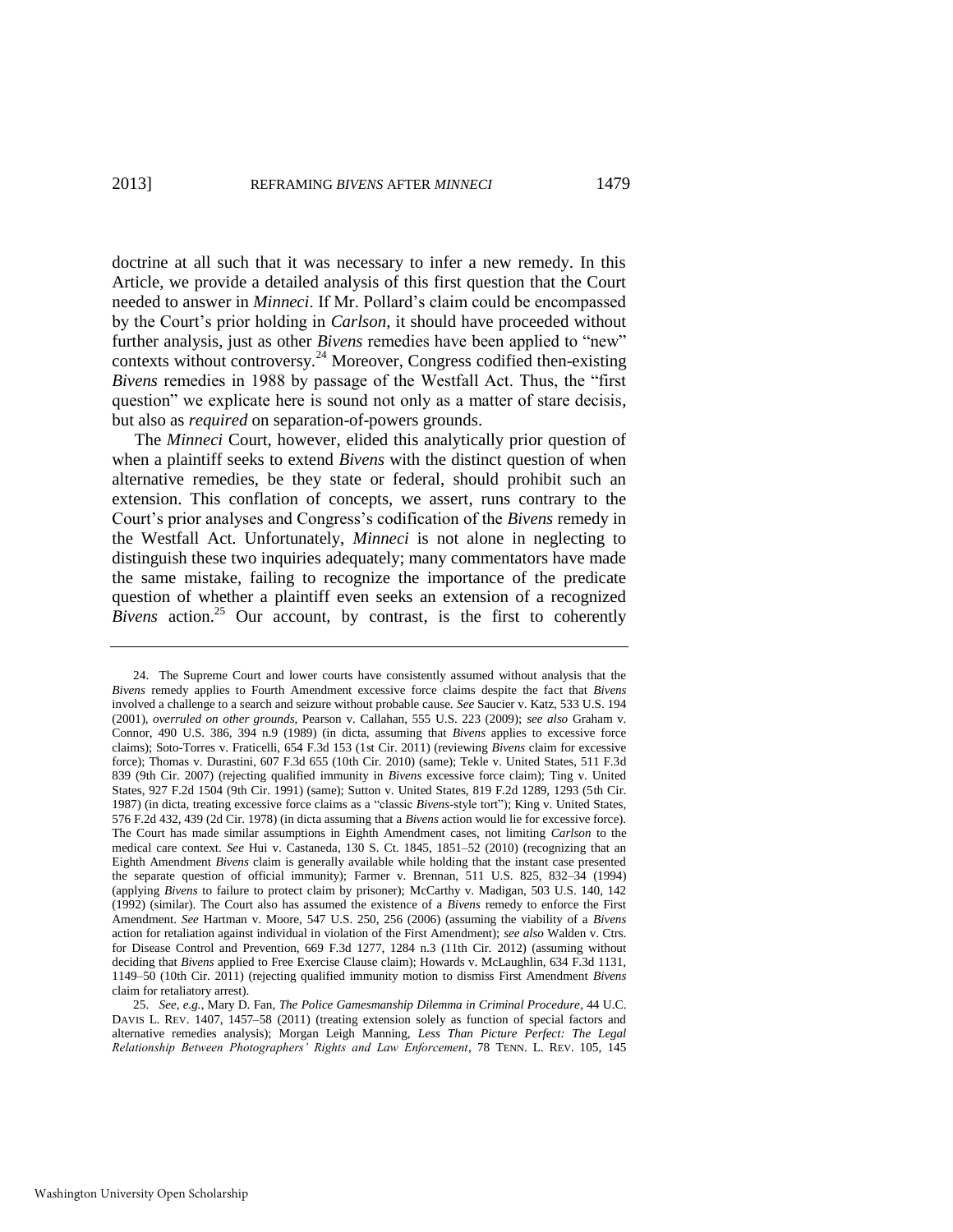doctrine at all such that it was necessary to infer a new remedy. In this Article, we provide a detailed analysis of this first question that the Court needed to answer in *Minneci*. If Mr. Pollard's claim could be encompassed by the Court's prior holding in *Carlson*, it should have proceeded without further analysis, just as other *Bivens* remedies have been applied to "new" contexts without controversy.[24] Moreover, Congress codified then-existing *Bivens* remedies in 1988 by passage of the Westfall Act. Thus, the "first question" we explicate here is sound not only as a matter of stare decisis, but also as *required* on separation-of-powers grounds.

The *Minneci* Court, however, elided this analytically prior question of when a plaintiff seeks to extend *Bivens* with the distinct question of when alternative remedies, be they state or federal, should prohibit such an extension. This conflation of concepts, we assert, runs contrary to the Court's prior analyses and Congress's codification of the *Bivens* remedy in the Westfall Act. Unfortunately, *Minneci* is not alone in neglecting to distinguish these two inquiries adequately; many commentators have made the same mistake, failing to recognize the importance of the predicate question of whether a plaintiff even seeks an extension of a recognized *Bivens* action.[25] Our account, by contrast, is the first to coherently

---

24. The Supreme Court and lower courts have consistently assumed without analysis that the *Bivens* remedy applies to Fourth Amendment excessive force claims despite the fact that *Bivens* involved a challenge to a search and seizure without probable cause. *See* Saucier v. Katz, 533 U.S. 194 (2001), *overruled on other grounds*, Pearson v. Callahan, 555 U.S. 223 (2009); *see also* Graham v. Connor, 490 U.S. 386, 394 n.9 (1989) (in dicta, assuming that *Bivens* applies to excessive force claims); Soto-Torres v. Fraticelli, 654 F.3d 153 (1st Cir. 2011) (reviewing *Bivens* claim for excessive force); Thomas v. Durastini, 607 F.3d 655 (10th Cir. 2010) (same); Tekle v. United States, 511 F.3d 839 (9th Cir. 2007) (rejecting qualified immunity in *Bivens* excessive force claim); Ting v. United States, 927 F.2d 1504 (9th Cir. 1991) (same); Sutton v. United States, 819 F.2d 1289, 1293 (5th Cir. 1987) (in dicta, treating excessive force claims as a "classic *Bivens*-style tort"); King v. United States, 576 F.2d 432, 439 (2d Cir. 1978) (in dicta assuming that a *Bivens* action would lie for excessive force). The Court has made similar assumptions in Eighth Amendment cases, not limiting *Carlson* to the medical care context. *See* Hui v. Castaneda, 130 S. Ct. 1845, 1851–52 (2010) (recognizing that an Eighth Amendment *Bivens* claim is generally available while holding that the instant case presented the separate question of official immunity); Farmer v. Brennan, 511 U.S. 825, 832–34 (1994) (applying *Bivens* to failure to protect claim by prisoner); McCarthy v. Madigan, 503 U.S. 140, 142 (1992) (similar). The Court also has assumed the existence of a *Bivens* remedy to enforce the First Amendment. *See* Hartman v. Moore, 547 U.S. 250, 256 (2006) (assuming the viability of a *Bivens* action for retaliation against individual in violation of the First Amendment); *see also* Walden v. Ctrs. for Disease Control and Prevention, 669 F.3d 1277, 1284 n.3 (11th Cir. 2012) (assuming without deciding that *Bivens* applied to Free Exercise Clause claim); Howards v. McLaughlin, 634 F.3d 1131, 1149–50 (10th Cir. 2011) (rejecting qualified immunity motion to dismiss First Amendment *Bivens* claim for retaliatory arrest).

25. *See, e.g.*, Mary D. Fan, *The Police Gamesmanship Dilemma in Criminal Procedure*, 44 U.C. DAVIS L. REV. 1407, 1457–58 (2011) (treating extension solely as function of special factors and alternative remedies analysis); Morgan Leigh Manning, *Less Than Picture Perfect: The Legal Relationship Between Photographers' Rights and Law Enforcement*, 78 TENN. L. REV. 105, 145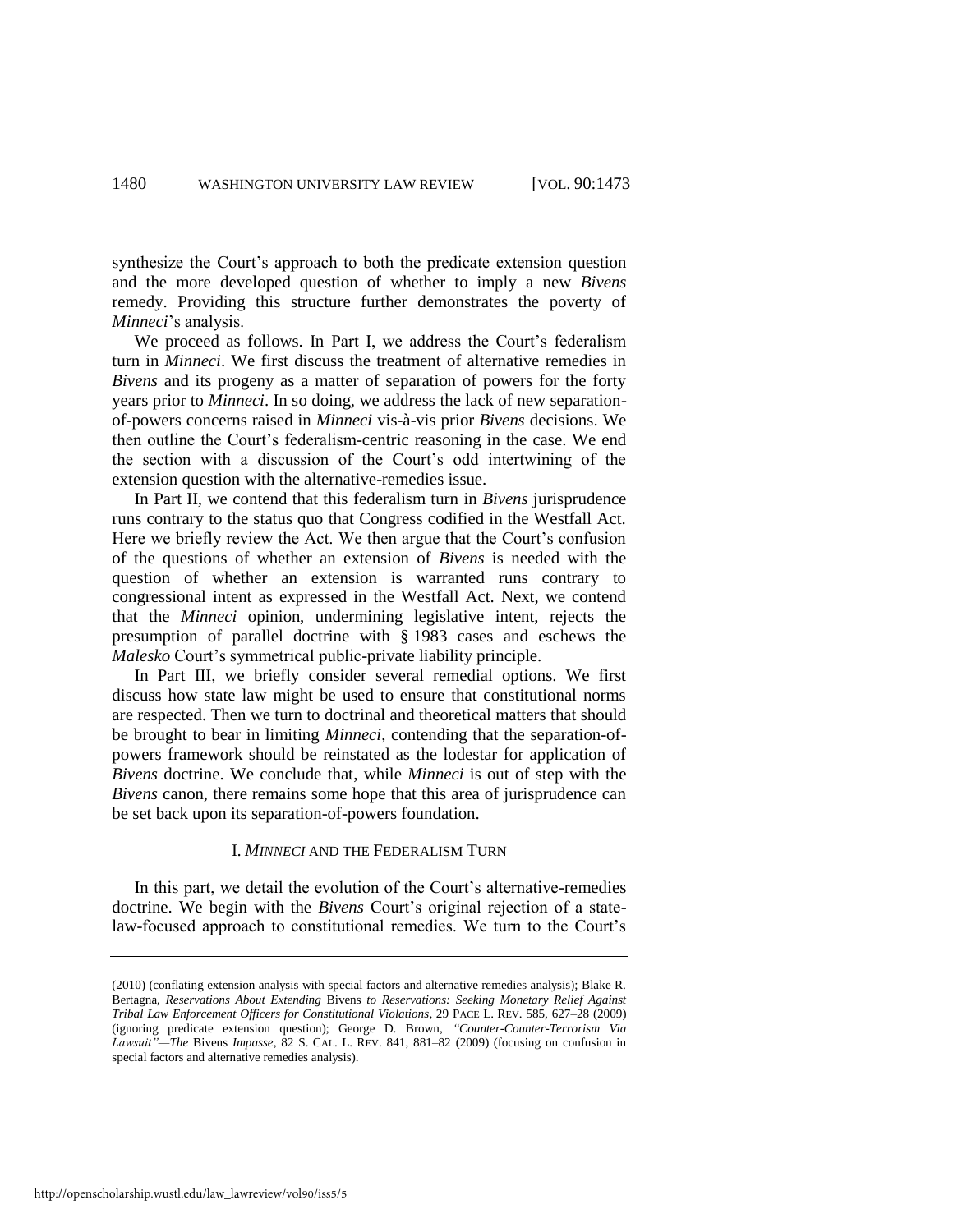synthesize the Court's approach to both the predicate extension question and the more developed question of whether to imply a new *Bivens* remedy. Providing this structure further demonstrates the poverty of *Minneci*'s analysis.

We proceed as follows. In Part I, we address the Court's federalism turn in *Minneci*. We first discuss the treatment of alternative remedies in *Bivens* and its progeny as a matter of separation of powers for the forty years prior to *Minneci*. In so doing, we address the lack of new separation-of-powers concerns raised in *Minneci* vis-à-vis prior *Bivens* decisions. We then outline the Court's federalism-centric reasoning in the case. We end the section with a discussion of the Court's odd intertwining of the extension question with the alternative-remedies issue.

In Part II, we contend that this federalism turn in *Bivens* jurisprudence runs contrary to the status quo that Congress codified in the Westfall Act. Here we briefly review the Act. We then argue that the Court's confusion of the questions of whether an extension of *Bivens* is needed with the question of whether an extension is warranted runs contrary to congressional intent as expressed in the Westfall Act. Next, we contend that the *Minneci* opinion, undermining legislative intent, rejects the presumption of parallel doctrine with § 1983 cases and eschews the *Malesko* Court's symmetrical public-private liability principle.

In Part III, we briefly consider several remedial options. We first discuss how state law might be used to ensure that constitutional norms are respected. Then we turn to doctrinal and theoretical matters that should be brought to bear in limiting *Minneci*, contending that the separation-of-powers framework should be reinstated as the lodestar for application of *Bivens* doctrine. We conclude that, while *Minneci* is out of step with the *Bivens* canon, there remains some hope that this area of jurisprudence can be set back upon its separation-of-powers foundation.

## I. *MINNECI* AND THE FEDERALISM TURN

In this part, we detail the evolution of the Court's alternative-remedies doctrine. We begin with the *Bivens* Court's original rejection of a state-law-focused approach to constitutional remedies. We turn to the Court's

---

(2010) (conflating extension analysis with special factors and alternative remedies analysis); Blake R. Bertagna, *Reservations About Extending* Bivens *to Reservations: Seeking Monetary Relief Against Tribal Law Enforcement Officers for Constitutional Violations*, 29 PACE L. REV. 585, 627–28 (2009) (ignoring predicate extension question); George D. Brown, *"Counter-Counter-Terrorism Via Lawsuit"—The* Bivens *Impasse*, 82 S. CAL. L. REV. 841, 881–82 (2009) (focusing on confusion in special factors and alternative remedies analysis).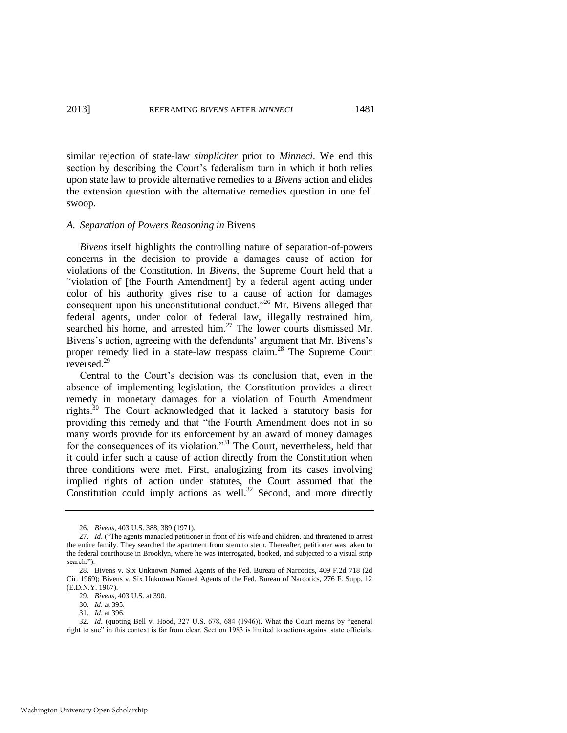similar rejection of state-law *simpliciter* prior to *Minneci*. We end this section by describing the Court's federalism turn in which it both relies upon state law to provide alternative remedies to a *Bivens* action and elides the extension question with the alternative remedies question in one fell swoop.

### *A. Separation of Powers Reasoning in* Bivens

*Bivens* itself highlights the controlling nature of separation-of-powers concerns in the decision to provide a damages cause of action for violations of the Constitution. In *Bivens*, the Supreme Court held that a "violation of [the Fourth Amendment] by a federal agent acting under color of his authority gives rise to a cause of action for damages consequent upon his unconstitutional conduct."[26] Mr. Bivens alleged that federal agents, under color of federal law, illegally restrained him, searched his home, and arrested him.[27] The lower courts dismissed Mr. Bivens's action, agreeing with the defendants' argument that Mr. Bivens's proper remedy lied in a state-law trespass claim.[28] The Supreme Court reversed.[29]

Central to the Court's decision was its conclusion that, even in the absence of implementing legislation, the Constitution provides a direct remedy in monetary damages for a violation of Fourth Amendment rights.[30] The Court acknowledged that it lacked a statutory basis for providing this remedy and that "the Fourth Amendment does not in so many words provide for its enforcement by an award of money damages for the consequences of its violation."[31] The Court, nevertheless, held that it could infer such a cause of action directly from the Constitution when three conditions were met. First, analogizing from its cases involving implied rights of action under statutes, the Court assumed that the Constitution could imply actions as well.[32] Second, and more directly

---

26. *Bivens*, 403 U.S. 388, 389 (1971).

27. *Id*. ("The agents manacled petitioner in front of his wife and children, and threatened to arrest the entire family. They searched the apartment from stem to stern. Thereafter, petitioner was taken to the federal courthouse in Brooklyn, where he was interrogated, booked, and subjected to a visual strip search.").

28. Bivens v. Six Unknown Named Agents of the Fed. Bureau of Narcotics, 409 F.2d 718 (2d Cir. 1969); Bivens v. Six Unknown Named Agents of the Fed. Bureau of Narcotics, 276 F. Supp. 12 (E.D.N.Y. 1967).

29. *Bivens*, 403 U.S. at 390.

30. *Id*. at 395.

31. *Id*. at 396.

32. *Id*. (quoting Bell v. Hood, 327 U.S. 678, 684 (1946)). What the Court means by "general right to sue" in this context is far from clear. Section 1983 is limited to actions against state officials.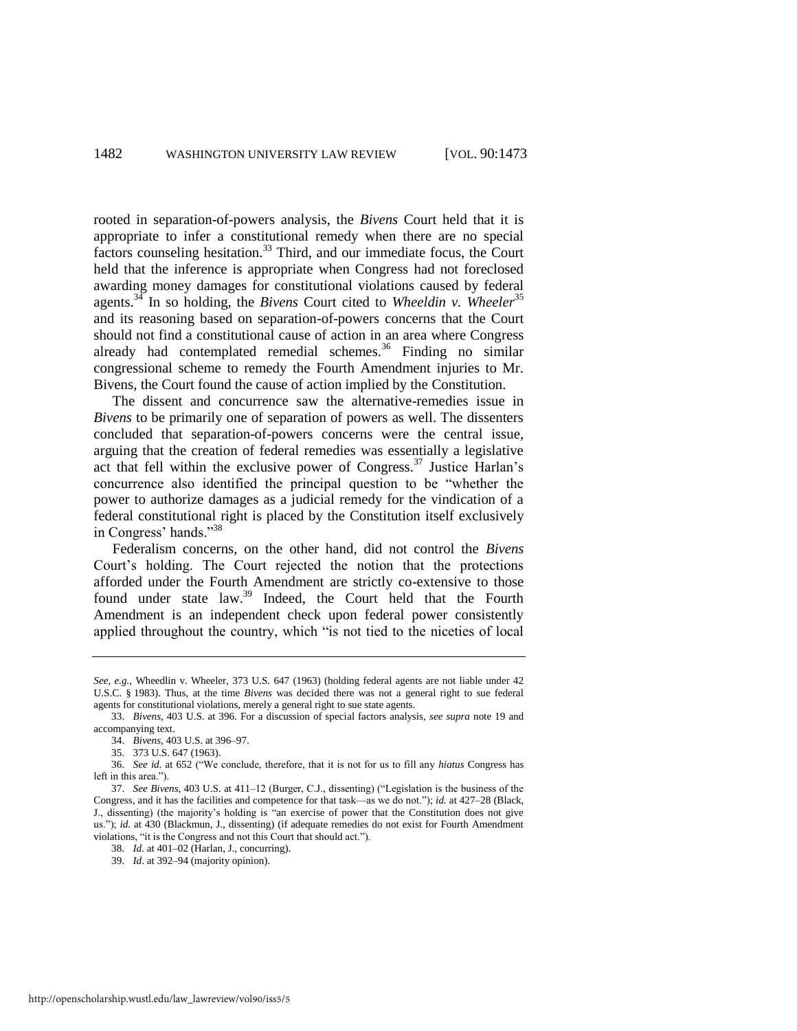rooted in separation-of-powers analysis, the *Bivens* Court held that it is appropriate to infer a constitutional remedy when there are no special factors counseling hesitation.[33] Third, and our immediate focus, the Court held that the inference is appropriate when Congress had not foreclosed awarding money damages for constitutional violations caused by federal agents.[34] In so holding, the *Bivens* Court cited to *Wheeldin v. Wheeler*[35] and its reasoning based on separation-of-powers concerns that the Court should not find a constitutional cause of action in an area where Congress already had contemplated remedial schemes.[36] Finding no similar congressional scheme to remedy the Fourth Amendment injuries to Mr. Bivens, the Court found the cause of action implied by the Constitution.

The dissent and concurrence saw the alternative-remedies issue in *Bivens* to be primarily one of separation of powers as well. The dissenters concluded that separation-of-powers concerns were the central issue, arguing that the creation of federal remedies was essentially a legislative act that fell within the exclusive power of Congress.[37] Justice Harlan's concurrence also identified the principal question to be "whether the power to authorize damages as a judicial remedy for the vindication of a federal constitutional right is placed by the Constitution itself exclusively in Congress' hands."[38]

Federalism concerns, on the other hand, did not control the *Bivens* Court's holding. The Court rejected the notion that the protections afforded under the Fourth Amendment are strictly co-extensive to those found under state law.[39] Indeed, the Court held that the Fourth Amendment is an independent check upon federal power consistently applied throughout the country, which "is not tied to the niceties of local

---

*See, e.g.*, Wheedlin v. Wheeler, 373 U.S. 647 (1963) (holding federal agents are not liable under 42 U.S.C. § 1983). Thus, at the time *Bivens* was decided there was not a general right to sue federal agents for constitutional violations, merely a general right to sue state agents.

33. *Bivens*, 403 U.S. at 396. For a discussion of special factors analysis, *see supra* note 19 and accompanying text.

34. *Bivens*, 403 U.S. at 396–97.

35. 373 U.S. 647 (1963).

36. *See id.* at 652 ("We conclude, therefore, that it is not for us to fill any *hiatus* Congress has left in this area.").

37. *See Bivens*, 403 U.S. at 411–12 (Burger, C.J., dissenting) ("Legislation is the business of the Congress, and it has the facilities and competence for that task—as we do not."); *id.* at 427–28 (Black, J., dissenting) (the majority's holding is "an exercise of power that the Constitution does not give us."); *id.* at 430 (Blackmun, J., dissenting) (if adequate remedies do not exist for Fourth Amendment violations, "it is the Congress and not this Court that should act.").

38. *Id.* at 401–02 (Harlan, J., concurring).

39. *Id*. at 392–94 (majority opinion).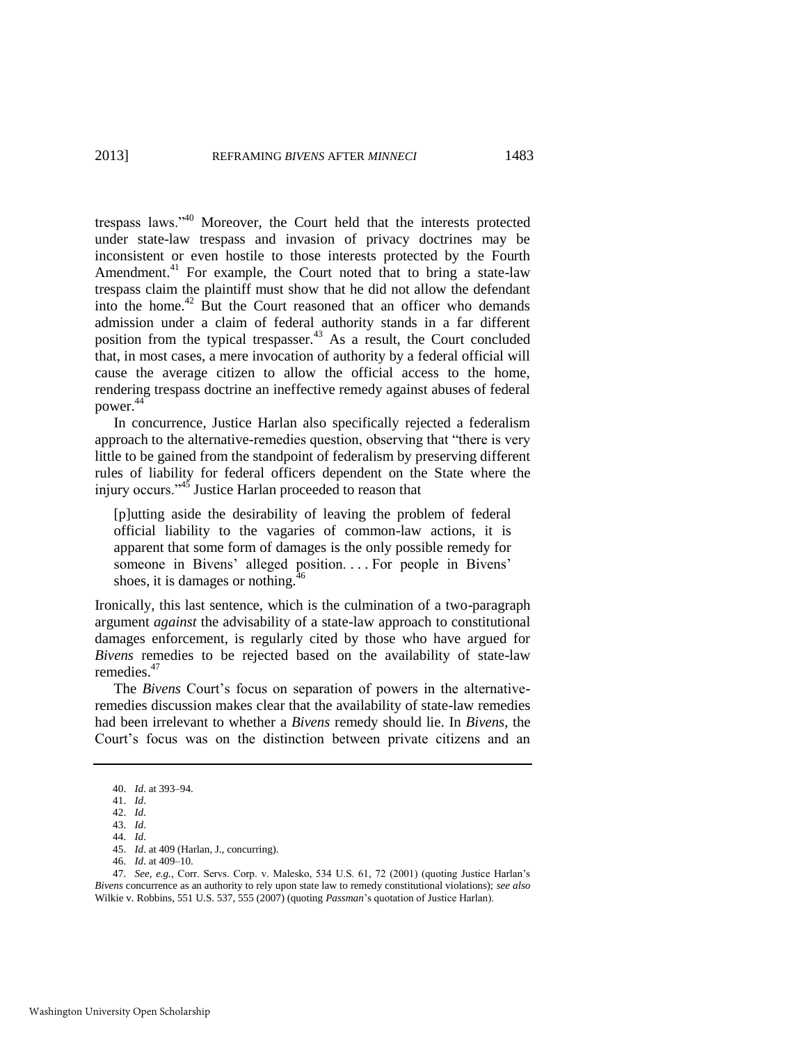trespass laws."[40] Moreover, the Court held that the interests protected under state-law trespass and invasion of privacy doctrines may be inconsistent or even hostile to those interests protected by the Fourth Amendment.[41] For example, the Court noted that to bring a state-law trespass claim the plaintiff must show that he did not allow the defendant into the home.[42] But the Court reasoned that an officer who demands admission under a claim of federal authority stands in a far different position from the typical trespasser.[43] As a result, the Court concluded that, in most cases, a mere invocation of authority by a federal official will cause the average citizen to allow the official access to the home, rendering trespass doctrine an ineffective remedy against abuses of federal power.[44]

In concurrence, Justice Harlan also specifically rejected a federalism approach to the alternative-remedies question, observing that "there is very little to be gained from the standpoint of federalism by preserving different rules of liability for federal officers dependent on the State where the injury occurs."[45] Justice Harlan proceeded to reason that

> [p]utting aside the desirability of leaving the problem of federal official liability to the vagaries of common-law actions, it is apparent that some form of damages is the only possible remedy for someone in Bivens' alleged position. . . . For people in Bivens' shoes, it is damages or nothing.[46]

Ironically, this last sentence, which is the culmination of a two-paragraph argument *against* the advisability of a state-law approach to constitutional damages enforcement, is regularly cited by those who have argued for *Bivens* remedies to be rejected based on the availability of state-law remedies.[47]

The *Bivens* Court's focus on separation of powers in the alternative-remedies discussion makes clear that the availability of state-law remedies had been irrelevant to whether a *Bivens* remedy should lie. In *Bivens*, the Court's focus was on the distinction between private citizens and an

---

40. *Id*. at 393–94.

41. *Id*.

42. *Id*.

43. *Id*.

44. *Id*.

45. *Id*. at 409 (Harlan, J., concurring).

46. *Id*. at 409–10.

47. *See, e.g.*, Corr. Servs. Corp. v. Malesko, 534 U.S. 61, 72 (2001) (quoting Justice Harlan's *Bivens* concurrence as an authority to rely upon state law to remedy constitutional violations); *see also* Wilkie v. Robbins, 551 U.S. 537, 555 (2007) (quoting *Passman*'s quotation of Justice Harlan).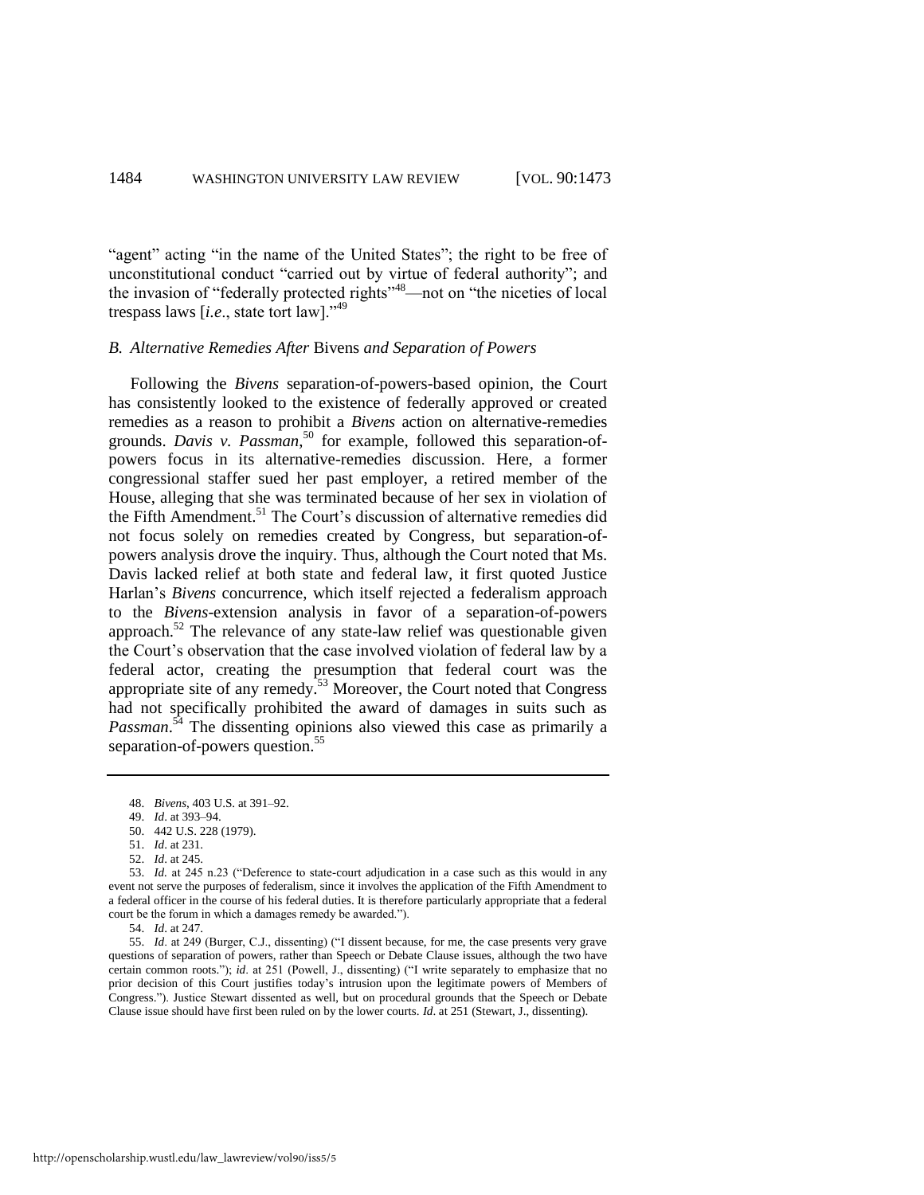"agent" acting "in the name of the United States"; the right to be free of unconstitutional conduct "carried out by virtue of federal authority"; and the invasion of "federally protected rights"[48]—not on "the niceties of local trespass laws [*i.e.*, state tort law]."[49]

### *B. Alternative Remedies After* Bivens *and Separation of Powers*

Following the *Bivens* separation-of-powers-based opinion, the Court has consistently looked to the existence of federally approved or created remedies as a reason to prohibit a *Bivens* action on alternative-remedies grounds. *Davis v. Passman*,[50] for example, followed this separation-of-powers focus in its alternative-remedies discussion. Here, a former congressional staffer sued her past employer, a retired member of the House, alleging that she was terminated because of her sex in violation of the Fifth Amendment.[51] The Court's discussion of alternative remedies did not focus solely on remedies created by Congress, but separation-of-powers analysis drove the inquiry. Thus, although the Court noted that Ms. Davis lacked relief at both state and federal law, it first quoted Justice Harlan's *Bivens* concurrence, which itself rejected a federalism approach to the *Bivens*-extension analysis in favor of a separation-of-powers approach.[52] The relevance of any state-law relief was questionable given the Court's observation that the case involved violation of federal law by a federal actor, creating the presumption that federal court was the appropriate site of any remedy.[53] Moreover, the Court noted that Congress had not specifically prohibited the award of damages in suits such as *Passman*.[54] The dissenting opinions also viewed this case as primarily a separation-of-powers question.[55]

---

48. *Bivens*, 403 U.S. at 391–92.

49. *Id*. at 393–94.

50. 442 U.S. 228 (1979).

51. *Id*. at 231.

52. *Id*. at 245.

53. *Id.* at 245 n.23 ("Deference to state-court adjudication in a case such as this would in any event not serve the purposes of federalism, since it involves the application of the Fifth Amendment to a federal officer in the course of his federal duties. It is therefore particularly appropriate that a federal court be the forum in which a damages remedy be awarded.").

54. *Id*. at 247.

55. *Id*. at 249 (Burger, C.J., dissenting) ("I dissent because, for me, the case presents very grave questions of separation of powers, rather than Speech or Debate Clause issues, although the two have certain common roots."); *id*. at 251 (Powell, J., dissenting) ("I write separately to emphasize that no prior decision of this Court justifies today's intrusion upon the legitimate powers of Members of Congress."). Justice Stewart dissented as well, but on procedural grounds that the Speech or Debate Clause issue should have first been ruled on by the lower courts. *Id*. at 251 (Stewart, J., dissenting).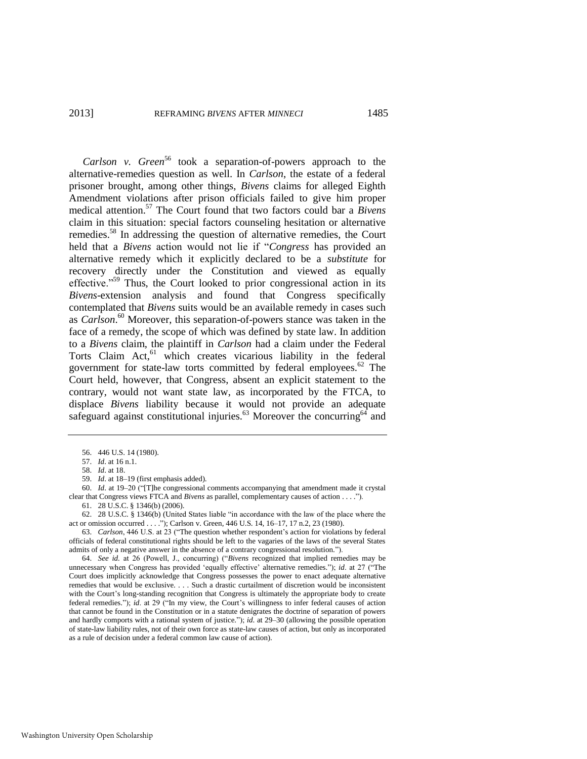*Carlson v. Green*[56] took a separation-of-powers approach to the alternative-remedies question as well. In *Carlson*, the estate of a federal prisoner brought, among other things, *Bivens* claims for alleged Eighth Amendment violations after prison officials failed to give him proper medical attention.[57] The Court found that two factors could bar a *Bivens* claim in this situation: special factors counseling hesitation or alternative remedies.[58] In addressing the question of alternative remedies, the Court held that a *Bivens* action would not lie if "*Congress* has provided an alternative remedy which it explicitly declared to be a *substitute* for recovery directly under the Constitution and viewed as equally effective."[59] Thus, the Court looked to prior congressional action in its *Bivens*-extension analysis and found that Congress specifically contemplated that *Bivens* suits would be an available remedy in cases such as *Carlson*.[60] Moreover, this separation-of-powers stance was taken in the face of a remedy, the scope of which was defined by state law. In addition to a *Bivens* claim, the plaintiff in *Carlson* had a claim under the Federal Torts Claim Act,[61] which creates vicarious liability in the federal government for state-law torts committed by federal employees.[62] The Court held, however, that Congress, absent an explicit statement to the contrary, would not want state law, as incorporated by the FTCA, to displace *Bivens* liability because it would not provide an adequate safeguard against constitutional injuries.[63] Moreover the concurring[64] and

---

56. 446 U.S. 14 (1980).

57. *Id*. at 16 n.1.

58. *Id*. at 18.

59. *Id*. at 18–19 (first emphasis added).

60. *Id*. at 19–20 ("[T]he congressional comments accompanying that amendment made it crystal clear that Congress views FTCA and *Bivens* as parallel, complementary causes of action . . . .").

61. 28 U.S.C. § 1346(b) (2006).

62. 28 U.S.C. § 1346(b) (United States liable "in accordance with the law of the place where the act or omission occurred . . . ."); Carlson v. Green, 446 U.S. 14, 16–17, 17 n.2, 23 (1980).

63. *Carlson*, 446 U.S. at 23 ("The question whether respondent's action for violations by federal officials of federal constitutional rights should be left to the vagaries of the laws of the several States admits of only a negative answer in the absence of a contrary congressional resolution.").

64. *See id.* at 26 (Powell, J., concurring) ("*Bivens* recognized that implied remedies may be unnecessary when Congress has provided 'equally effective' alternative remedies."); *id*. at 27 ("The Court does implicitly acknowledge that Congress possesses the power to enact adequate alternative remedies that would be exclusive. . . . Such a drastic curtailment of discretion would be inconsistent with the Court's long-standing recognition that Congress is ultimately the appropriate body to create federal remedies."); *id*. at 29 ("In my view, the Court's willingness to infer federal causes of action that cannot be found in the Constitution or in a statute denigrates the doctrine of separation of powers and hardly comports with a rational system of justice."); *id*. at 29–30 (allowing the possible operation of state-law liability rules, not of their own force as state-law causes of action, but only as incorporated as a rule of decision under a federal common law cause of action).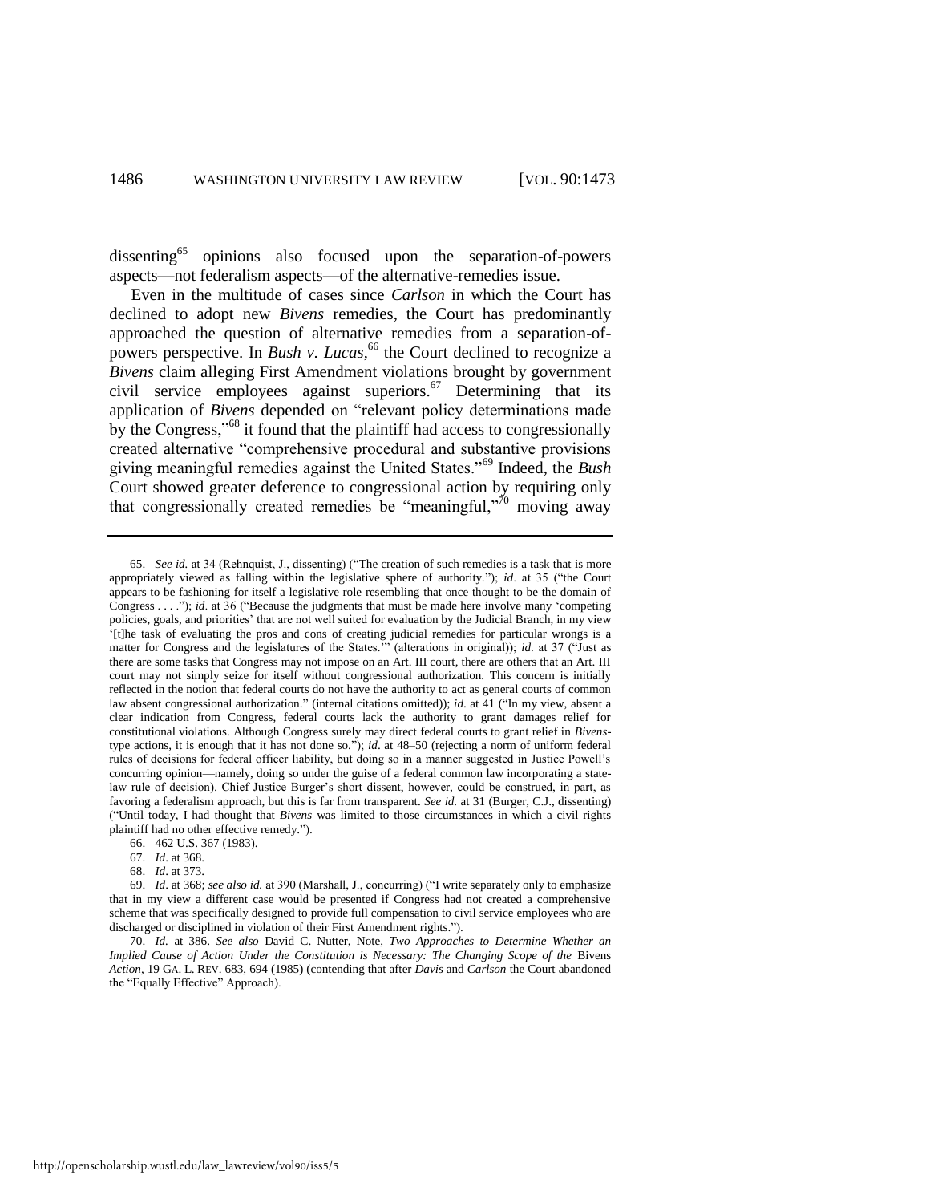dissenting[65] opinions also focused upon the separation-of-powers aspects—not federalism aspects—of the alternative-remedies issue.

Even in the multitude of cases since *Carlson* in which the Court has declined to adopt new *Bivens* remedies, the Court has predominantly approached the question of alternative remedies from a separation-of-powers perspective. In *Bush v. Lucas*,[66] the Court declined to recognize a *Bivens* claim alleging First Amendment violations brought by government civil service employees against superiors.[67] Determining that its application of *Bivens* depended on "relevant policy determinations made by the Congress,"[68] it found that the plaintiff had access to congressionally created alternative "comprehensive procedural and substantive provisions giving meaningful remedies against the United States."[69] Indeed, the *Bush* Court showed greater deference to congressional action by requiring only that congressionally created remedies be "meaningful,"[70] moving away

---

65. *See id.* at 34 (Rehnquist, J., dissenting) ("The creation of such remedies is a task that is more appropriately viewed as falling within the legislative sphere of authority."); *id*. at 35 ("the Court appears to be fashioning for itself a legislative role resembling that once thought to be the domain of Congress . . . ."); *id*. at 36 ("Because the judgments that must be made here involve many 'competing policies, goals, and priorities' that are not well suited for evaluation by the Judicial Branch, in my view '[t]he task of evaluating the pros and cons of creating judicial remedies for particular wrongs is a matter for Congress and the legislatures of the States.'" (alterations in original)); *id.* at 37 ("Just as there are some tasks that Congress may not impose on an Art. III court, there are others that an Art. III court may not simply seize for itself without congressional authorization. This concern is initially reflected in the notion that federal courts do not have the authority to act as general courts of common law absent congressional authorization." (internal citations omitted)); *id.* at 41 ("In my view, absent a clear indication from Congress, federal courts lack the authority to grant damages relief for constitutional violations. Although Congress surely may direct federal courts to grant relief in *Bivens*-type actions, it is enough that it has not done so."); *id*. at 48–50 (rejecting a norm of uniform federal rules of decisions for federal officer liability, but doing so in a manner suggested in Justice Powell's concurring opinion—namely, doing so under the guise of a federal common law incorporating a state-law rule of decision). Chief Justice Burger's short dissent, however, could be construed, in part, as favoring a federalism approach, but this is far from transparent. *See id.* at 31 (Burger, C.J., dissenting) ("Until today, I had thought that *Bivens* was limited to those circumstances in which a civil rights plaintiff had no other effective remedy.").

66. 462 U.S. 367 (1983).

67. *Id*. at 368.

68. *Id*. at 373.

69. *Id*. at 368; *see also id.* at 390 (Marshall, J., concurring) ("I write separately only to emphasize that in my view a different case would be presented if Congress had not created a comprehensive scheme that was specifically designed to provide full compensation to civil service employees who are discharged or disciplined in violation of their First Amendment rights.").

70. *Id.* at 386. *See also* David C. Nutter, Note, *Two Approaches to Determine Whether an Implied Cause of Action Under the Constitution is Necessary: The Changing Scope of the* Bivens *Action*, 19 GA. L. REV. 683, 694 (1985) (contending that after *Davis* and *Carlson* the Court abandoned the "Equally Effective" Approach).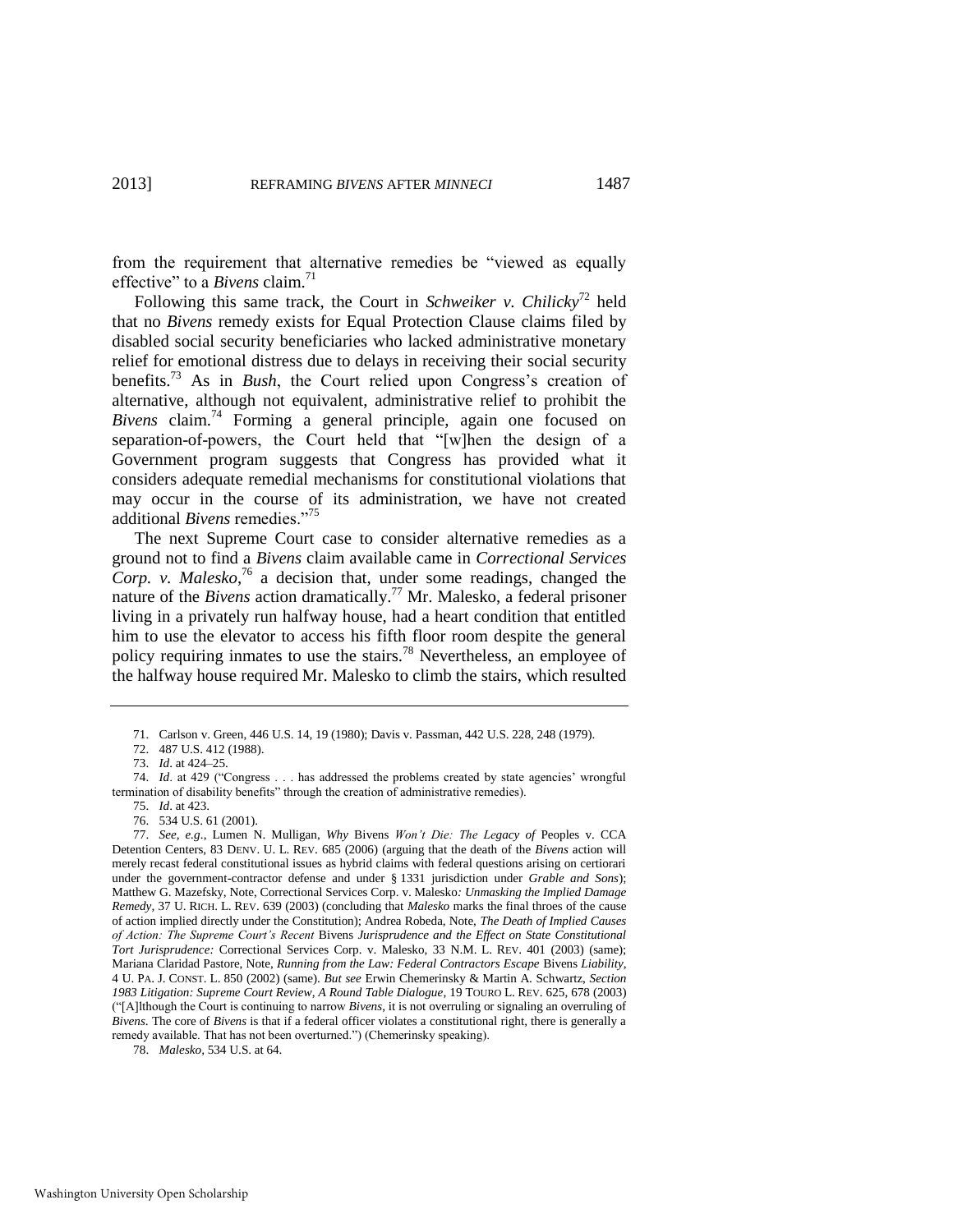from the requirement that alternative remedies be "viewed as equally effective" to a *Bivens* claim.[71]

Following this same track, the Court in *Schweiker v. Chilicky*[72] held that no *Bivens* remedy exists for Equal Protection Clause claims filed by disabled social security beneficiaries who lacked administrative monetary relief for emotional distress due to delays in receiving their social security benefits.[73] As in *Bush*, the Court relied upon Congress's creation of alternative, although not equivalent, administrative relief to prohibit the *Bivens* claim.[74] Forming a general principle, again one focused on separation-of-powers, the Court held that "[w]hen the design of a Government program suggests that Congress has provided what it considers adequate remedial mechanisms for constitutional violations that may occur in the course of its administration, we have not created additional *Bivens* remedies."[75]

The next Supreme Court case to consider alternative remedies as a ground not to find a *Bivens* claim available came in *Correctional Services Corp. v. Malesko*,[76] a decision that, under some readings, changed the nature of the *Bivens* action dramatically.[77] Mr. Malesko, a federal prisoner living in a privately run halfway house, had a heart condition that entitled him to use the elevator to access his fifth floor room despite the general policy requiring inmates to use the stairs.[78] Nevertheless, an employee of the halfway house required Mr. Malesko to climb the stairs, which resulted

---

71. Carlson v. Green, 446 U.S. 14, 19 (1980); Davis v. Passman, 442 U.S. 228, 248 (1979).

72. 487 U.S. 412 (1988).

73. *Id*. at 424–25.

74. *Id*. at 429 ("Congress . . . has addressed the problems created by state agencies' wrongful termination of disability benefits" through the creation of administrative remedies).

75. *Id*. at 423.

76. 534 U.S. 61 (2001).

77. *See, e.g.*, Lumen N. Mulligan, *Why* Bivens *Won't Die: The Legacy of* Peoples v. CCA Detention Centers, 83 DENV. U. L. REV. 685 (2006) (arguing that the death of the *Bivens* action will merely recast federal constitutional issues as hybrid claims with federal questions arising on certiorari under the government-contractor defense and under § 1331 jurisdiction under *Grable and Sons*); Matthew G. Mazefsky, Note, Correctional Services Corp. v. Malesko*: Unmasking the Implied Damage Remedy*, 37 U. RICH. L. REV. 639 (2003) (concluding that *Malesko* marks the final throes of the cause of action implied directly under the Constitution); Andrea Robeda, Note, *The Death of Implied Causes of Action: The Supreme Court's Recent* Bivens *Jurisprudence and the Effect on State Constitutional Tort Jurisprudence:* Correctional Services Corp. v. Malesko, 33 N.M. L. REV. 401 (2003) (same); Mariana Claridad Pastore, Note, *Running from the Law: Federal Contractors Escape* Bivens *Liability*, 4 U. PA. J. CONST. L. 850 (2002) (same). *But see* Erwin Chemerinsky & Martin A. Schwartz, *Section 1983 Litigation: Supreme Court Review, A Round Table Dialogue*, 19 TOURO L. REV. 625, 678 (2003) ("[A]lthough the Court is continuing to narrow *Bivens*, it is not overruling or signaling an overruling of *Bivens*. The core of *Bivens* is that if a federal officer violates a constitutional right, there is generally a remedy available. That has not been overturned.") (Chemerinsky speaking).

78. *Malesko*, 534 U.S. at 64.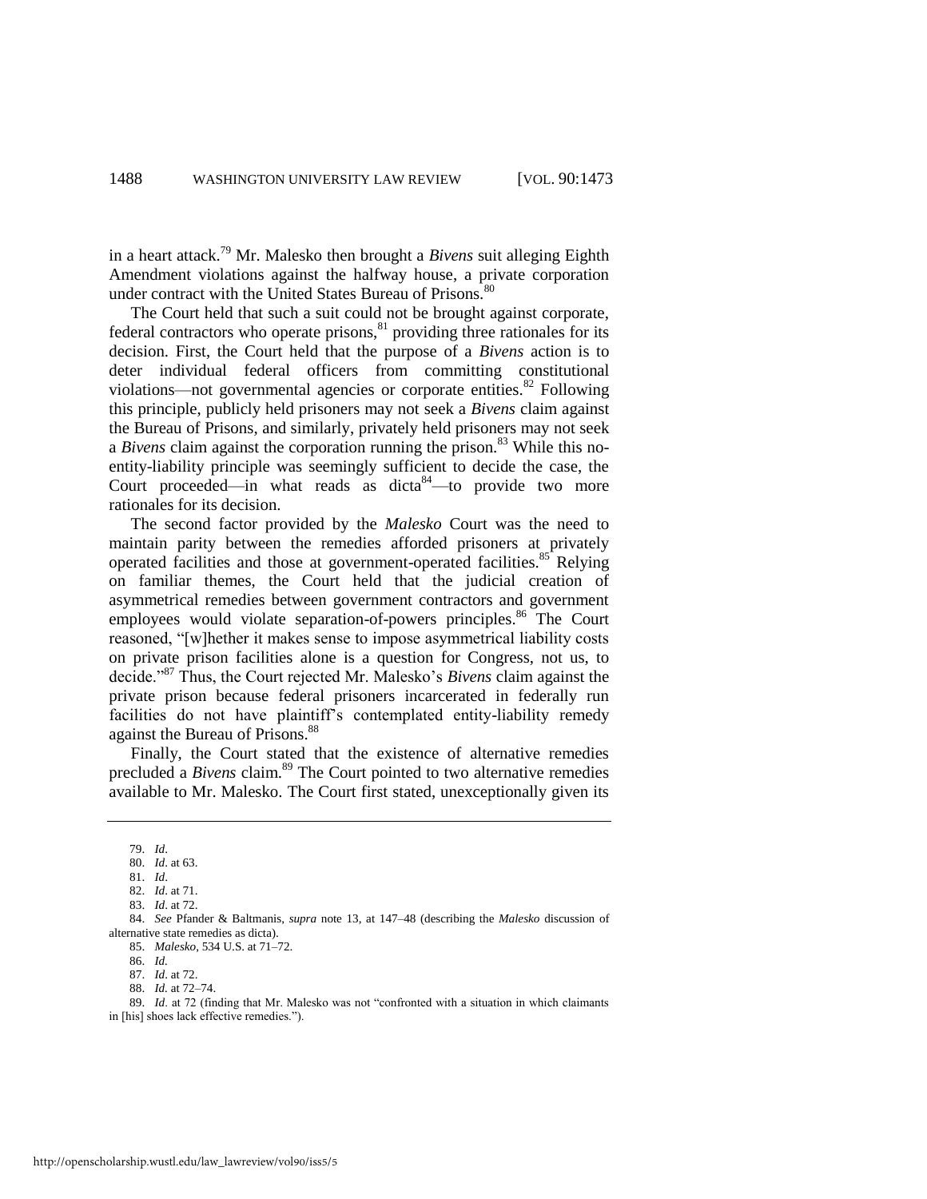in a heart attack.[79] Mr. Malesko then brought a *Bivens* suit alleging Eighth Amendment violations against the halfway house, a private corporation under contract with the United States Bureau of Prisons.[80]

The Court held that such a suit could not be brought against corporate, federal contractors who operate prisons,[81] providing three rationales for its decision. First, the Court held that the purpose of a *Bivens* action is to deter individual federal officers from committing constitutional violations—not governmental agencies or corporate entities.[82] Following this principle, publicly held prisoners may not seek a *Bivens* claim against the Bureau of Prisons, and similarly, privately held prisoners may not seek a *Bivens* claim against the corporation running the prison.[83] While this no-entity-liability principle was seemingly sufficient to decide the case, the Court proceeded—in what reads as dicta[84]—to provide two more rationales for its decision.

The second factor provided by the *Malesko* Court was the need to maintain parity between the remedies afforded prisoners at privately operated facilities and those at government-operated facilities.[85] Relying on familiar themes, the Court held that the judicial creation of asymmetrical remedies between government contractors and government employees would violate separation-of-powers principles.[86] The Court reasoned, "[w]hether it makes sense to impose asymmetrical liability costs on private prison facilities alone is a question for Congress, not us, to decide."[87] Thus, the Court rejected Mr. Malesko's *Bivens* claim against the private prison because federal prisoners incarcerated in federally run facilities do not have plaintiff's contemplated entity-liability remedy against the Bureau of Prisons.[88]

Finally, the Court stated that the existence of alternative remedies precluded a *Bivens* claim.[89] The Court pointed to two alternative remedies available to Mr. Malesko. The Court first stated, unexceptionally given its

79. *Id*.

80. *Id*. at 63.

81. *Id*.

82. *Id*. at 71.

83. *Id*. at 72.

84. *See* Pfander & Baltmanis, *supra* note 13, at 147–48 (describing the *Malesko* discussion of alternative state remedies as dicta).

85. *Malesko*, 534 U.S. at 71–72.

86. *Id.*

87. *Id*. at 72.

88. *Id.* at 72–74.

89. *Id*. at 72 (finding that Mr. Malesko was not "confronted with a situation in which claimants in [his] shoes lack effective remedies.").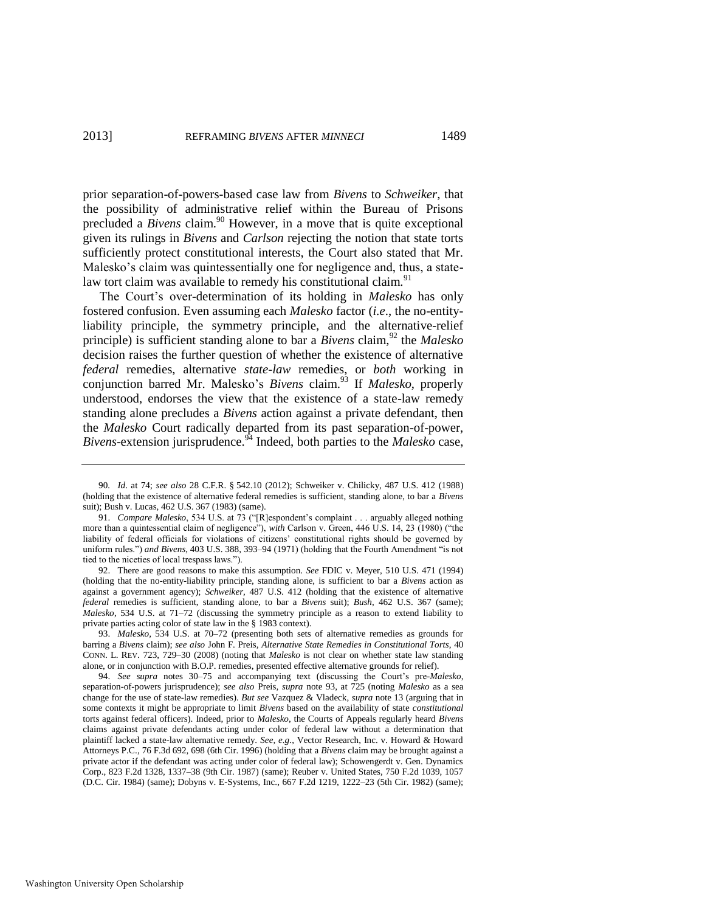prior separation-of-powers-based case law from *Bivens* to *Schweiker*, that the possibility of administrative relief within the Bureau of Prisons precluded a *Bivens* claim.[90] However, in a move that is quite exceptional given its rulings in *Bivens* and *Carlson* rejecting the notion that state torts sufficiently protect constitutional interests, the Court also stated that Mr. Malesko's claim was quintessentially one for negligence and, thus, a state-law tort claim was available to remedy his constitutional claim.[91]

The Court's over-determination of its holding in *Malesko* has only fostered confusion. Even assuming each *Malesko* factor (*i.e*., the no-entity-liability principle, the symmetry principle, and the alternative-relief principle) is sufficient standing alone to bar a *Bivens* claim,[92] the *Malesko* decision raises the further question of whether the existence of alternative *federal* remedies, alternative *state-law* remedies, or *both* working in conjunction barred Mr. Malesko's *Bivens* claim.[93] If *Malesko*, properly understood, endorses the view that the existence of a state-law remedy standing alone precludes a *Bivens* action against a private defendant, then the *Malesko* Court radically departed from its past separation-of-power, *Bivens*-extension jurisprudence.[94] Indeed, both parties to the *Malesko* case,

---

90. *Id*. at 74; *see also* 28 C.F.R. § 542.10 (2012); Schweiker v. Chilicky, 487 U.S. 412 (1988) (holding that the existence of alternative federal remedies is sufficient, standing alone, to bar a *Bivens* suit); Bush v. Lucas, 462 U.S. 367 (1983) (same).

91. *Compare Malesko*, 534 U.S. at 73 ("[R]espondent's complaint . . . arguably alleged nothing more than a quintessential claim of negligence"), *with* Carlson v. Green, 446 U.S. 14, 23 (1980) ("the liability of federal officials for violations of citizens' constitutional rights should be governed by uniform rules.") *and Bivens*, 403 U.S. 388, 393–94 (1971) (holding that the Fourth Amendment "is not tied to the niceties of local trespass laws.").

92. There are good reasons to make this assumption. *See* FDIC v. Meyer, 510 U.S. 471 (1994) (holding that the no-entity-liability principle, standing alone, is sufficient to bar a *Bivens* action as against a government agency); *Schweiker*, 487 U.S. 412 (holding that the existence of alternative *federal* remedies is sufficient, standing alone, to bar a *Bivens* suit); *Bush*, 462 U.S. 367 (same); *Malesko*, 534 U.S. at 71–72 (discussing the symmetry principle as a reason to extend liability to private parties acting color of state law in the § 1983 context).

93. *Malesko*, 534 U.S. at 70–72 (presenting both sets of alternative remedies as grounds for barring a *Bivens* claim); *see also* John F. Preis, *Alternative State Remedies in Constitutional Torts*, 40 CONN. L. REV. 723, 729–30 (2008) (noting that *Malesko* is not clear on whether state law standing alone, or in conjunction with B.O.P. remedies, presented effective alternative grounds for relief).

94. *See supra* notes 30–75 and accompanying text (discussing the Court's pre-*Malesko*, separation-of-powers jurisprudence); *see also* Preis, *supra* note 93, at 725 (noting *Malesko* as a sea change for the use of state-law remedies). *But see* Vazquez & Vladeck, *supra* note 13 (arguing that in some contexts it might be appropriate to limit *Bivens* based on the availability of state *constitutional* torts against federal officers). Indeed, prior to *Malesko*, the Courts of Appeals regularly heard *Bivens* claims against private defendants acting under color of federal law without a determination that plaintiff lacked a state-law alternative remedy. *See, e.g*., Vector Research, Inc. v. Howard & Howard Attorneys P.C., 76 F.3d 692, 698 (6th Cir. 1996) (holding that a *Bivens* claim may be brought against a private actor if the defendant was acting under color of federal law); Schowengerdt v. Gen. Dynamics Corp., 823 F.2d 1328, 1337–38 (9th Cir. 1987) (same); Reuber v. United States, 750 F.2d 1039, 1057 (D.C. Cir. 1984) (same); Dobyns v. E-Systems, Inc., 667 F.2d 1219, 1222–23 (5th Cir. 1982) (same);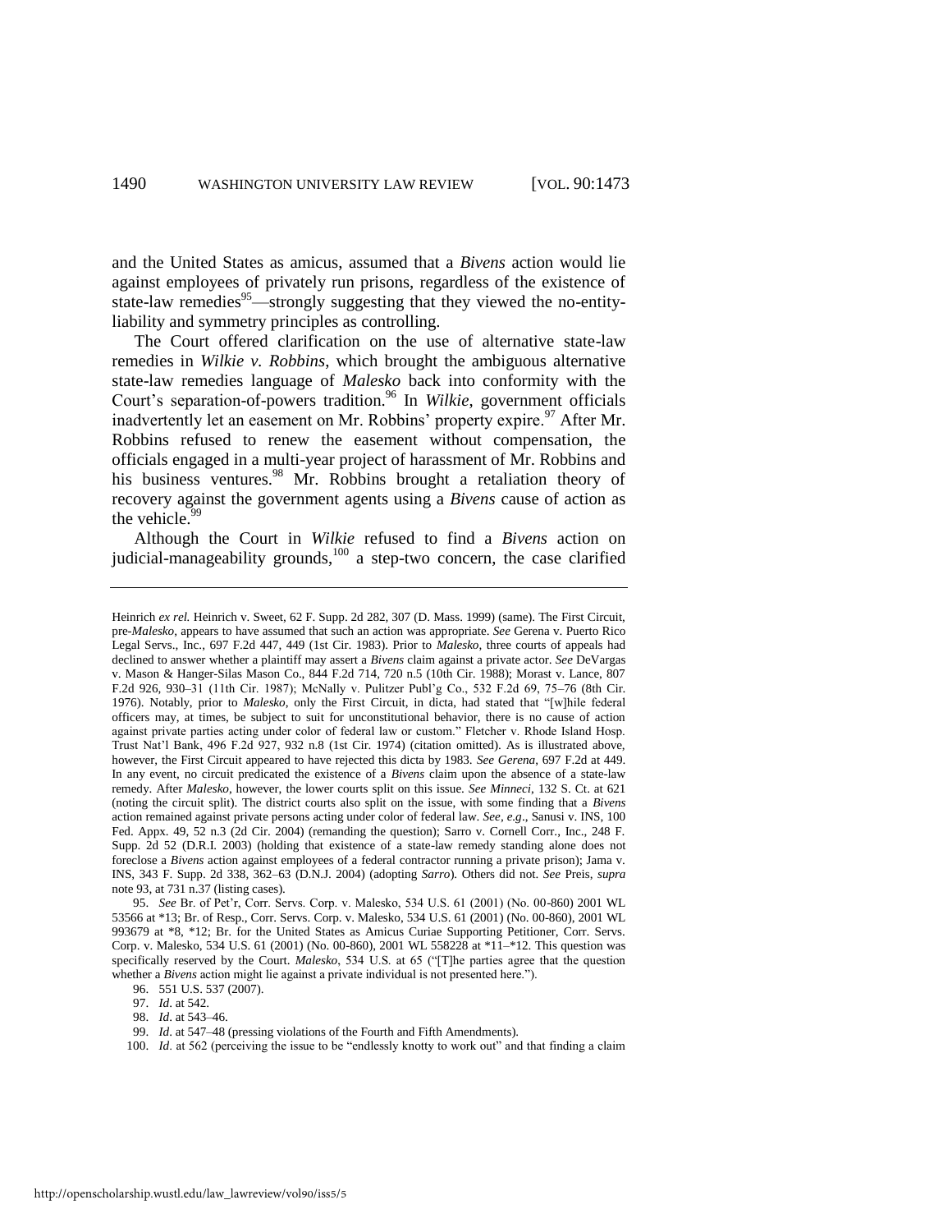and the United States as amicus, assumed that a *Bivens* action would lie against employees of privately run prisons, regardless of the existence of state-law remedies[95]—strongly suggesting that they viewed the no-entity-liability and symmetry principles as controlling.

The Court offered clarification on the use of alternative state-law remedies in *Wilkie v. Robbins*, which brought the ambiguous alternative state-law remedies language of *Malesko* back into conformity with the Court's separation-of-powers tradition.[96] In *Wilkie*, government officials inadvertently let an easement on Mr. Robbins' property expire.[97] After Mr. Robbins refused to renew the easement without compensation, the officials engaged in a multi-year project of harassment of Mr. Robbins and his business ventures.[98] Mr. Robbins brought a retaliation theory of recovery against the government agents using a *Bivens* cause of action as the vehicle.[99]

Although the Court in *Wilkie* refused to find a *Bivens* action on judicial-manageability grounds,[100] a step-two concern, the case clarified

---

Heinrich *ex rel.* Heinrich v. Sweet, 62 F. Supp. 2d 282, 307 (D. Mass. 1999) (same). The First Circuit, pre-*Malesko*, appears to have assumed that such an action was appropriate. *See* Gerena v. Puerto Rico Legal Servs., Inc., 697 F.2d 447, 449 (1st Cir. 1983). Prior to *Malesko*, three courts of appeals had declined to answer whether a plaintiff may assert a *Bivens* claim against a private actor. *See* DeVargas v. Mason & Hanger-Silas Mason Co., 844 F.2d 714, 720 n.5 (10th Cir. 1988); Morast v. Lance, 807 F.2d 926, 930–31 (11th Cir. 1987); McNally v. Pulitzer Publ'g Co., 532 F.2d 69, 75–76 (8th Cir. 1976). Notably, prior to *Malesko*, only the First Circuit, in dicta, had stated that "[w]hile federal officers may, at times, be subject to suit for unconstitutional behavior, there is no cause of action against private parties acting under color of federal law or custom." Fletcher v. Rhode Island Hosp. Trust Nat'l Bank, 496 F.2d 927, 932 n.8 (1st Cir. 1974) (citation omitted). As is illustrated above, however, the First Circuit appeared to have rejected this dicta by 1983. *See Gerena*, 697 F.2d at 449. In any event, no circuit predicated the existence of a *Bivens* claim upon the absence of a state-law remedy. After *Malesko*, however, the lower courts split on this issue. *See Minneci*, 132 S. Ct. at 621 (noting the circuit split). The district courts also split on the issue, with some finding that a *Bivens* action remained against private persons acting under color of federal law. *See, e.g*., Sanusi v. INS, 100 Fed. Appx. 49, 52 n.3 (2d Cir. 2004) (remanding the question); Sarro v. Cornell Corr., Inc., 248 F. Supp. 2d 52 (D.R.I. 2003) (holding that existence of a state-law remedy standing alone does not foreclose a *Bivens* action against employees of a federal contractor running a private prison); Jama v. INS, 343 F. Supp. 2d 338, 362–63 (D.N.J. 2004) (adopting *Sarro*). Others did not. *See* Preis, *supra* note 93, at 731 n.37 (listing cases).

95. *See* Br. of Pet'r, Corr. Servs. Corp. v. Malesko, 534 U.S. 61 (2001) (No. 00-860) 2001 WL 53566 at *13; Br. of Resp., Corr. Servs. Corp. v. Malesko, 534 U.S. 61 (2001) (No. 00-860), 2001 WL 993679 at *8, *12; Br. for the United States as Amicus Curiae Supporting Petitioner, Corr. Servs. Corp. v. Malesko, 534 U.S. 61 (2001) (No. 00-860), 2001 WL 558228 at *11–*12. This question was specifically reserved by the Court. *Malesko*, 534 U.S. at 65 ("[T]he parties agree that the question whether a *Bivens* action might lie against a private individual is not presented here.").

96. 551 U.S. 537 (2007).

97. *Id*. at 542.

98. *Id*. at 543–46.

99. *Id*. at 547–48 (pressing violations of the Fourth and Fifth Amendments).

100. *Id*. at 562 (perceiving the issue to be "endlessly knotty to work out" and that finding a claim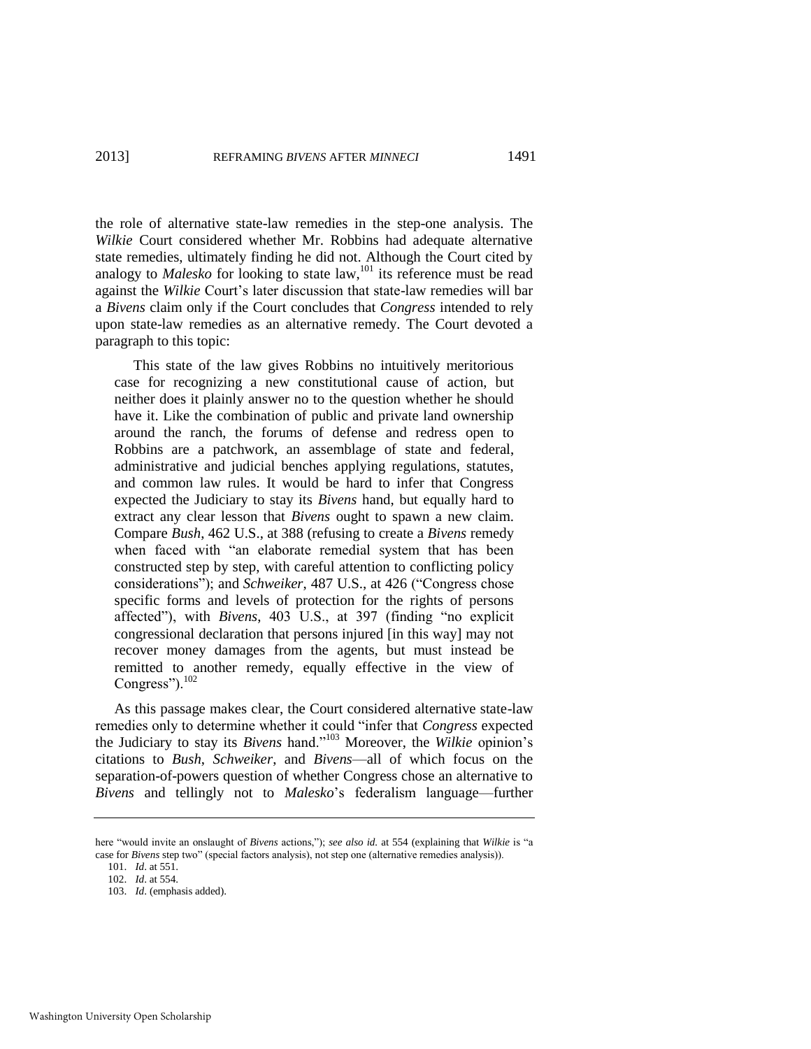the role of alternative state-law remedies in the step-one analysis. The *Wilkie* Court considered whether Mr. Robbins had adequate alternative state remedies, ultimately finding he did not. Although the Court cited by analogy to *Malesko* for looking to state law,[101] its reference must be read against the *Wilkie* Court's later discussion that state-law remedies will bar a *Bivens* claim only if the Court concludes that *Congress* intended to rely upon state-law remedies as an alternative remedy. The Court devoted a paragraph to this topic:

> This state of the law gives Robbins no intuitively meritorious case for recognizing a new constitutional cause of action, but neither does it plainly answer no to the question whether he should have it. Like the combination of public and private land ownership around the ranch, the forums of defense and redress open to Robbins are a patchwork, an assemblage of state and federal, administrative and judicial benches applying regulations, statutes, and common law rules. It would be hard to infer that Congress expected the Judiciary to stay its *Bivens* hand, but equally hard to extract any clear lesson that *Bivens* ought to spawn a new claim. Compare *Bush*, 462 U.S., at 388 (refusing to create a *Bivens* remedy when faced with "an elaborate remedial system that has been constructed step by step, with careful attention to conflicting policy considerations"); and *Schweiker*, 487 U.S., at 426 ("Congress chose specific forms and levels of protection for the rights of persons affected"), with *Bivens*, 403 U.S., at 397 (finding "no explicit congressional declaration that persons injured [in this way] may not recover money damages from the agents, but must instead be remitted to another remedy, equally effective in the view of Congress").[102]

As this passage makes clear, the Court considered alternative state-law remedies only to determine whether it could "infer that *Congress* expected the Judiciary to stay its *Bivens* hand."[103] Moreover, the *Wilkie* opinion's citations to *Bush*, *Schweiker*, and *Bivens*—all of which focus on the separation-of-powers question of whether Congress chose an alternative to *Bivens* and tellingly not to *Malesko*'s federalism language—further

---

here "would invite an onslaught of *Bivens* actions,"); *see also id.* at 554 (explaining that *Wilkie* is "a case for *Bivens* step two" (special factors analysis), not step one (alternative remedies analysis)).

101. *Id*. at 551.

102. *Id*. at 554.

103. *Id*. (emphasis added).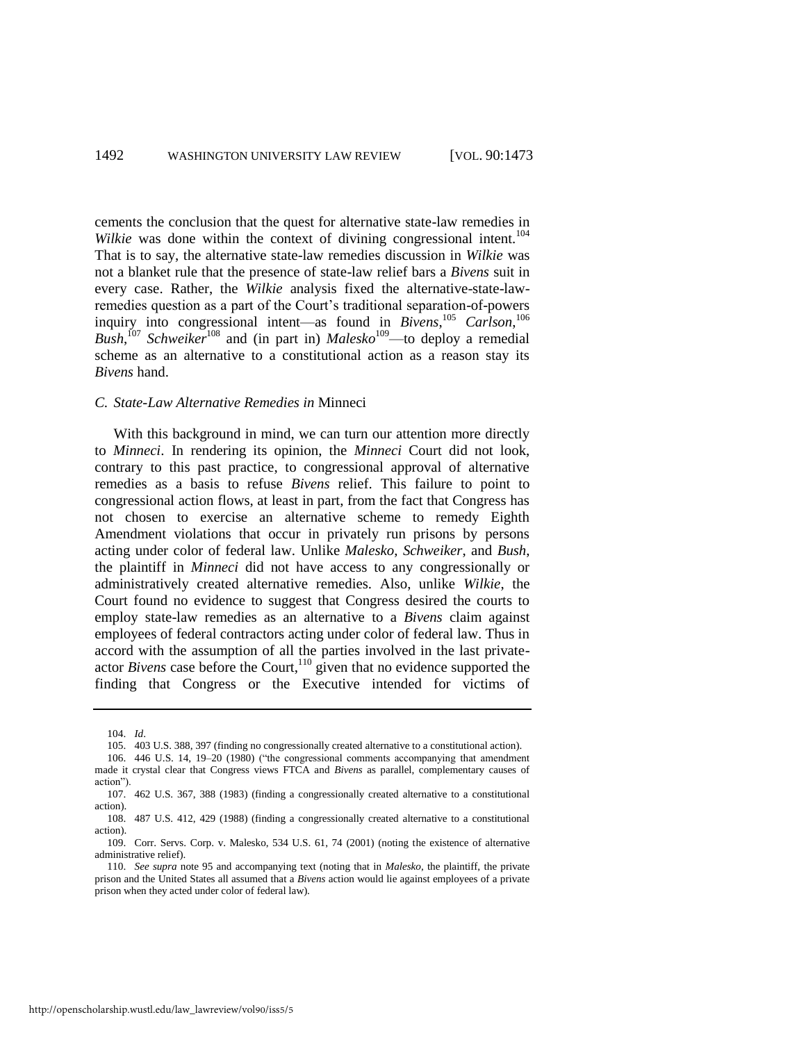cements the conclusion that the quest for alternative state-law remedies in *Wilkie* was done within the context of divining congressional intent.[104] That is to say, the alternative state-law remedies discussion in *Wilkie* was not a blanket rule that the presence of state-law relief bars a *Bivens* suit in every case. Rather, the *Wilkie* analysis fixed the alternative-state-law-remedies question as a part of the Court's traditional separation-of-powers inquiry into congressional intent—as found in *Bivens*,[105] *Carlson*,[106] *Bush*,[107] *Schweiker*[108] and (in part in) *Malesko*[109]—to deploy a remedial scheme as an alternative to a constitutional action as a reason stay its *Bivens* hand.

### *C. State-Law Alternative Remedies in* Minneci

With this background in mind, we can turn our attention more directly to *Minneci*. In rendering its opinion, the *Minneci* Court did not look, contrary to this past practice, to congressional approval of alternative remedies as a basis to refuse *Bivens* relief. This failure to point to congressional action flows, at least in part, from the fact that Congress has not chosen to exercise an alternative scheme to remedy Eighth Amendment violations that occur in privately run prisons by persons acting under color of federal law. Unlike *Malesko*, *Schweiker*, and *Bush*, the plaintiff in *Minneci* did not have access to any congressionally or administratively created alternative remedies. Also, unlike *Wilkie*, the Court found no evidence to suggest that Congress desired the courts to employ state-law remedies as an alternative to a *Bivens* claim against employees of federal contractors acting under color of federal law. Thus in accord with the assumption of all the parties involved in the last private-actor *Bivens* case before the Court,[110] given that no evidence supported the finding that Congress or the Executive intended for victims of

---

104. *Id*.

105. 403 U.S. 388, 397 (finding no congressionally created alternative to a constitutional action).

106. 446 U.S. 14, 19–20 (1980) ("the congressional comments accompanying that amendment made it crystal clear that Congress views FTCA and *Bivens* as parallel, complementary causes of action").

107. 462 U.S. 367, 388 (1983) (finding a congressionally created alternative to a constitutional action).

108. 487 U.S. 412, 429 (1988) (finding a congressionally created alternative to a constitutional action).

109. Corr. Servs. Corp. v. Malesko, 534 U.S. 61, 74 (2001) (noting the existence of alternative administrative relief).

110. *See supra* note 95 and accompanying text (noting that in *Malesko*, the plaintiff, the private prison and the United States all assumed that a *Bivens* action would lie against employees of a private prison when they acted under color of federal law).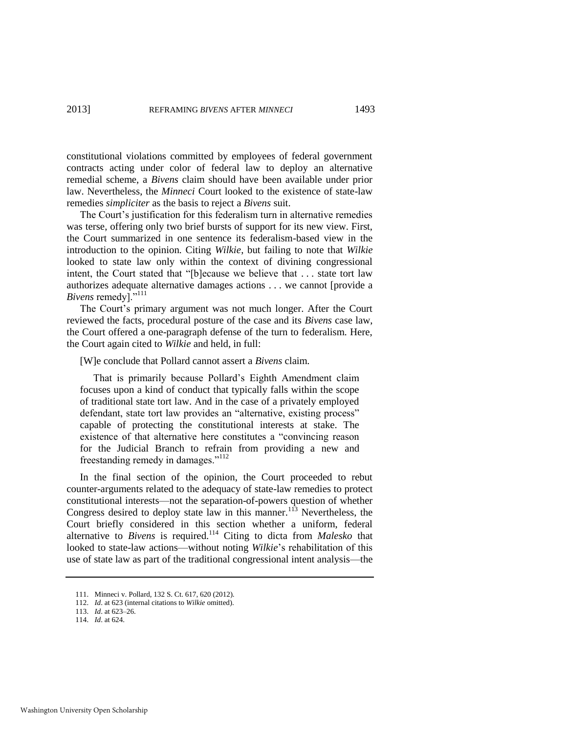constitutional violations committed by employees of federal government contracts acting under color of federal law to deploy an alternative remedial scheme, a *Bivens* claim should have been available under prior law. Nevertheless, the *Minneci* Court looked to the existence of state-law remedies *simpliciter* as the basis to reject a *Bivens* suit.

The Court's justification for this federalism turn in alternative remedies was terse, offering only two brief bursts of support for its new view. First, the Court summarized in one sentence its federalism-based view in the introduction to the opinion. Citing *Wilkie*, but failing to note that *Wilkie* looked to state law only within the context of divining congressional intent, the Court stated that "[b]ecause we believe that . . . state tort law authorizes adequate alternative damages actions . . . we cannot [provide a *Bivens* remedy]."[111]

The Court's primary argument was not much longer. After the Court reviewed the facts, procedural posture of the case and its *Bivens* case law, the Court offered a one-paragraph defense of the turn to federalism. Here, the Court again cited to *Wilkie* and held, in full:

> [W]e conclude that Pollard cannot assert a *Bivens* claim.
>
> That is primarily because Pollard's Eighth Amendment claim focuses upon a kind of conduct that typically falls within the scope of traditional state tort law. And in the case of a privately employed defendant, state tort law provides an "alternative, existing process" capable of protecting the constitutional interests at stake. The existence of that alternative here constitutes a "convincing reason for the Judicial Branch to refrain from providing a new and freestanding remedy in damages."[112]

In the final section of the opinion, the Court proceeded to rebut counter-arguments related to the adequacy of state-law remedies to protect constitutional interests—not the separation-of-powers question of whether Congress desired to deploy state law in this manner.[113] Nevertheless, the Court briefly considered in this section whether a uniform, federal alternative to *Bivens* is required.[114] Citing to dicta from *Malesko* that looked to state-law actions—without noting *Wilkie*'s rehabilitation of this use of state law as part of the traditional congressional intent analysis—the

---

111. Minneci v. Pollard, 132 S. Ct. 617, 620 (2012).

112. *Id*. at 623 (internal citations to *Wilkie* omitted).

113. *Id*. at 623–26.

114. *Id*. at 624.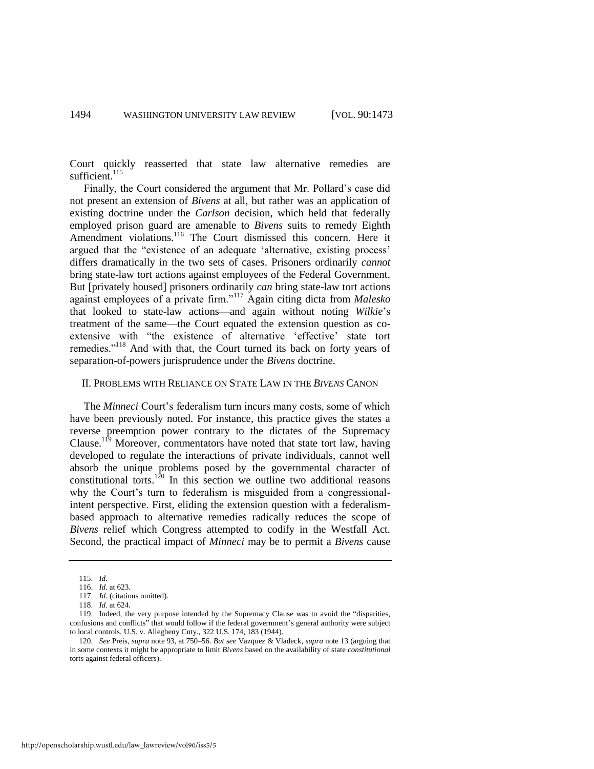Court quickly reasserted that state law alternative remedies are sufficient.[115]

Finally, the Court considered the argument that Mr. Pollard's case did not present an extension of *Bivens* at all, but rather was an application of existing doctrine under the *Carlson* decision, which held that federally employed prison guard are amenable to *Bivens* suits to remedy Eighth Amendment violations.[116] The Court dismissed this concern. Here it argued that the "existence of an adequate 'alternative, existing process' differs dramatically in the two sets of cases. Prisoners ordinarily *cannot* bring state-law tort actions against employees of the Federal Government. But [privately housed] prisoners ordinarily *can* bring state-law tort actions against employees of a private firm."[117] Again citing dicta from *Malesko* that looked to state-law actions—and again without noting *Wilkie*'s treatment of the same—the Court equated the extension question as co-extensive with "the existence of alternative 'effective' state tort remedies."[118] And with that, the Court turned its back on forty years of separation-of-powers jurisprudence under the *Bivens* doctrine.

## II. PROBLEMS WITH RELIANCE ON STATE LAW IN THE *BIVENS* CANON

The *Minneci* Court's federalism turn incurs many costs, some of which have been previously noted. For instance, this practice gives the states a reverse preemption power contrary to the dictates of the Supremacy Clause.[119] Moreover, commentators have noted that state tort law, having developed to regulate the interactions of private individuals, cannot well absorb the unique problems posed by the governmental character of constitutional torts.[120] In this section we outline two additional reasons why the Court's turn to federalism is misguided from a congressional-intent perspective. First, eliding the extension question with a federalism-based approach to alternative remedies radically reduces the scope of *Bivens* relief which Congress attempted to codify in the Westfall Act. Second, the practical impact of *Minneci* may be to permit a *Bivens* cause

---

115. *Id*.

116. *Id*. at 623.

117. *Id.* (citations omitted).

118. *Id.* at 624.

119. Indeed, the very purpose intended by the Supremacy Clause was to avoid the "disparities, confusions and conflicts" that would follow if the federal government's general authority were subject to local controls. U.S. v. Allegheny Cnty., 322 U.S. 174, 183 (1944).

120. *See* Preis, *supra* note 93, at 750–56. *But see* Vazquez & Vladeck, *supra* note 13 (arguing that in some contexts it might be appropriate to limit *Bivens* based on the availability of state *constitutional* torts against federal officers).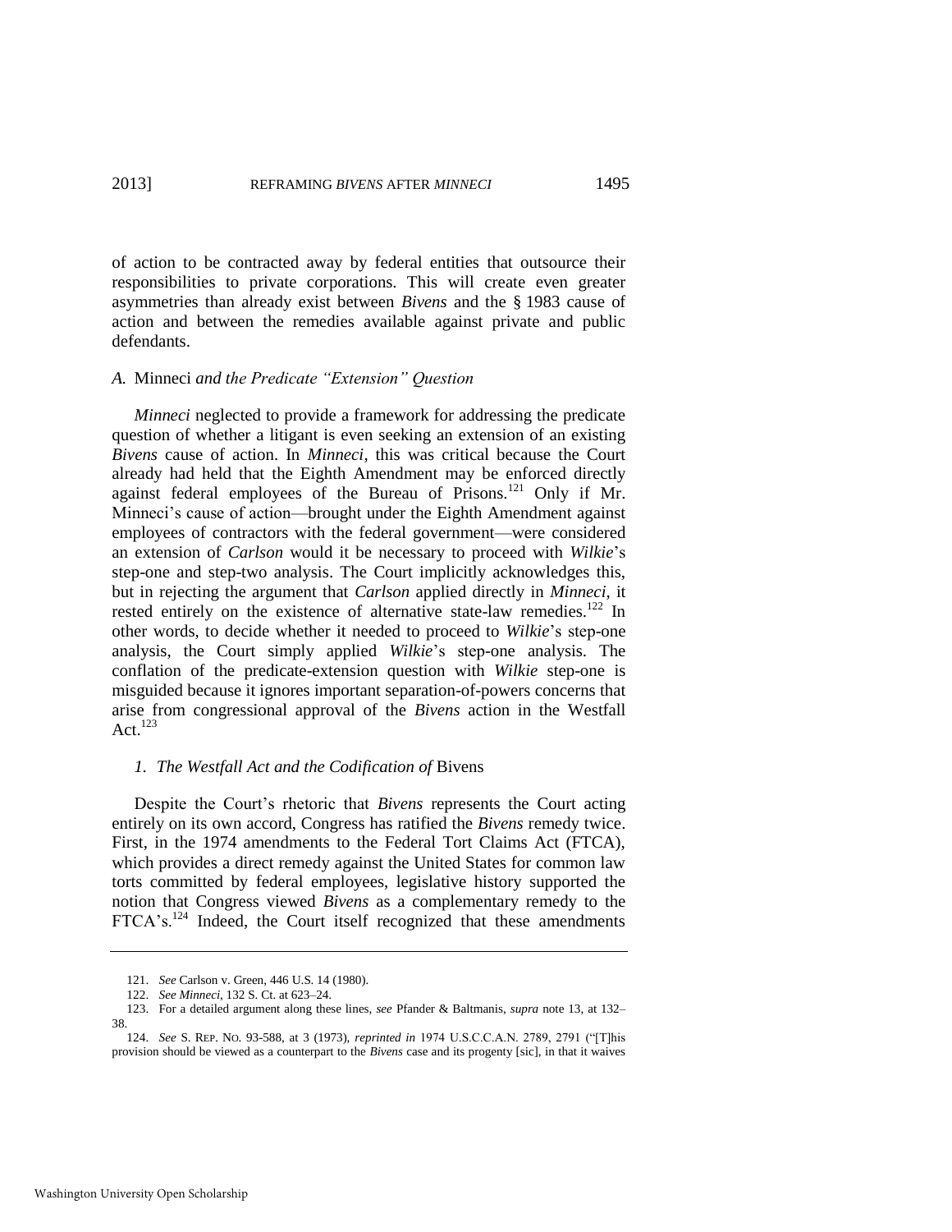of action to be contracted away by federal entities that outsource their responsibilities to private corporations. This will create even greater asymmetries than already exist between *Bivens* and the § 1983 cause of action and between the remedies available against private and public defendants.

### *A.* Minneci *and the Predicate "Extension" Question*

*Minneci* neglected to provide a framework for addressing the predicate question of whether a litigant is even seeking an extension of an existing *Bivens* cause of action. In *Minneci*, this was critical because the Court already had held that the Eighth Amendment may be enforced directly against federal employees of the Bureau of Prisons.[121] Only if Mr. Minneci's cause of action—brought under the Eighth Amendment against employees of contractors with the federal government—were considered an extension of *Carlson* would it be necessary to proceed with *Wilkie*'s step-one and step-two analysis. The Court implicitly acknowledges this, but in rejecting the argument that *Carlson* applied directly in *Minneci*, it rested entirely on the existence of alternative state-law remedies.[122] In other words, to decide whether it needed to proceed to *Wilkie*'s step-one analysis, the Court simply applied *Wilkie*'s step-one analysis. The conflation of the predicate-extension question with *Wilkie* step-one is misguided because it ignores important separation-of-powers concerns that arise from congressional approval of the *Bivens* action in the Westfall Act.[123]

#### *1. The Westfall Act and the Codification of* Bivens

Despite the Court's rhetoric that *Bivens* represents the Court acting entirely on its own accord, Congress has ratified the *Bivens* remedy twice. First, in the 1974 amendments to the Federal Tort Claims Act (FTCA), which provides a direct remedy against the United States for common law torts committed by federal employees, legislative history supported the notion that Congress viewed *Bivens* as a complementary remedy to the FTCA's.[124] Indeed, the Court itself recognized that these amendments

---

121. *See* Carlson v. Green, 446 U.S. 14 (1980).

122. *See Minneci*, 132 S. Ct. at 623–24.

123. For a detailed argument along these lines, *see* Pfander & Baltmanis, *supra* note 13, at 132–38.

124. *See* S. REP. NO. 93-588, at 3 (1973), *reprinted in* 1974 U.S.C.C.A.N. 2789, 2791 ("[T]his provision should be viewed as a counterpart to the *Bivens* case and its progenty [sic], in that it waives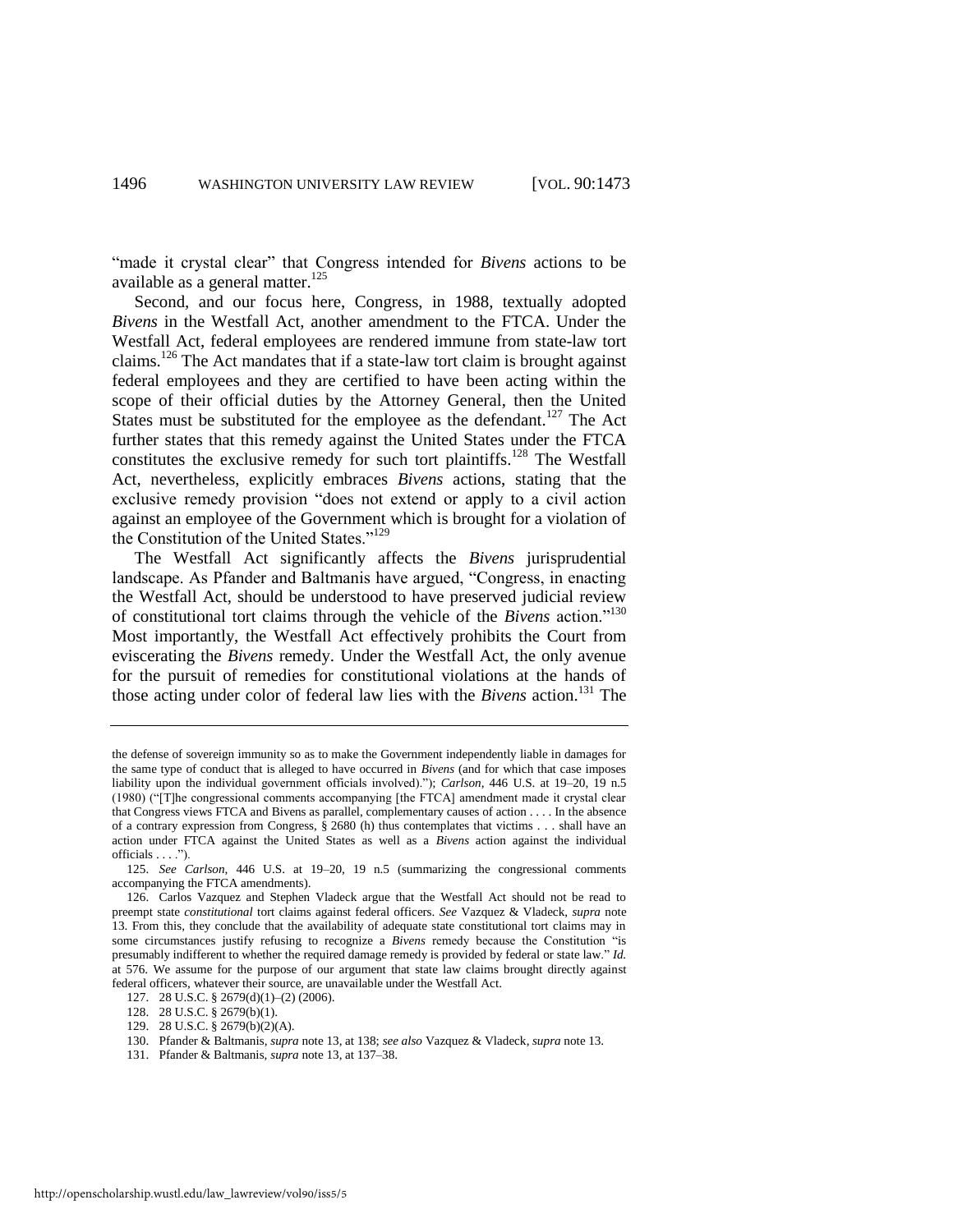"made it crystal clear" that Congress intended for *Bivens* actions to be available as a general matter.[125]

Second, and our focus here, Congress, in 1988, textually adopted *Bivens* in the Westfall Act, another amendment to the FTCA. Under the Westfall Act, federal employees are rendered immune from state-law tort claims.[126] The Act mandates that if a state-law tort claim is brought against federal employees and they are certified to have been acting within the scope of their official duties by the Attorney General, then the United States must be substituted for the employee as the defendant.[127] The Act further states that this remedy against the United States under the FTCA constitutes the exclusive remedy for such tort plaintiffs.[128] The Westfall Act, nevertheless, explicitly embraces *Bivens* actions, stating that the exclusive remedy provision "does not extend or apply to a civil action against an employee of the Government which is brought for a violation of the Constitution of the United States."[129]

The Westfall Act significantly affects the *Bivens* jurisprudential landscape. As Pfander and Baltmanis have argued, "Congress, in enacting the Westfall Act, should be understood to have preserved judicial review of constitutional tort claims through the vehicle of the *Bivens* action."[130] Most importantly, the Westfall Act effectively prohibits the Court from eviscerating the *Bivens* remedy. Under the Westfall Act, the only avenue for the pursuit of remedies for constitutional violations at the hands of those acting under color of federal law lies with the *Bivens* action.[131] The

---

the defense of sovereign immunity so as to make the Government independently liable in damages for the same type of conduct that is alleged to have occurred in *Bivens* (and for which that case imposes liability upon the individual government officials involved)."); *Carlson*, 446 U.S. at 19–20, 19 n.5 (1980) ("[T]he congressional comments accompanying [the FTCA] amendment made it crystal clear that Congress views FTCA and Bivens as parallel, complementary causes of action . . . . In the absence of a contrary expression from Congress, § 2680 (h) thus contemplates that victims . . . shall have an action under FTCA against the United States as well as a *Bivens* action against the individual officials . . . .").

125. *See Carlson*, 446 U.S. at 19–20, 19 n.5 (summarizing the congressional comments accompanying the FTCA amendments).

126. Carlos Vazquez and Stephen Vladeck argue that the Westfall Act should not be read to preempt state *constitutional* tort claims against federal officers. *See* Vazquez & Vladeck, *supra* note 13. From this, they conclude that the availability of adequate state constitutional tort claims may in some circumstances justify refusing to recognize a *Bivens* remedy because the Constitution "is presumably indifferent to whether the required damage remedy is provided by federal or state law." *Id.* at 576. We assume for the purpose of our argument that state law claims brought directly against federal officers, whatever their source, are unavailable under the Westfall Act.

127. 28 U.S.C. § 2679(d)(1)–(2) (2006).

128. 28 U.S.C. § 2679(b)(1).

129. 28 U.S.C. § 2679(b)(2)(A).

130. Pfander & Baltmanis, *supra* note 13, at 138; *see also* Vazquez & Vladeck, *supra* note 13.

131. Pfander & Baltmanis, *supra* note 13, at 137–38.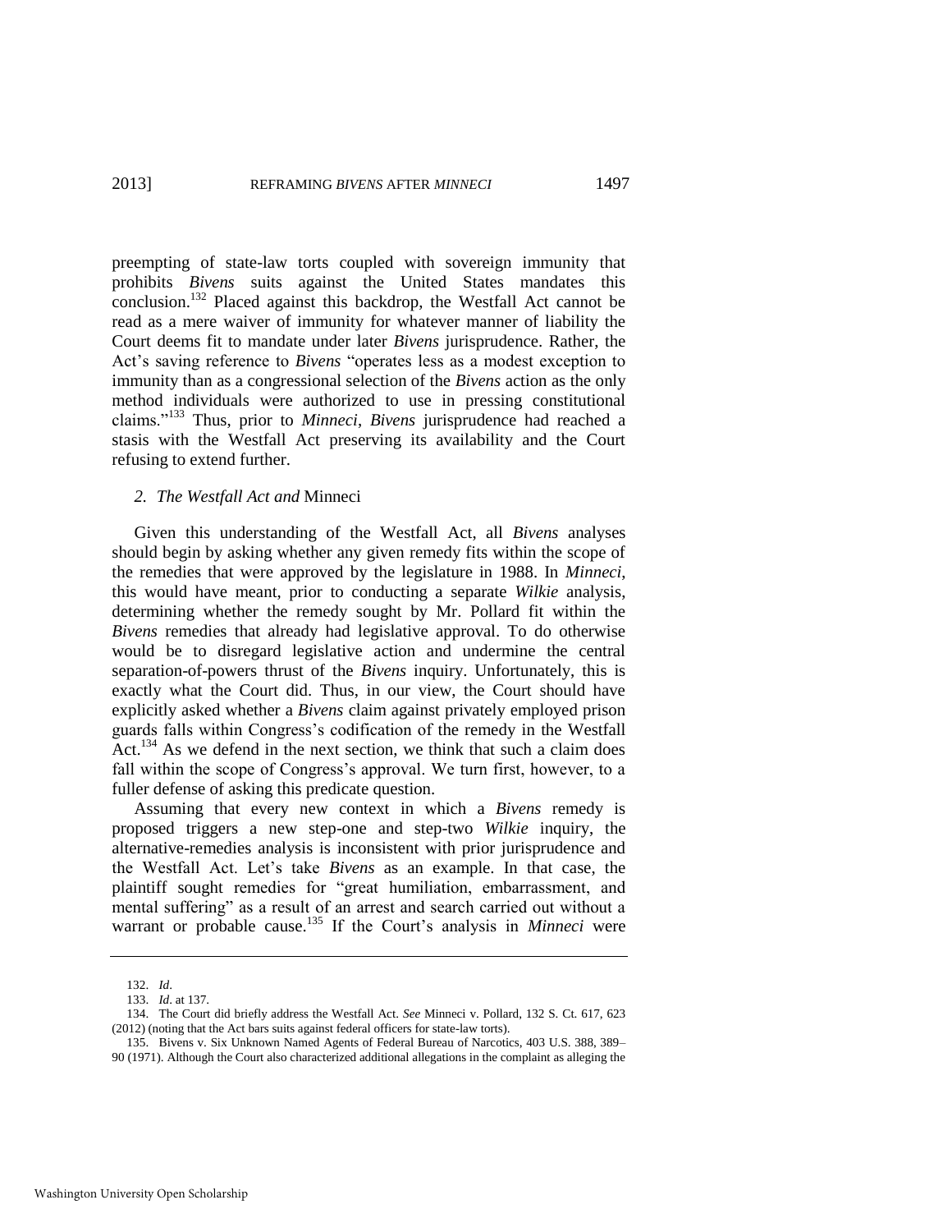preempting of state-law torts coupled with sovereign immunity that prohibits *Bivens* suits against the United States mandates this conclusion.[132] Placed against this backdrop, the Westfall Act cannot be read as a mere waiver of immunity for whatever manner of liability the Court deems fit to mandate under later *Bivens* jurisprudence. Rather, the Act's saving reference to *Bivens* "operates less as a modest exception to immunity than as a congressional selection of the *Bivens* action as the only method individuals were authorized to use in pressing constitutional claims."[133] Thus, prior to *Minneci*, *Bivens* jurisprudence had reached a stasis with the Westfall Act preserving its availability and the Court refusing to extend further.

### *2. The Westfall Act and* Minneci

Given this understanding of the Westfall Act, all *Bivens* analyses should begin by asking whether any given remedy fits within the scope of the remedies that were approved by the legislature in 1988. In *Minneci*, this would have meant, prior to conducting a separate *Wilkie* analysis, determining whether the remedy sought by Mr. Pollard fit within the *Bivens* remedies that already had legislative approval. To do otherwise would be to disregard legislative action and undermine the central separation-of-powers thrust of the *Bivens* inquiry. Unfortunately, this is exactly what the Court did. Thus, in our view, the Court should have explicitly asked whether a *Bivens* claim against privately employed prison guards falls within Congress's codification of the remedy in the Westfall Act.[134] As we defend in the next section, we think that such a claim does fall within the scope of Congress's approval. We turn first, however, to a fuller defense of asking this predicate question.

Assuming that every new context in which a *Bivens* remedy is proposed triggers a new step-one and step-two *Wilkie* inquiry, the alternative-remedies analysis is inconsistent with prior jurisprudence and the Westfall Act. Let's take *Bivens* as an example. In that case, the plaintiff sought remedies for "great humiliation, embarrassment, and mental suffering" as a result of an arrest and search carried out without a warrant or probable cause.[135] If the Court's analysis in *Minneci* were

---

132. *Id*.

133. *Id*. at 137.

134. The Court did briefly address the Westfall Act. *See* Minneci v. Pollard, 132 S. Ct. 617, 623 (2012) (noting that the Act bars suits against federal officers for state-law torts).

135. Bivens v. Six Unknown Named Agents of Federal Bureau of Narcotics, 403 U.S. 388, 389–90 (1971). Although the Court also characterized additional allegations in the complaint as alleging the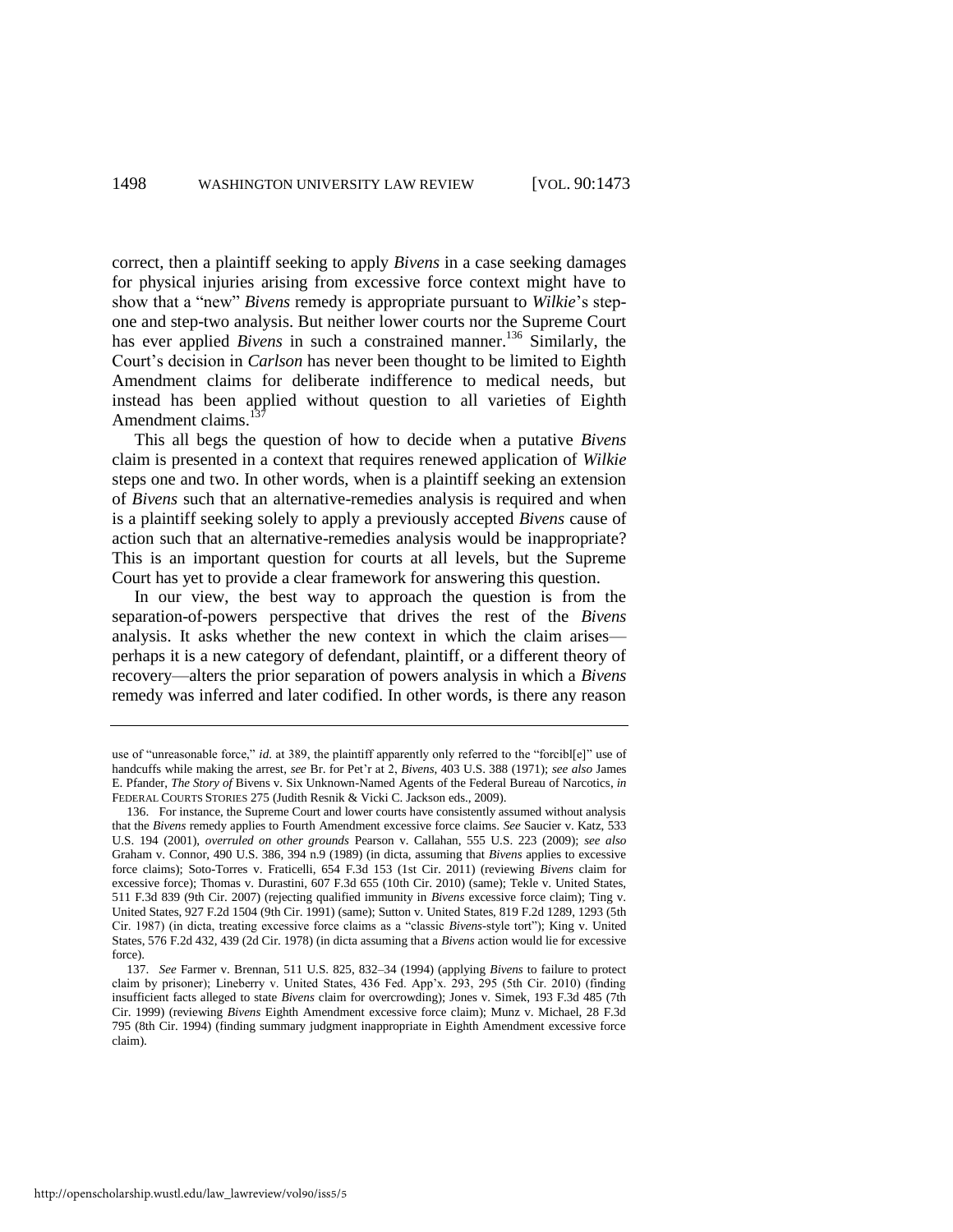correct, then a plaintiff seeking to apply *Bivens* in a case seeking damages for physical injuries arising from excessive force context might have to show that a "new" *Bivens* remedy is appropriate pursuant to *Wilkie*'s step-one and step-two analysis. But neither lower courts nor the Supreme Court has ever applied *Bivens* in such a constrained manner.[136] Similarly, the Court's decision in *Carlson* has never been thought to be limited to Eighth Amendment claims for deliberate indifference to medical needs, but instead has been applied without question to all varieties of Eighth Amendment claims.[137]

This all begs the question of how to decide when a putative *Bivens* claim is presented in a context that requires renewed application of *Wilkie* steps one and two. In other words, when is a plaintiff seeking an extension of *Bivens* such that an alternative-remedies analysis is required and when is a plaintiff seeking solely to apply a previously accepted *Bivens* cause of action such that an alternative-remedies analysis would be inappropriate? This is an important question for courts at all levels, but the Supreme Court has yet to provide a clear framework for answering this question.

In our view, the best way to approach the question is from the separation-of-powers perspective that drives the rest of the *Bivens* analysis. It asks whether the new context in which the claim arises—perhaps it is a new category of defendant, plaintiff, or a different theory of recovery—alters the prior separation of powers analysis in which a *Bivens* remedy was inferred and later codified. In other words, is there any reason

---

use of "unreasonable force," *id.* at 389, the plaintiff apparently only referred to the "forcibl[e]" use of handcuffs while making the arrest, *see* Br. for Pet'r at 2, *Bivens*, 403 U.S. 388 (1971); *see also* James E. Pfander, *The Story of* Bivens v. Six Unknown-Named Agents of the Federal Bureau of Narcotics, *in* FEDERAL COURTS STORIES 275 (Judith Resnik & Vicki C. Jackson eds., 2009).

136. For instance, the Supreme Court and lower courts have consistently assumed without analysis that the *Bivens* remedy applies to Fourth Amendment excessive force claims. *See* Saucier v. Katz, 533 U.S. 194 (2001), *overruled on other grounds* Pearson v. Callahan, 555 U.S. 223 (2009); *see also* Graham v. Connor, 490 U.S. 386, 394 n.9 (1989) (in dicta, assuming that *Bivens* applies to excessive force claims); Soto-Torres v. Fraticelli, 654 F.3d 153 (1st Cir. 2011) (reviewing *Bivens* claim for excessive force); Thomas v. Durastini, 607 F.3d 655 (10th Cir. 2010) (same); Tekle v. United States, 511 F.3d 839 (9th Cir. 2007) (rejecting qualified immunity in *Bivens* excessive force claim); Ting v. United States, 927 F.2d 1504 (9th Cir. 1991) (same); Sutton v. United States, 819 F.2d 1289, 1293 (5th Cir. 1987) (in dicta, treating excessive force claims as a "classic *Bivens*-style tort"); King v. United States, 576 F.2d 432, 439 (2d Cir. 1978) (in dicta assuming that a *Bivens* action would lie for excessive force).

137. *See* Farmer v. Brennan, 511 U.S. 825, 832–34 (1994) (applying *Bivens* to failure to protect claim by prisoner); Lineberry v. United States, 436 Fed. App'x. 293, 295 (5th Cir. 2010) (finding insufficient facts alleged to state *Bivens* claim for overcrowding); Jones v. Simek, 193 F.3d 485 (7th Cir. 1999) (reviewing *Bivens* Eighth Amendment excessive force claim); Munz v. Michael, 28 F.3d 795 (8th Cir. 1994) (finding summary judgment inappropriate in Eighth Amendment excessive force claim).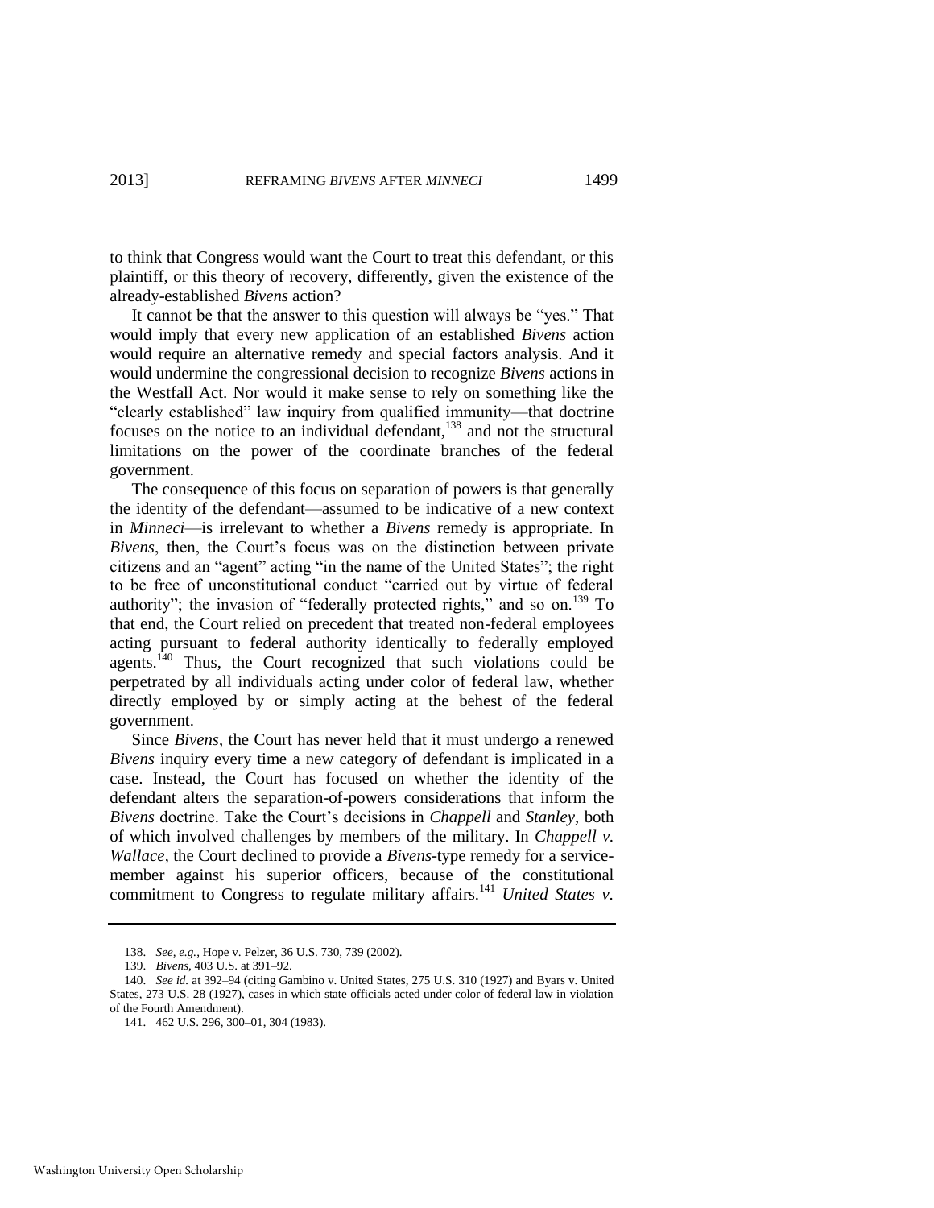to think that Congress would want the Court to treat this defendant, or this plaintiff, or this theory of recovery, differently, given the existence of the already-established *Bivens* action?

It cannot be that the answer to this question will always be "yes." That would imply that every new application of an established *Bivens* action would require an alternative remedy and special factors analysis. And it would undermine the congressional decision to recognize *Bivens* actions in the Westfall Act. Nor would it make sense to rely on something like the "clearly established" law inquiry from qualified immunity—that doctrine focuses on the notice to an individual defendant,[138] and not the structural limitations on the power of the coordinate branches of the federal government.

The consequence of this focus on separation of powers is that generally the identity of the defendant—assumed to be indicative of a new context in *Minneci*—is irrelevant to whether a *Bivens* remedy is appropriate. In *Bivens*, then, the Court's focus was on the distinction between private citizens and an "agent" acting "in the name of the United States"; the right to be free of unconstitutional conduct "carried out by virtue of federal authority"; the invasion of "federally protected rights," and so on.[139] To that end, the Court relied on precedent that treated non-federal employees acting pursuant to federal authority identically to federally employed agents.[140] Thus, the Court recognized that such violations could be perpetrated by all individuals acting under color of federal law, whether directly employed by or simply acting at the behest of the federal government.

Since *Bivens*, the Court has never held that it must undergo a renewed *Bivens* inquiry every time a new category of defendant is implicated in a case. Instead, the Court has focused on whether the identity of the defendant alters the separation-of-powers considerations that inform the *Bivens* doctrine. Take the Court's decisions in *Chappell* and *Stanley*, both of which involved challenges by members of the military. In *Chappell v. Wallace*, the Court declined to provide a *Bivens*-type remedy for a service-member against his superior officers, because of the constitutional commitment to Congress to regulate military affairs.[141] *United States v.*

---

138. *See, e.g.*, Hope v. Pelzer, 36 U.S. 730, 739 (2002).

139. *Bivens*, 403 U.S. at 391–92.

140. *See id.* at 392–94 (citing Gambino v. United States, 275 U.S. 310 (1927) and Byars v. United States, 273 U.S. 28 (1927), cases in which state officials acted under color of federal law in violation of the Fourth Amendment).

141. 462 U.S. 296, 300–01, 304 (1983).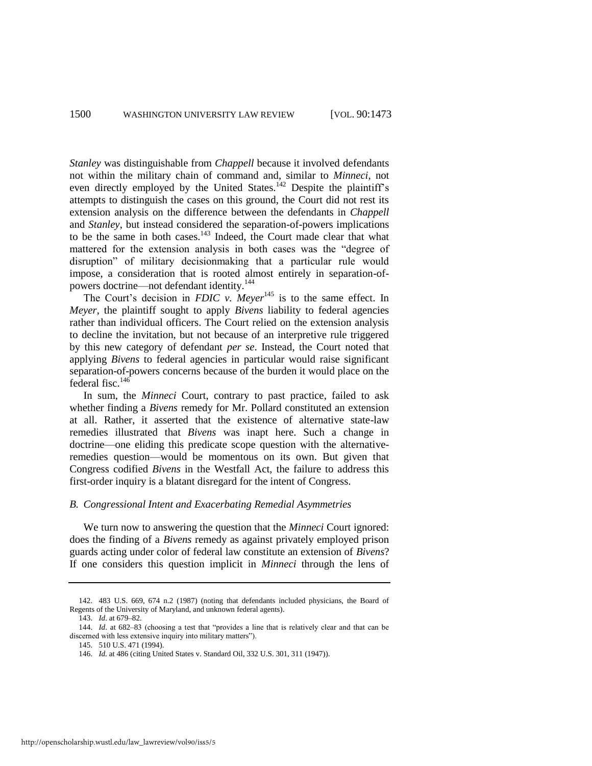*Stanley* was distinguishable from *Chappell* because it involved defendants not within the military chain of command and, similar to *Minneci*, not even directly employed by the United States.[142] Despite the plaintiff's attempts to distinguish the cases on this ground, the Court did not rest its extension analysis on the difference between the defendants in *Chappell* and *Stanley*, but instead considered the separation-of-powers implications to be the same in both cases.[143] Indeed, the Court made clear that what mattered for the extension analysis in both cases was the "degree of disruption" of military decisionmaking that a particular rule would impose, a consideration that is rooted almost entirely in separation-of-powers doctrine—not defendant identity.[144]

The Court's decision in *FDIC v. Meyer*[145] is to the same effect. In *Meyer*, the plaintiff sought to apply *Bivens* liability to federal agencies rather than individual officers. The Court relied on the extension analysis to decline the invitation, but not because of an interpretive rule triggered by this new category of defendant *per se*. Instead, the Court noted that applying *Bivens* to federal agencies in particular would raise significant separation-of-powers concerns because of the burden it would place on the federal fisc.[146]

In sum, the *Minneci* Court, contrary to past practice, failed to ask whether finding a *Bivens* remedy for Mr. Pollard constituted an extension at all. Rather, it asserted that the existence of alternative state-law remedies illustrated that *Bivens* was inapt here. Such a change in doctrine—one eliding this predicate scope question with the alternative-remedies question—would be momentous on its own. But given that Congress codified *Bivens* in the Westfall Act, the failure to address this first-order inquiry is a blatant disregard for the intent of Congress.

### *B. Congressional Intent and Exacerbating Remedial Asymmetries*

We turn now to answering the question that the *Minneci* Court ignored: does the finding of a *Bivens* remedy as against privately employed prison guards acting under color of federal law constitute an extension of *Bivens*? If one considers this question implicit in *Minneci* through the lens of

---

142. 483 U.S. 669, 674 n.2 (1987) (noting that defendants included physicians, the Board of Regents of the University of Maryland, and unknown federal agents).

143. *Id*. at 679–82.

144. *Id*. at 682–83 (choosing a test that "provides a line that is relatively clear and that can be discerned with less extensive inquiry into military matters").

145. 510 U.S. 471 (1994).

146. *Id.* at 486 (citing United States v. Standard Oil, 332 U.S. 301, 311 (1947)).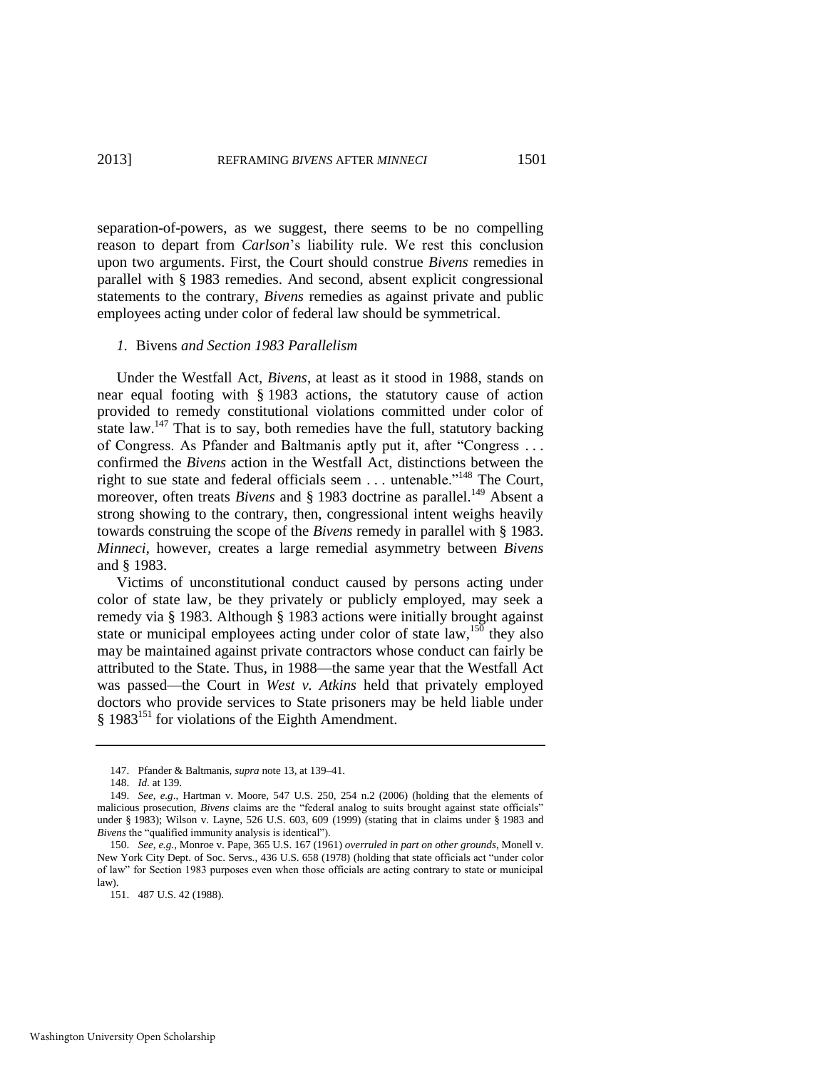separation-of-powers, as we suggest, there seems to be no compelling reason to depart from *Carlson*'s liability rule. We rest this conclusion upon two arguments. First, the Court should construe *Bivens* remedies in parallel with § 1983 remedies. And second, absent explicit congressional statements to the contrary, *Bivens* remedies as against private and public employees acting under color of federal law should be symmetrical.

### *1.* Bivens *and Section 1983 Parallelism*

Under the Westfall Act, *Bivens*, at least as it stood in 1988, stands on near equal footing with § 1983 actions, the statutory cause of action provided to remedy constitutional violations committed under color of state law.[147] That is to say, both remedies have the full, statutory backing of Congress. As Pfander and Baltmanis aptly put it, after "Congress . . . confirmed the *Bivens* action in the Westfall Act, distinctions between the right to sue state and federal officials seem . . . untenable."[148] The Court, moreover, often treats *Bivens* and § 1983 doctrine as parallel.[149] Absent a strong showing to the contrary, then, congressional intent weighs heavily towards construing the scope of the *Bivens* remedy in parallel with § 1983. *Minneci*, however, creates a large remedial asymmetry between *Bivens* and § 1983.

Victims of unconstitutional conduct caused by persons acting under color of state law, be they privately or publicly employed, may seek a remedy via § 1983. Although § 1983 actions were initially brought against state or municipal employees acting under color of state law,[150] they also may be maintained against private contractors whose conduct can fairly be attributed to the State. Thus, in 1988—the same year that the Westfall Act was passed—the Court in *West v. Atkins* held that privately employed doctors who provide services to State prisoners may be held liable under § 1983[151] for violations of the Eighth Amendment.

---

147. Pfander & Baltmanis, *supra* note 13, at 139–41.

148. *Id.* at 139.

149. *See, e.g.*, Hartman v. Moore, 547 U.S. 250, 254 n.2 (2006) (holding that the elements of malicious prosecution, *Bivens* claims are the "federal analog to suits brought against state officials" under § 1983); Wilson v. Layne, 526 U.S. 603, 609 (1999) (stating that in claims under § 1983 and *Bivens* the "qualified immunity analysis is identical").

150. *See, e.g.*, Monroe v. Pape, 365 U.S. 167 (1961) *overruled in part on other grounds*, Monell v. New York City Dept. of Soc. Servs., 436 U.S. 658 (1978) (holding that state officials act "under color of law" for Section 1983 purposes even when those officials are acting contrary to state or municipal law).

151. 487 U.S. 42 (1988).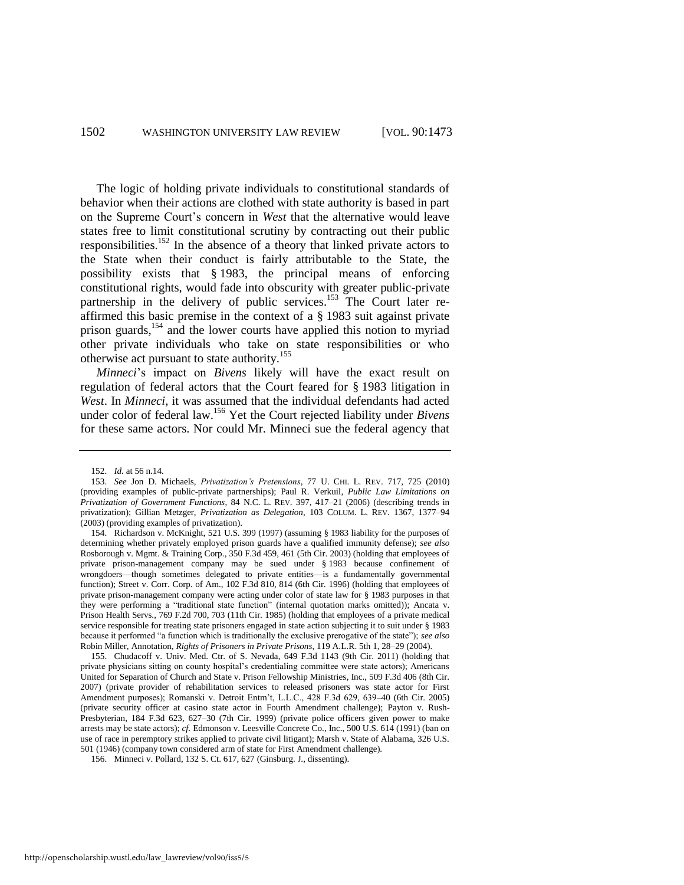The logic of holding private individuals to constitutional standards of behavior when their actions are clothed with state authority is based in part on the Supreme Court's concern in *West* that the alternative would leave states free to limit constitutional scrutiny by contracting out their public responsibilities.[152] In the absence of a theory that linked private actors to the State when their conduct is fairly attributable to the State, the possibility exists that § 1983, the principal means of enforcing constitutional rights, would fade into obscurity with greater public-private partnership in the delivery of public services.[153] The Court later re-affirmed this basic premise in the context of a § 1983 suit against private prison guards,[154] and the lower courts have applied this notion to myriad other private individuals who take on state responsibilities or who otherwise act pursuant to state authority.[155]

*Minneci*'s impact on *Bivens* likely will have the exact result on regulation of federal actors that the Court feared for § 1983 litigation in *West*. In *Minneci*, it was assumed that the individual defendants had acted under color of federal law.[156] Yet the Court rejected liability under *Bivens* for these same actors. Nor could Mr. Minneci sue the federal agency that

---

152. *Id.* at 56 n.14.

153. *See* Jon D. Michaels, *Privatization's Pretensions*, 77 U. CHI. L. REV. 717, 725 (2010) (providing examples of public-private partnerships); Paul R. Verkuil, *Public Law Limitations on Privatization of Government Functions*, 84 N.C. L. REV. 397, 417–21 (2006) (describing trends in privatization); Gillian Metzger, *Privatization as Delegation*, 103 COLUM. L. REV. 1367, 1377–94 (2003) (providing examples of privatization).

154. Richardson v. McKnight, 521 U.S. 399 (1997) (assuming § 1983 liability for the purposes of determining whether privately employed prison guards have a qualified immunity defense); *see also* Rosborough v. Mgmt. & Training Corp., 350 F.3d 459, 461 (5th Cir. 2003) (holding that employees of private prison-management company may be sued under § 1983 because confinement of wrongdoers—though sometimes delegated to private entities—is a fundamentally governmental function); Street v. Corr. Corp. of Am., 102 F.3d 810, 814 (6th Cir. 1996) (holding that employees of private prison-management company were acting under color of state law for § 1983 purposes in that they were performing a "traditional state function" (internal quotation marks omitted)); Ancata v. Prison Health Servs., 769 F.2d 700, 703 (11th Cir. 1985) (holding that employees of a private medical service responsible for treating state prisoners engaged in state action subjecting it to suit under § 1983 because it performed "a function which is traditionally the exclusive prerogative of the state"); *see also* Robin Miller, Annotation, *Rights of Prisoners in Private Prisons*, 119 A.L.R. 5th 1, 28–29 (2004).

155. Chudacoff v. Univ. Med. Ctr. of S. Nevada, 649 F.3d 1143 (9th Cir. 2011) (holding that private physicians sitting on county hospital's credentialing committee were state actors); Americans United for Separation of Church and State v. Prison Fellowship Ministries, Inc., 509 F.3d 406 (8th Cir. 2007) (private provider of rehabilitation services to released prisoners was state actor for First Amendment purposes); Romanski v. Detroit Entm't, L.L.C., 428 F.3d 629, 639–40 (6th Cir. 2005) (private security officer at casino state actor in Fourth Amendment challenge); Payton v. Rush-Presbyterian, 184 F.3d 623, 627–30 (7th Cir. 1999) (private police officers given power to make arrests may be state actors); *cf.* Edmonson v. Leesville Concrete Co., Inc., 500 U.S. 614 (1991) (ban on use of race in peremptory strikes applied to private civil litigant); Marsh v. State of Alabama, 326 U.S. 501 (1946) (company town considered arm of state for First Amendment challenge).

156. Minneci v. Pollard, 132 S. Ct. 617, 627 (Ginsburg. J., dissenting).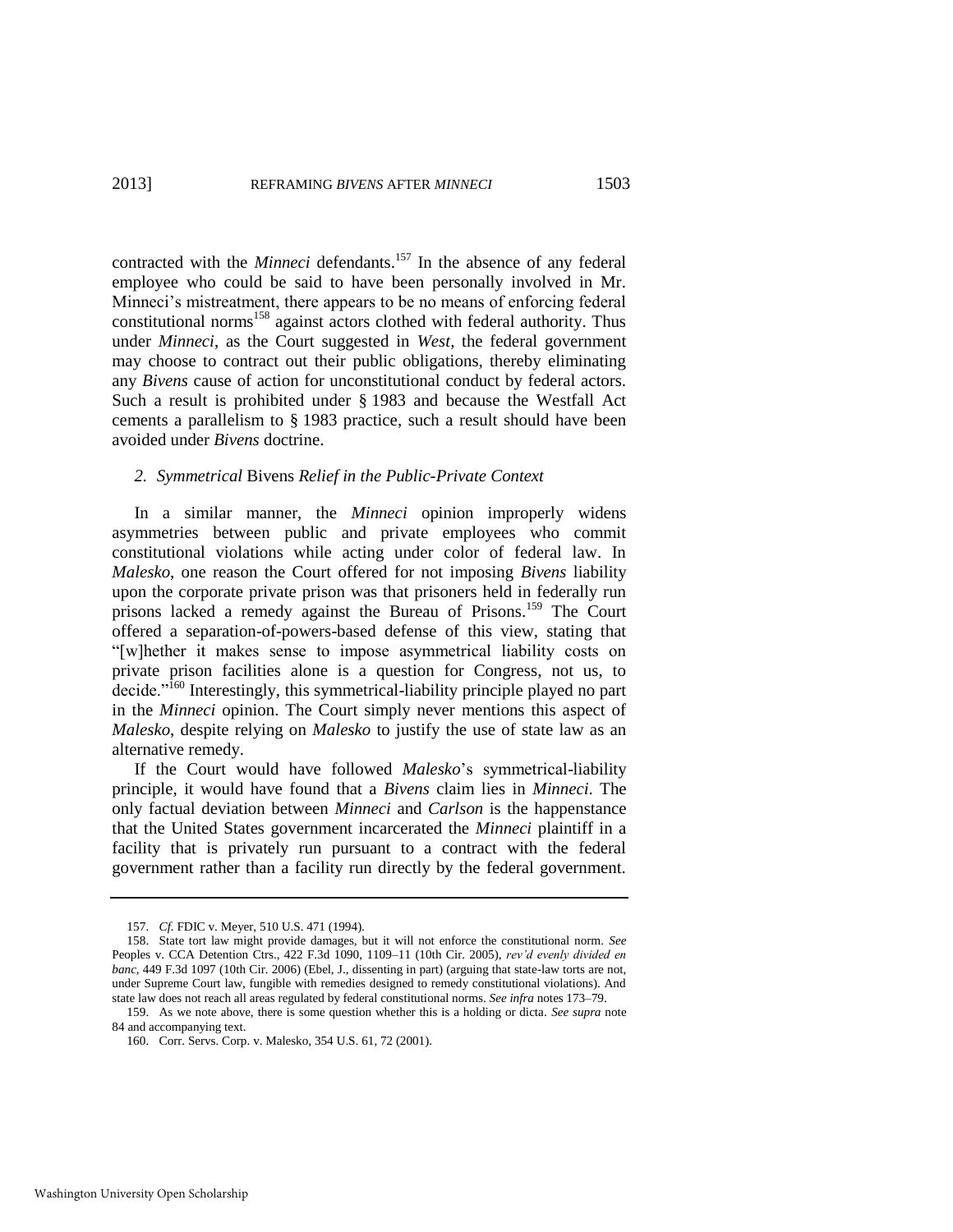contracted with the *Minneci* defendants.[157] In the absence of any federal employee who could be said to have been personally involved in Mr. Minneci's mistreatment, there appears to be no means of enforcing federal constitutional norms[158] against actors clothed with federal authority. Thus under *Minneci*, as the Court suggested in *West*, the federal government may choose to contract out their public obligations, thereby eliminating any *Bivens* cause of action for unconstitutional conduct by federal actors. Such a result is prohibited under § 1983 and because the Westfall Act cements a parallelism to § 1983 practice, such a result should have been avoided under *Bivens* doctrine.

### *2. Symmetrical* Bivens *Relief in the Public-Private Context*

In a similar manner, the *Minneci* opinion improperly widens asymmetries between public and private employees who commit constitutional violations while acting under color of federal law. In *Malesko*, one reason the Court offered for not imposing *Bivens* liability upon the corporate private prison was that prisoners held in federally run prisons lacked a remedy against the Bureau of Prisons.[159] The Court offered a separation-of-powers-based defense of this view, stating that "[w]hether it makes sense to impose asymmetrical liability costs on private prison facilities alone is a question for Congress, not us, to decide."[160] Interestingly, this symmetrical-liability principle played no part in the *Minneci* opinion. The Court simply never mentions this aspect of *Malesko*, despite relying on *Malesko* to justify the use of state law as an alternative remedy.

If the Court would have followed *Malesko*'s symmetrical-liability principle, it would have found that a *Bivens* claim lies in *Minneci*. The only factual deviation between *Minneci* and *Carlson* is the happenstance that the United States government incarcerated the *Minneci* plaintiff in a facility that is privately run pursuant to a contract with the federal government rather than a facility run directly by the federal government.

157. *Cf.* FDIC v. Meyer, 510 U.S. 471 (1994).

158. State tort law might provide damages, but it will not enforce the constitutional norm. *See* Peoples v. CCA Detention Ctrs., 422 F.3d 1090, 1109–11 (10th Cir. 2005), *rev'd evenly divided en banc*, 449 F.3d 1097 (10th Cir. 2006) (Ebel, J., dissenting in part) (arguing that state-law torts are not, under Supreme Court law, fungible with remedies designed to remedy constitutional violations). And state law does not reach all areas regulated by federal constitutional norms. *See infra* notes 173–79.

159. As we note above, there is some question whether this is a holding or dicta. *See supra* note 84 and accompanying text.

160. Corr. Servs. Corp. v. Malesko, 354 U.S. 61, 72 (2001).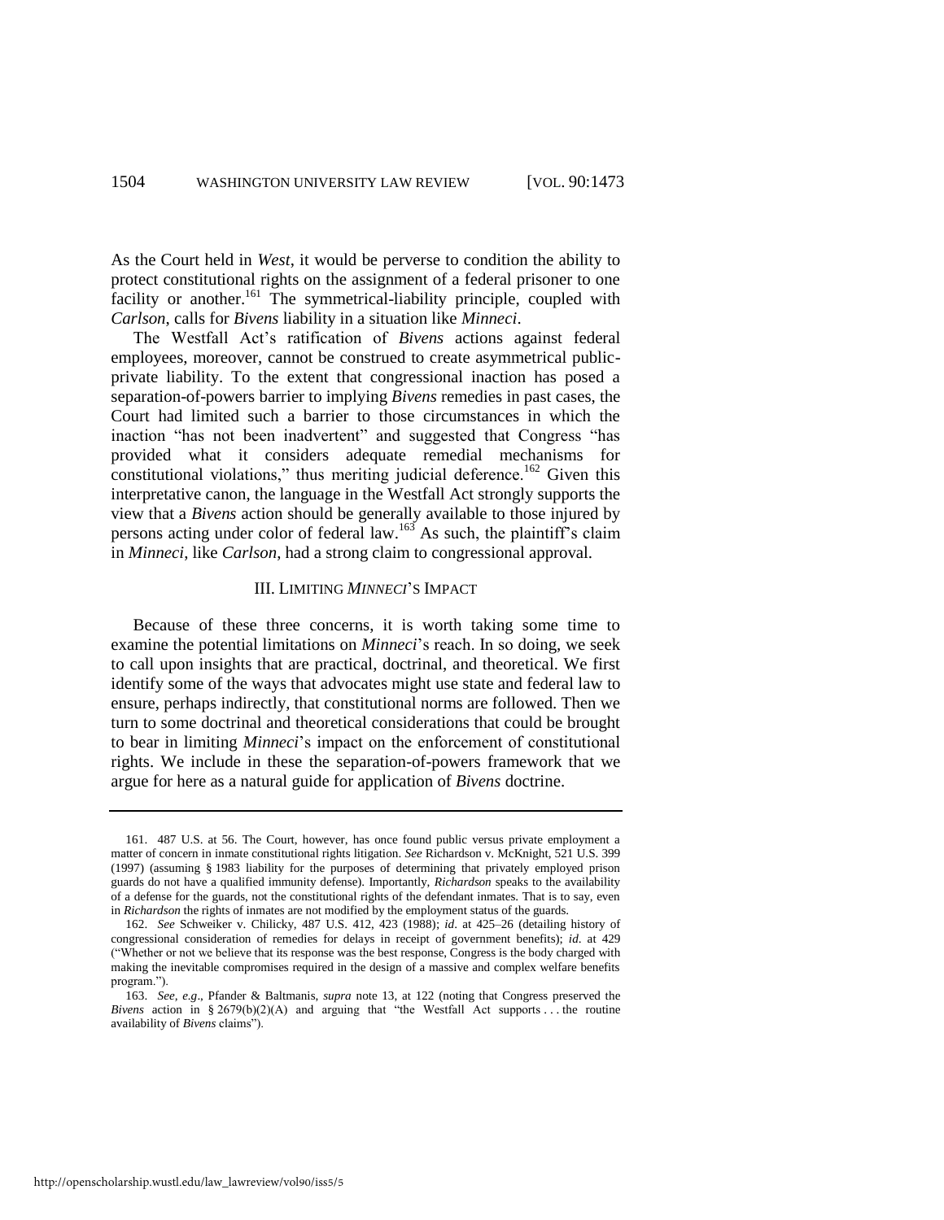As the Court held in *West*, it would be perverse to condition the ability to protect constitutional rights on the assignment of a federal prisoner to one facility or another.[161] The symmetrical-liability principle, coupled with *Carlson*, calls for *Bivens* liability in a situation like *Minneci*.

The Westfall Act's ratification of *Bivens* actions against federal employees, moreover, cannot be construed to create asymmetrical public-private liability. To the extent that congressional inaction has posed a separation-of-powers barrier to implying *Bivens* remedies in past cases, the Court had limited such a barrier to those circumstances in which the inaction "has not been inadvertent" and suggested that Congress "has provided what it considers adequate remedial mechanisms for constitutional violations," thus meriting judicial deference.[162] Given this interpretative canon, the language in the Westfall Act strongly supports the view that a *Bivens* action should be generally available to those injured by persons acting under color of federal law.[163] As such, the plaintiff's claim in *Minneci*, like *Carlson*, had a strong claim to congressional approval.

## III. LIMITING *MINNECI*'S IMPACT

Because of these three concerns, it is worth taking some time to examine the potential limitations on *Minneci*'s reach. In so doing, we seek to call upon insights that are practical, doctrinal, and theoretical. We first identify some of the ways that advocates might use state and federal law to ensure, perhaps indirectly, that constitutional norms are followed. Then we turn to some doctrinal and theoretical considerations that could be brought to bear in limiting *Minneci*'s impact on the enforcement of constitutional rights. We include in these the separation-of-powers framework that we argue for here as a natural guide for application of *Bivens* doctrine.

---

161. 487 U.S. at 56. The Court, however, has once found public versus private employment a matter of concern in inmate constitutional rights litigation. *See* Richardson v. McKnight, 521 U.S. 399 (1997) (assuming § 1983 liability for the purposes of determining that privately employed prison guards do not have a qualified immunity defense). Importantly, *Richardson* speaks to the availability of a defense for the guards, not the constitutional rights of the defendant inmates. That is to say, even in *Richardson* the rights of inmates are not modified by the employment status of the guards.

162. *See* Schweiker v. Chilicky, 487 U.S. 412, 423 (1988); *id*. at 425–26 (detailing history of congressional consideration of remedies for delays in receipt of government benefits); *id*. at 429 ("Whether or not we believe that its response was the best response, Congress is the body charged with making the inevitable compromises required in the design of a massive and complex welfare benefits program.").

163. *See, e.g*., Pfander & Baltmanis, *supra* note 13, at 122 (noting that Congress preserved the *Bivens* action in § 2679(b)(2)(A) and arguing that "the Westfall Act supports . . . the routine availability of *Bivens* claims").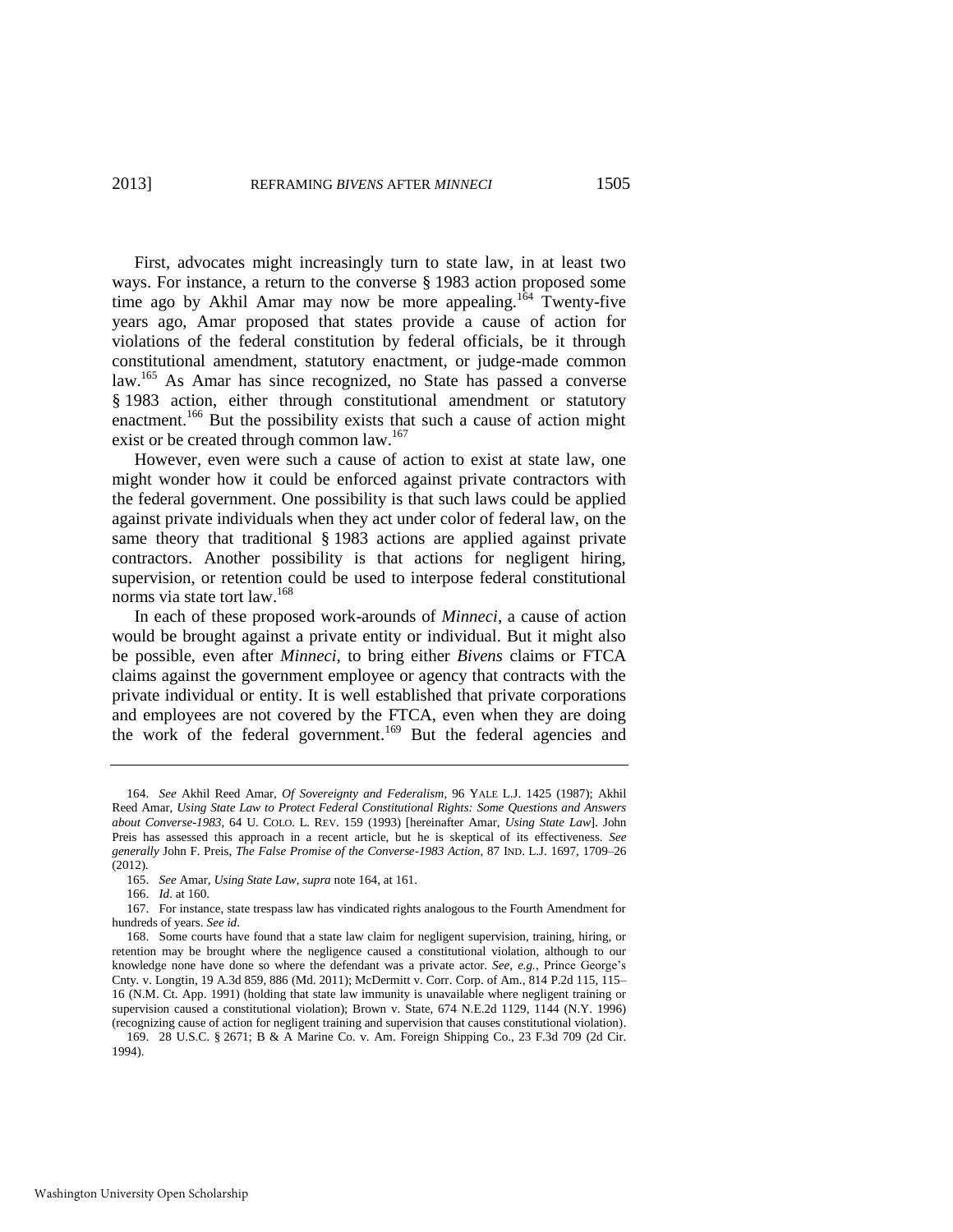First, advocates might increasingly turn to state law, in at least two ways. For instance, a return to the converse § 1983 action proposed some time ago by Akhil Amar may now be more appealing.[164] Twenty-five years ago, Amar proposed that states provide a cause of action for violations of the federal constitution by federal officials, be it through constitutional amendment, statutory enactment, or judge-made common law.[165] As Amar has since recognized, no State has passed a converse § 1983 action, either through constitutional amendment or statutory enactment.[166] But the possibility exists that such a cause of action might exist or be created through common law.[167]

However, even were such a cause of action to exist at state law, one might wonder how it could be enforced against private contractors with the federal government. One possibility is that such laws could be applied against private individuals when they act under color of federal law, on the same theory that traditional § 1983 actions are applied against private contractors. Another possibility is that actions for negligent hiring, supervision, or retention could be used to interpose federal constitutional norms via state tort law.[168]

In each of these proposed work-arounds of *Minneci*, a cause of action would be brought against a private entity or individual. But it might also be possible, even after *Minneci*, to bring either *Bivens* claims or FTCA claims against the government employee or agency that contracts with the private individual or entity. It is well established that private corporations and employees are not covered by the FTCA, even when they are doing the work of the federal government.[169] But the federal agencies and

---

164. *See* Akhil Reed Amar, *Of Sovereignty and Federalism*, 96 YALE L.J. 1425 (1987); Akhil Reed Amar, *Using State Law to Protect Federal Constitutional Rights: Some Questions and Answers about Converse-1983*, 64 U. COLO. L. REV. 159 (1993) [hereinafter Amar, *Using State Law*]. John Preis has assessed this approach in a recent article, but he is skeptical of its effectiveness. *See generally* John F. Preis, *The False Promise of the Converse-1983 Action*, 87 IND. L.J. 1697, 1709–26 (2012).

165. *See* Amar, *Using State Law*, *supra* note 164, at 161.

166. *Id*. at 160.

167. For instance, state trespass law has vindicated rights analogous to the Fourth Amendment for hundreds of years. *See id*.

168. Some courts have found that a state law claim for negligent supervision, training, hiring, or retention may be brought where the negligence caused a constitutional violation, although to our knowledge none have done so where the defendant was a private actor. *See, e.g.*, Prince George's Cnty. v. Longtin, 19 A.3d 859, 886 (Md. 2011); McDermitt v. Corr. Corp. of Am., 814 P.2d 115, 115–16 (N.M. Ct. App. 1991) (holding that state law immunity is unavailable where negligent training or supervision caused a constitutional violation); Brown v. State, 674 N.E.2d 1129, 1144 (N.Y. 1996) (recognizing cause of action for negligent training and supervision that causes constitutional violation).

169. 28 U.S.C. § 2671; B & A Marine Co. v. Am. Foreign Shipping Co., 23 F.3d 709 (2d Cir. 1994).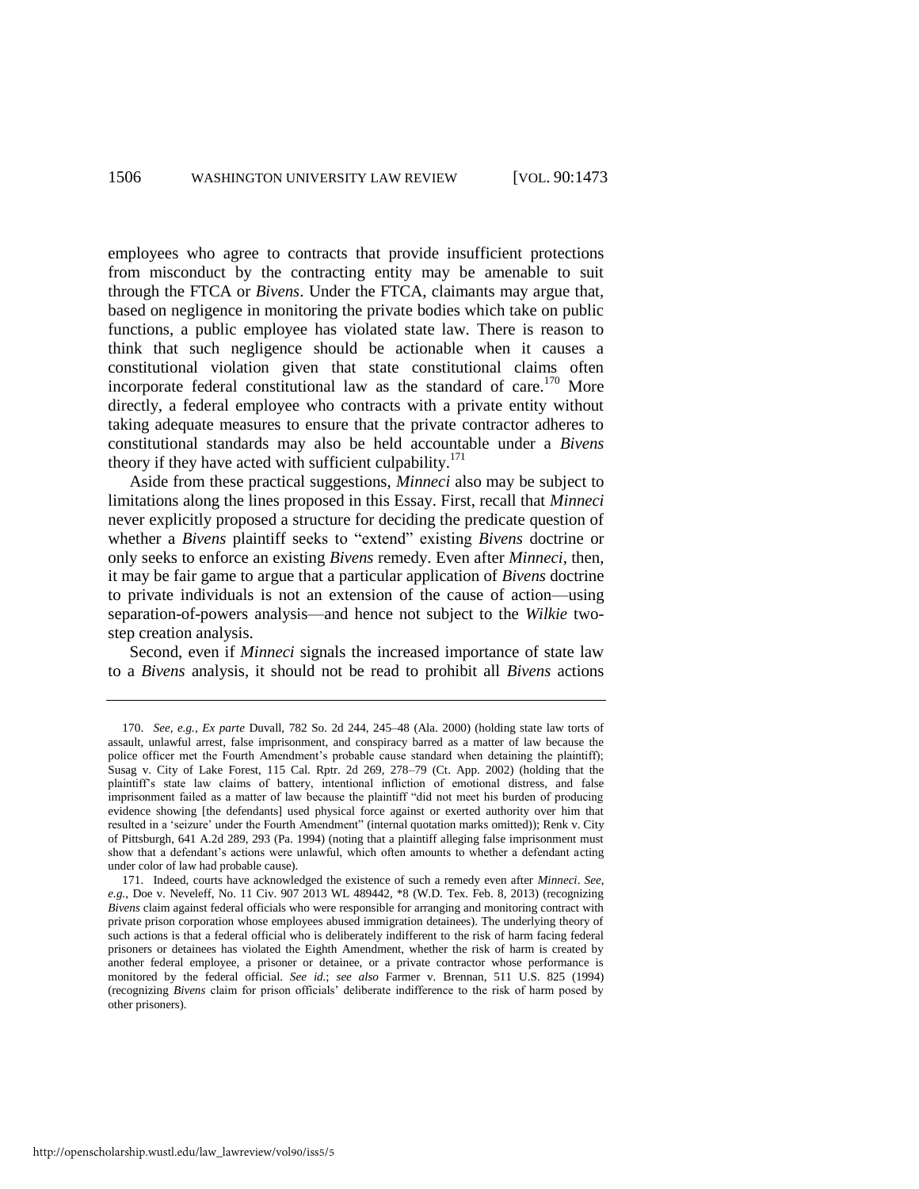employees who agree to contracts that provide insufficient protections from misconduct by the contracting entity may be amenable to suit through the FTCA or *Bivens*. Under the FTCA, claimants may argue that, based on negligence in monitoring the private bodies which take on public functions, a public employee has violated state law. There is reason to think that such negligence should be actionable when it causes a constitutional violation given that state constitutional claims often incorporate federal constitutional law as the standard of care.[170] More directly, a federal employee who contracts with a private entity without taking adequate measures to ensure that the private contractor adheres to constitutional standards may also be held accountable under a *Bivens* theory if they have acted with sufficient culpability.[171]

Aside from these practical suggestions, *Minneci* also may be subject to limitations along the lines proposed in this Essay. First, recall that *Minneci* never explicitly proposed a structure for deciding the predicate question of whether a *Bivens* plaintiff seeks to "extend" existing *Bivens* doctrine or only seeks to enforce an existing *Bivens* remedy. Even after *Minneci*, then, it may be fair game to argue that a particular application of *Bivens* doctrine to private individuals is not an extension of the cause of action—using separation-of-powers analysis—and hence not subject to the *Wilkie* two-step creation analysis.

Second, even if *Minneci* signals the increased importance of state law to a *Bivens* analysis, it should not be read to prohibit all *Bivens* actions

---

170. *See, e.g.*, *Ex parte* Duvall, 782 So. 2d 244, 245–48 (Ala. 2000) (holding state law torts of assault, unlawful arrest, false imprisonment, and conspiracy barred as a matter of law because the police officer met the Fourth Amendment's probable cause standard when detaining the plaintiff); Susag v. City of Lake Forest, 115 Cal. Rptr. 2d 269, 278–79 (Ct. App. 2002) (holding that the plaintiff's state law claims of battery, intentional infliction of emotional distress, and false imprisonment failed as a matter of law because the plaintiff "did not meet his burden of producing evidence showing [the defendants] used physical force against or exerted authority over him that resulted in a 'seizure' under the Fourth Amendment" (internal quotation marks omitted)); Renk v. City of Pittsburgh, 641 A.2d 289, 293 (Pa. 1994) (noting that a plaintiff alleging false imprisonment must show that a defendant's actions were unlawful, which often amounts to whether a defendant acting under color of law had probable cause).

171. Indeed, courts have acknowledged the existence of such a remedy even after *Minneci*. *See, e.g.*, Doe v. Neveleff, No. 11 Civ. 907 2013 WL 489442, *8 (W.D. Tex. Feb. 8, 2013) (recognizing *Bivens* claim against federal officials who were responsible for arranging and monitoring contract with private prison corporation whose employees abused immigration detainees). The underlying theory of such actions is that a federal official who is deliberately indifferent to the risk of harm facing federal prisoners or detainees has violated the Eighth Amendment, whether the risk of harm is created by another federal employee, a prisoner or detainee, or a private contractor whose performance is monitored by the federal official. *See id.*; *see also* Farmer v. Brennan, 511 U.S. 825 (1994) (recognizing *Bivens* claim for prison officials' deliberate indifference to the risk of harm posed by other prisoners).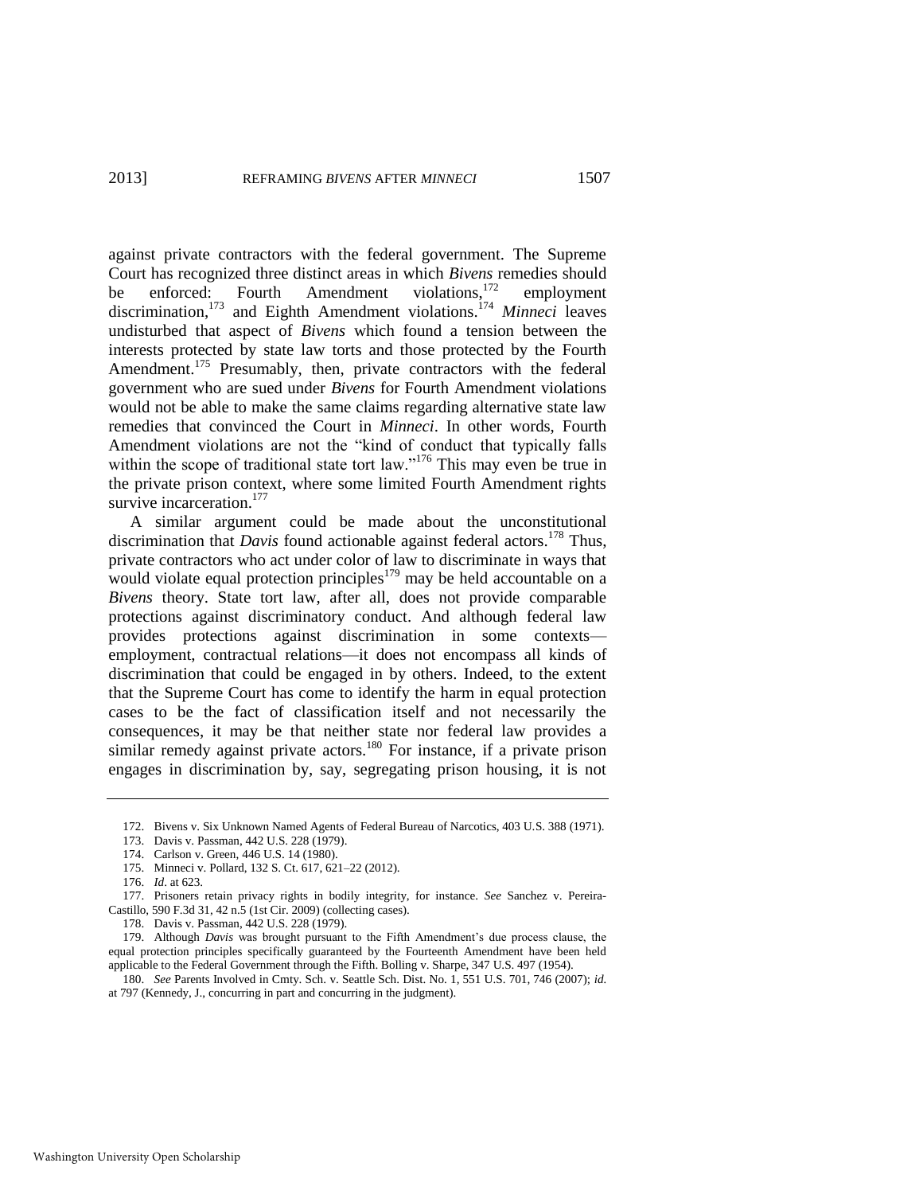against private contractors with the federal government. The Supreme Court has recognized three distinct areas in which *Bivens* remedies should be enforced: Fourth Amendment violations,[172] employment discrimination,[173] and Eighth Amendment violations.[174] *Minneci* leaves undisturbed that aspect of *Bivens* which found a tension between the interests protected by state law torts and those protected by the Fourth Amendment.[175] Presumably, then, private contractors with the federal government who are sued under *Bivens* for Fourth Amendment violations would not be able to make the same claims regarding alternative state law remedies that convinced the Court in *Minneci*. In other words, Fourth Amendment violations are not the "kind of conduct that typically falls within the scope of traditional state tort law."[176] This may even be true in the private prison context, where some limited Fourth Amendment rights survive incarceration.[177]

A similar argument could be made about the unconstitutional discrimination that *Davis* found actionable against federal actors.[178] Thus, private contractors who act under color of law to discriminate in ways that would violate equal protection principles[179] may be held accountable on a *Bivens* theory. State tort law, after all, does not provide comparable protections against discriminatory conduct. And although federal law provides protections against discrimination in some contexts—employment, contractual relations—it does not encompass all kinds of discrimination that could be engaged in by others. Indeed, to the extent that the Supreme Court has come to identify the harm in equal protection cases to be the fact of classification itself and not necessarily the consequences, it may be that neither state nor federal law provides a similar remedy against private actors.[180] For instance, if a private prison engages in discrimination by, say, segregating prison housing, it is not

---

172. Bivens v. Six Unknown Named Agents of Federal Bureau of Narcotics, 403 U.S. 388 (1971).

173. Davis v. Passman, 442 U.S. 228 (1979).

174. Carlson v. Green, 446 U.S. 14 (1980).

175. Minneci v. Pollard, 132 S. Ct. 617, 621–22 (2012).

176. *Id*. at 623.

177. Prisoners retain privacy rights in bodily integrity, for instance. *See* Sanchez v. Pereira-Castillo, 590 F.3d 31, 42 n.5 (1st Cir. 2009) (collecting cases).

178. Davis v. Passman, 442 U.S. 228 (1979).

179. Although *Davis* was brought pursuant to the Fifth Amendment's due process clause, the equal protection principles specifically guaranteed by the Fourteenth Amendment have been held applicable to the Federal Government through the Fifth. Bolling v. Sharpe, 347 U.S. 497 (1954).

180. *See* Parents Involved in Cmty. Sch. v. Seattle Sch. Dist. No. 1, 551 U.S. 701, 746 (2007); *id*. at 797 (Kennedy, J., concurring in part and concurring in the judgment).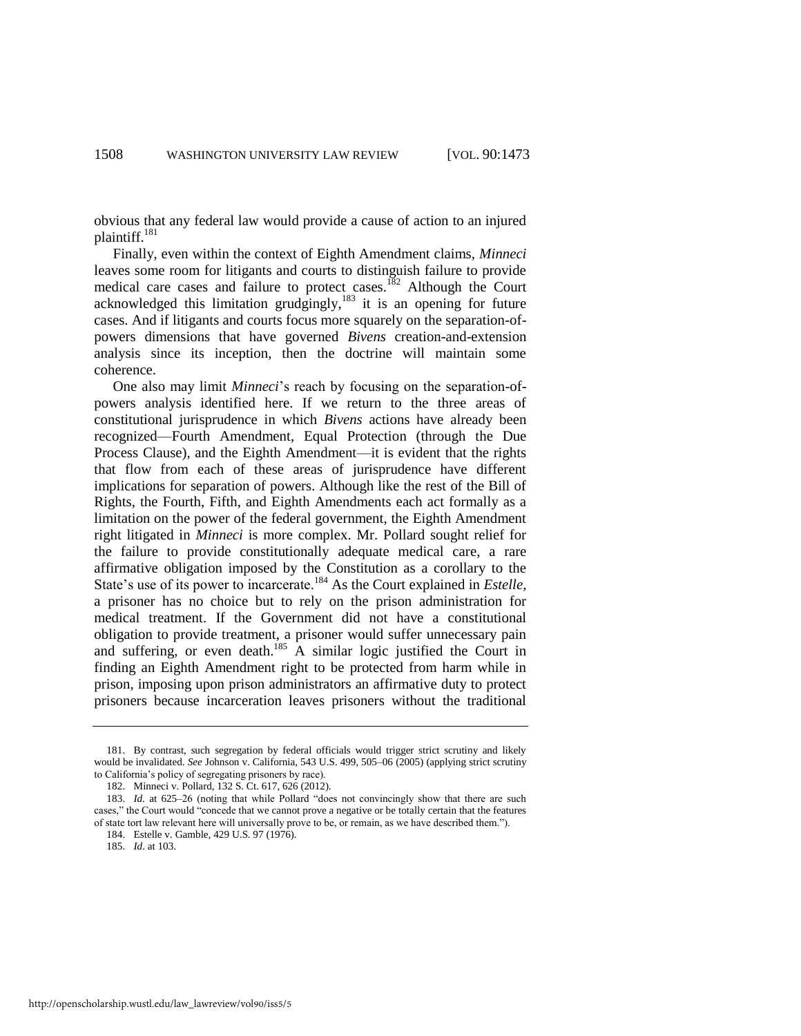obvious that any federal law would provide a cause of action to an injured plaintiff.[181]

Finally, even within the context of Eighth Amendment claims, *Minneci* leaves some room for litigants and courts to distinguish failure to provide medical care cases and failure to protect cases.[182] Although the Court acknowledged this limitation grudgingly,[183] it is an opening for future cases. And if litigants and courts focus more squarely on the separation-of-powers dimensions that have governed *Bivens* creation-and-extension analysis since its inception, then the doctrine will maintain some coherence.

One also may limit *Minneci*'s reach by focusing on the separation-of-powers analysis identified here. If we return to the three areas of constitutional jurisprudence in which *Bivens* actions have already been recognized—Fourth Amendment, Equal Protection (through the Due Process Clause), and the Eighth Amendment—it is evident that the rights that flow from each of these areas of jurisprudence have different implications for separation of powers. Although like the rest of the Bill of Rights, the Fourth, Fifth, and Eighth Amendments each act formally as a limitation on the power of the federal government, the Eighth Amendment right litigated in *Minneci* is more complex. Mr. Pollard sought relief for the failure to provide constitutionally adequate medical care, a rare affirmative obligation imposed by the Constitution as a corollary to the State's use of its power to incarcerate.[184] As the Court explained in *Estelle*, a prisoner has no choice but to rely on the prison administration for medical treatment. If the Government did not have a constitutional obligation to provide treatment, a prisoner would suffer unnecessary pain and suffering, or even death.[185] A similar logic justified the Court in finding an Eighth Amendment right to be protected from harm while in prison, imposing upon prison administrators an affirmative duty to protect prisoners because incarceration leaves prisoners without the traditional

181. By contrast, such segregation by federal officials would trigger strict scrutiny and likely would be invalidated. *See* Johnson v. California, 543 U.S. 499, 505–06 (2005) (applying strict scrutiny to California's policy of segregating prisoners by race).

182. Minneci v. Pollard, 132 S. Ct. 617, 626 (2012).

183. *Id.* at 625–26 (noting that while Pollard "does not convincingly show that there are such cases," the Court would "concede that we cannot prove a negative or be totally certain that the features of state tort law relevant here will universally prove to be, or remain, as we have described them.").

184. Estelle v. Gamble, 429 U.S. 97 (1976).

185. *Id*. at 103.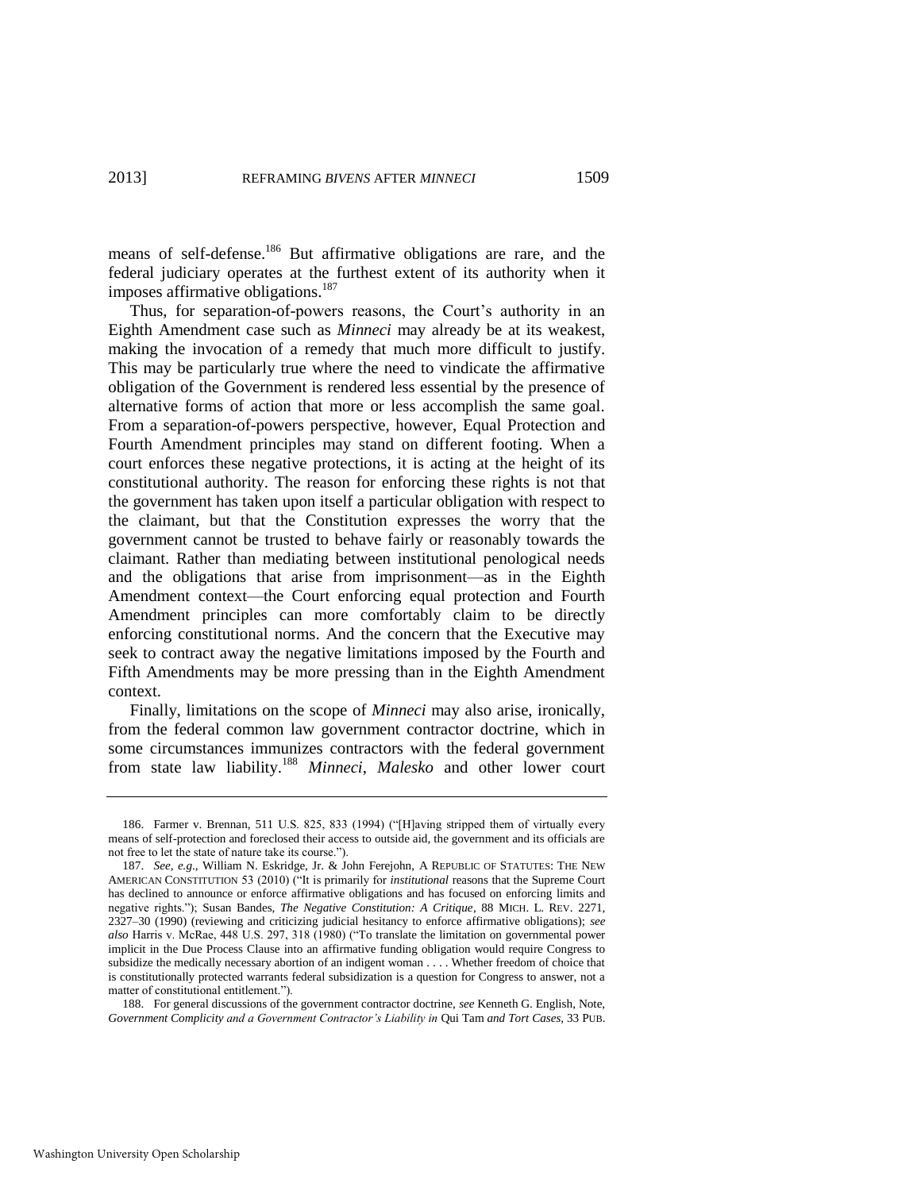means of self-defense.[186] But affirmative obligations are rare, and the federal judiciary operates at the furthest extent of its authority when it imposes affirmative obligations.[187]

Thus, for separation-of-powers reasons, the Court's authority in an Eighth Amendment case such as *Minneci* may already be at its weakest, making the invocation of a remedy that much more difficult to justify. This may be particularly true where the need to vindicate the affirmative obligation of the Government is rendered less essential by the presence of alternative forms of action that more or less accomplish the same goal. From a separation-of-powers perspective, however, Equal Protection and Fourth Amendment principles may stand on different footing. When a court enforces these negative protections, it is acting at the height of its constitutional authority. The reason for enforcing these rights is not that the government has taken upon itself a particular obligation with respect to the claimant, but that the Constitution expresses the worry that the government cannot be trusted to behave fairly or reasonably towards the claimant. Rather than mediating between institutional penological needs and the obligations that arise from imprisonment—as in the Eighth Amendment context—the Court enforcing equal protection and Fourth Amendment principles can more comfortably claim to be directly enforcing constitutional norms. And the concern that the Executive may seek to contract away the negative limitations imposed by the Fourth and Fifth Amendments may be more pressing than in the Eighth Amendment context.

Finally, limitations on the scope of *Minneci* may also arise, ironically, from the federal common law government contractor doctrine, which in some circumstances immunizes contractors with the federal government from state law liability.[188] *Minneci*, *Malesko* and other lower court

---

186. Farmer v. Brennan, 511 U.S. 825, 833 (1994) ("[H]aving stripped them of virtually every means of self-protection and foreclosed their access to outside aid, the government and its officials are not free to let the state of nature take its course.").

187. *See, e.g.*, William N. Eskridge, Jr. & John Ferejohn, A REPUBLIC OF STATUTES: THE NEW AMERICAN CONSTITUTION 53 (2010) ("It is primarily for *institutional* reasons that the Supreme Court has declined to announce or enforce affirmative obligations and has focused on enforcing limits and negative rights."); Susan Bandes, *The Negative Constitution: A Critique*, 88 MICH. L. REV. 2271, 2327–30 (1990) (reviewing and criticizing judicial hesitancy to enforce affirmative obligations); *see also* Harris v. McRae, 448 U.S. 297, 318 (1980) ("To translate the limitation on governmental power implicit in the Due Process Clause into an affirmative funding obligation would require Congress to subsidize the medically necessary abortion of an indigent woman . . . . Whether freedom of choice that is constitutionally protected warrants federal subsidization is a question for Congress to answer, not a matter of constitutional entitlement.").

188. For general discussions of the government contractor doctrine, *see* Kenneth G. English, Note, *Government Complicity and a Government Contractor's Liability in* Qui Tam *and Tort Cases*, 33 PUB.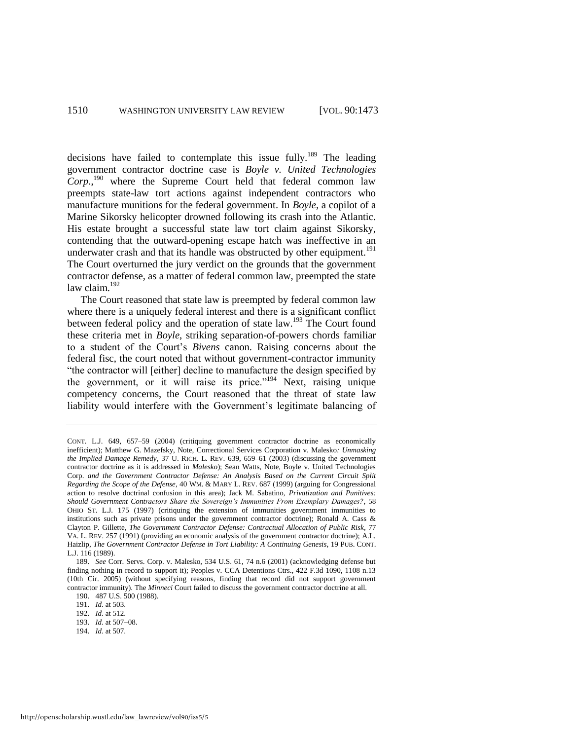decisions have failed to contemplate this issue fully.[189] The leading government contractor doctrine case is *Boyle v. United Technologies Corp.*,[190] where the Supreme Court held that federal common law preempts state-law tort actions against independent contractors who manufacture munitions for the federal government. In *Boyle*, a copilot of a Marine Sikorsky helicopter drowned following its crash into the Atlantic. His estate brought a successful state law tort claim against Sikorsky, contending that the outward-opening escape hatch was ineffective in an underwater crash and that its handle was obstructed by other equipment.[191] The Court overturned the jury verdict on the grounds that the government contractor defense, as a matter of federal common law, preempted the state law claim.[192]

The Court reasoned that state law is preempted by federal common law where there is a uniquely federal interest and there is a significant conflict between federal policy and the operation of state law.[193] The Court found these criteria met in *Boyle*, striking separation-of-powers chords familiar to a student of the Court's *Bivens* canon. Raising concerns about the federal fisc, the court noted that without government-contractor immunity "the contractor will [either] decline to manufacture the design specified by the government, or it will raise its price."[194] Next, raising unique competency concerns, the Court reasoned that the threat of state law liability would interfere with the Government's legitimate balancing of

---

CONT. L.J. 649, 657–59 (2004) (critiquing government contractor doctrine as economically inefficient); Matthew G. Mazefsky, Note, Correctional Services Corporation v. Malesko*: Unmasking the Implied Damage Remedy*, 37 U. RICH. L. REV. 639, 659–61 (2003) (discussing the government contractor doctrine as it is addressed in *Malesko*); Sean Watts, Note, Boyle v. United Technologies Corp. *and the Government Contractor Defense: An Analysis Based on the Current Circuit Split Regarding the Scope of the Defense*, 40 WM. & MARY L. REV. 687 (1999) (arguing for Congressional action to resolve doctrinal confusion in this area); Jack M. Sabatino, *Privatization and Punitives: Should Government Contractors Share the Sovereign's Immunities From Exemplary Damages?*, 58 OHIO ST. L.J. 175 (1997) (critiquing the extension of immunities government immunities to institutions such as private prisons under the government contractor doctrine); Ronald A. Cass & Clayton P. Gillette, *The Government Contractor Defense: Contractual Allocation of Public Risk*, 77 VA. L. REV. 257 (1991) (providing an economic analysis of the government contractor doctrine); A.L. Haizlip, *The Government Contractor Defense in Tort Liability: A Continuing Genesis*, 19 PUB. CONT. L.J. 116 (1989).

189. *See* Corr. Servs. Corp. v. Malesko, 534 U.S. 61, 74 n.6 (2001) (acknowledging defense but finding nothing in record to support it); Peoples v. CCA Detentions Ctrs., 422 F.3d 1090, 1108 n.13 (10th Cir. 2005) (without specifying reasons, finding that record did not support government contractor immunity). The *Minneci* Court failed to discuss the government contractor doctrine at all.

190. 487 U.S. 500 (1988).

191. *Id*. at 503.

192. *Id*. at 512.

193. *Id*. at 507–08.

194. *Id*. at 507.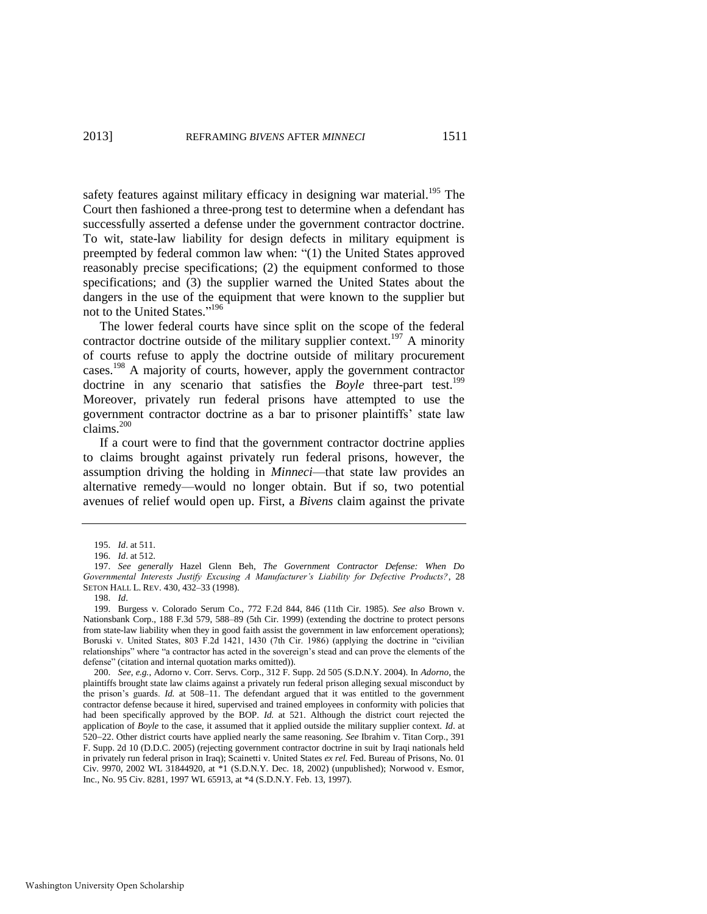safety features against military efficacy in designing war material.[195] The Court then fashioned a three-prong test to determine when a defendant has successfully asserted a defense under the government contractor doctrine. To wit, state-law liability for design defects in military equipment is preempted by federal common law when: "(1) the United States approved reasonably precise specifications; (2) the equipment conformed to those specifications; and (3) the supplier warned the United States about the dangers in the use of the equipment that were known to the supplier but not to the United States."[196]

The lower federal courts have since split on the scope of the federal contractor doctrine outside of the military supplier context.[197] A minority of courts refuse to apply the doctrine outside of military procurement cases.[198] A majority of courts, however, apply the government contractor doctrine in any scenario that satisfies the *Boyle* three-part test.[199] Moreover, privately run federal prisons have attempted to use the government contractor doctrine as a bar to prisoner plaintiffs' state law claims.[200]

If a court were to find that the government contractor doctrine applies to claims brought against privately run federal prisons, however, the assumption driving the holding in *Minneci*—that state law provides an alternative remedy—would no longer obtain. But if so, two potential avenues of relief would open up. First, a *Bivens* claim against the private

---

195. *Id*. at 511.

196. *Id*. at 512.

197. *See generally* Hazel Glenn Beh, *The Government Contractor Defense: When Do Governmental Interests Justify Excusing A Manufacturer's Liability for Defective Products?*, 28 SETON HALL L. REV. 430, 432–33 (1998).

198. *Id*.

199. Burgess v. Colorado Serum Co., 772 F.2d 844, 846 (11th Cir. 1985). *See also* Brown v. Nationsbank Corp., 188 F.3d 579, 588–89 (5th Cir. 1999) (extending the doctrine to protect persons from state-law liability when they in good faith assist the government in law enforcement operations); Boruski v. United States, 803 F.2d 1421, 1430 (7th Cir. 1986) (applying the doctrine in "civilian relationships" where "a contractor has acted in the sovereign's stead and can prove the elements of the defense" (citation and internal quotation marks omitted)).

200. *See, e.g.*, Adorno v. Corr. Servs. Corp., 312 F. Supp. 2d 505 (S.D.N.Y. 2004). In *Adorno*, the plaintiffs brought state law claims against a privately run federal prison alleging sexual misconduct by the prison's guards. *Id.* at 508–11. The defendant argued that it was entitled to the government contractor defense because it hired, supervised and trained employees in conformity with policies that had been specifically approved by the BOP. *Id.* at 521. Although the district court rejected the application of *Boyle* to the case, it assumed that it applied outside the military supplier context. *Id*. at 520–22. Other district courts have applied nearly the same reasoning. *See* Ibrahim v. Titan Corp., 391 F. Supp. 2d 10 (D.D.C. 2005) (rejecting government contractor doctrine in suit by Iraqi nationals held in privately run federal prison in Iraq); Scainetti v. United States *ex rel.* Fed. Bureau of Prisons, No. 01 Civ. 9970, 2002 WL 31844920, at *1 (S.D.N.Y. Dec. 18, 2002) (unpublished); Norwood v. Esmor, Inc., No. 95 Civ. 8281, 1997 WL 65913, at *4 (S.D.N.Y. Feb. 13, 1997).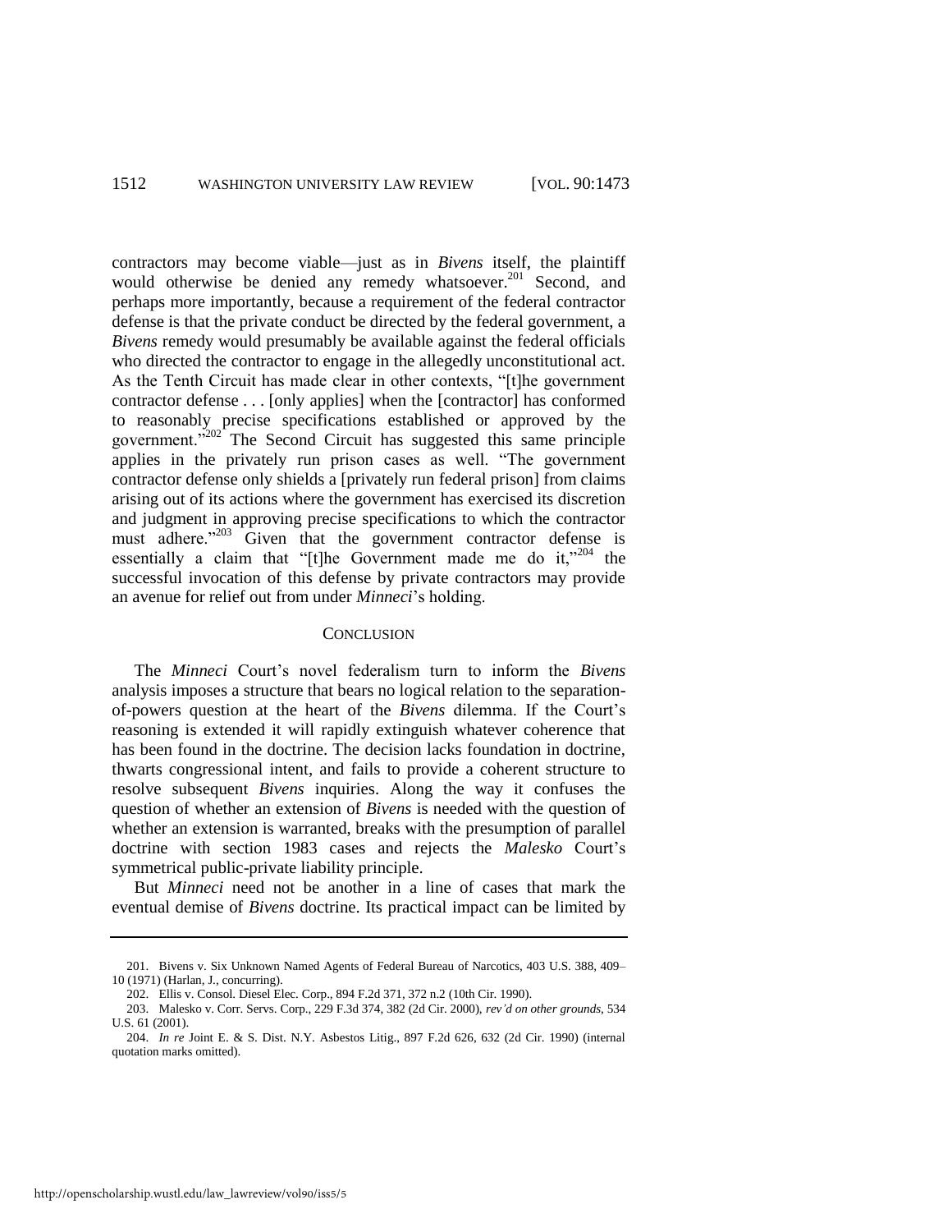contractors may become viable—just as in *Bivens* itself, the plaintiff would otherwise be denied any remedy whatsoever.[201] Second, and perhaps more importantly, because a requirement of the federal contractor defense is that the private conduct be directed by the federal government, a *Bivens* remedy would presumably be available against the federal officials who directed the contractor to engage in the allegedly unconstitutional act. As the Tenth Circuit has made clear in other contexts, "[t]he government contractor defense . . . [only applies] when the [contractor] has conformed to reasonably precise specifications established or approved by the government."[202] The Second Circuit has suggested this same principle applies in the privately run prison cases as well. "The government contractor defense only shields a [privately run federal prison] from claims arising out of its actions where the government has exercised its discretion and judgment in approving precise specifications to which the contractor must adhere."[203] Given that the government contractor defense is essentially a claim that "[t]he Government made me do it,"[204] the successful invocation of this defense by private contractors may provide an avenue for relief out from under *Minneci*'s holding.

## CONCLUSION

The *Minneci* Court's novel federalism turn to inform the *Bivens* analysis imposes a structure that bears no logical relation to the separation-of-powers question at the heart of the *Bivens* dilemma. If the Court's reasoning is extended it will rapidly extinguish whatever coherence that has been found in the doctrine. The decision lacks foundation in doctrine, thwarts congressional intent, and fails to provide a coherent structure to resolve subsequent *Bivens* inquiries. Along the way it confuses the question of whether an extension of *Bivens* is needed with the question of whether an extension is warranted, breaks with the presumption of parallel doctrine with section 1983 cases and rejects the *Malesko* Court's symmetrical public-private liability principle.

But *Minneci* need not be another in a line of cases that mark the eventual demise of *Bivens* doctrine. Its practical impact can be limited by

---

201. Bivens v. Six Unknown Named Agents of Federal Bureau of Narcotics, 403 U.S. 388, 409–10 (1971) (Harlan, J., concurring).

202. Ellis v. Consol. Diesel Elec. Corp., 894 F.2d 371, 372 n.2 (10th Cir. 1990).

203. Malesko v. Corr. Servs. Corp., 229 F.3d 374, 382 (2d Cir. 2000), *rev'd on other grounds*, 534 U.S. 61 (2001).

204. *In re* Joint E. & S. Dist. N.Y. Asbestos Litig., 897 F.2d 626, 632 (2d Cir. 1990) (internal quotation marks omitted).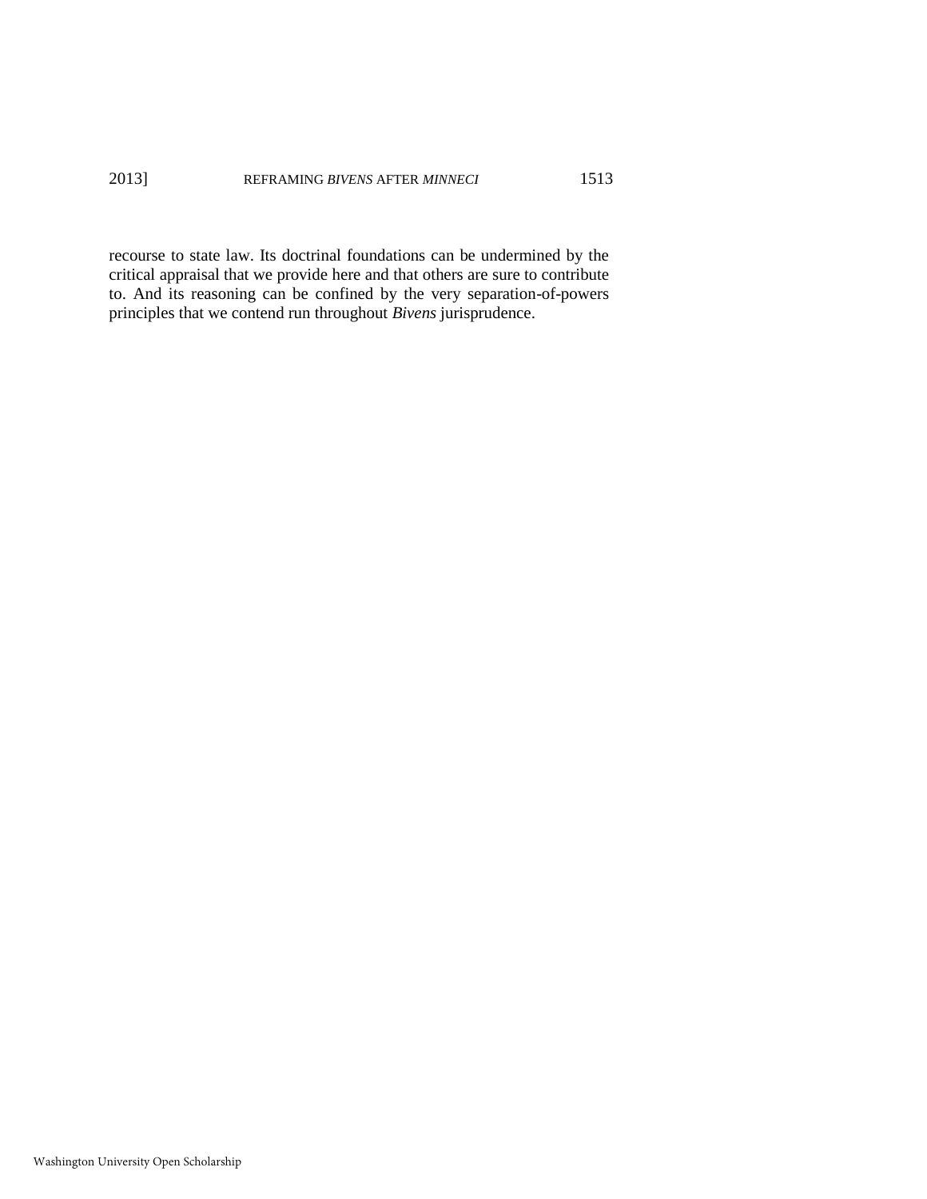recourse to state law. Its doctrinal foundations can be undermined by the critical appraisal that we provide here and that others are sure to contribute to. And its reasoning can be confined by the very separation-of-powers principles that we contend run throughout *Bivens* jurisprudence.